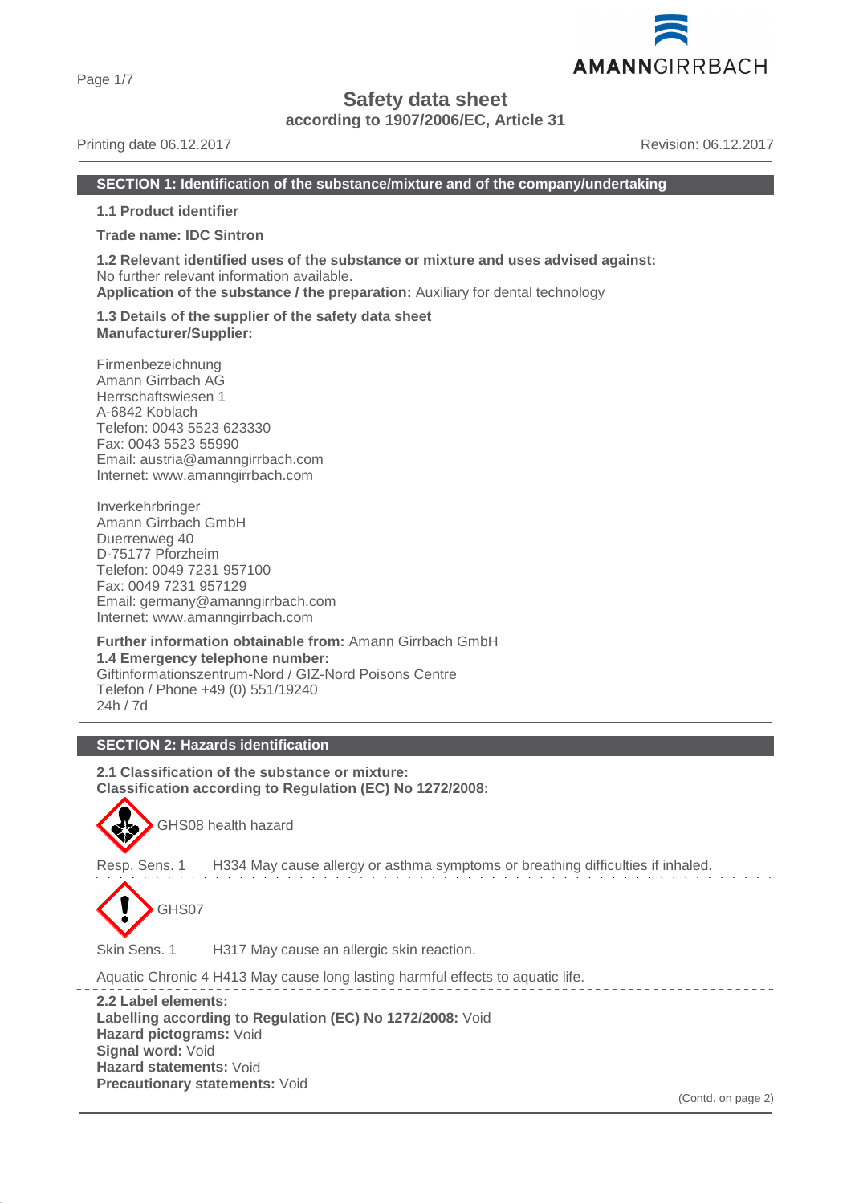# Safety data sheet

**according to 1907/2006/EC, Article 31**

Printing date 06.12.2017 Revision: 06.12.2017

## SECTION 1: Identification of the substance/mixture and of the company/undertaking

**1.1 Product identifier**

**Trade name: IDC Sintron**

**1.2 Relevant identified uses of the substance or mixture and uses advised against:**
No further relevant information available.
**Application of the substance / the preparation:** Auxiliary for dental technology

**1.3 Details of the supplier of the safety data sheet**
**Manufacturer/Supplier:**

Firmenbezeichnung
Amann Girrbach AG
Herrschaftswiesen 1
A-6842 Koblach
Telefon: 0043 5523 623330
Fax: 0043 5523 55990
Email: austria@amanngirrbach.com
Internet: www.amanngirrbach.com

Inverkehrbringer
Amann Girrbach GmbH
Duerrenweg 40
D-75177 Pforzheim
Telefon: 0049 7231 957100
Fax: 0049 7231 957129
Email: germany@amanngirrbach.com
Internet: www.amanngirrbach.com

**Further information obtainable from:** Amann Girrbach GmbH
**1.4 Emergency telephone number:**
Giftinformationszentrum-Nord / GIZ-Nord Poisons Centre
Telefon / Phone +49 (0) 551/19240
24h / 7d

## SECTION 2: Hazards identification

**2.1 Classification of the substance or mixture:**
**Classification according to Regulation (EC) No 1272/2008:**

GHS08 health hazard

Resp. Sens. 1 H334 May cause allergy or asthma symptoms or breathing difficulties if inhaled.

GHS07

Skin Sens. 1 H317 May cause an allergic skin reaction.

Aquatic Chronic 4 H413 May cause long lasting harmful effects to aquatic life.

**2.2 Label elements:**
**Labelling according to Regulation (EC) No 1272/2008:** Void
**Hazard pictograms:** Void
**Signal word:** Void
**Hazard statements:** Void
**Precautionary statements:** Void

(Contd. on page 2)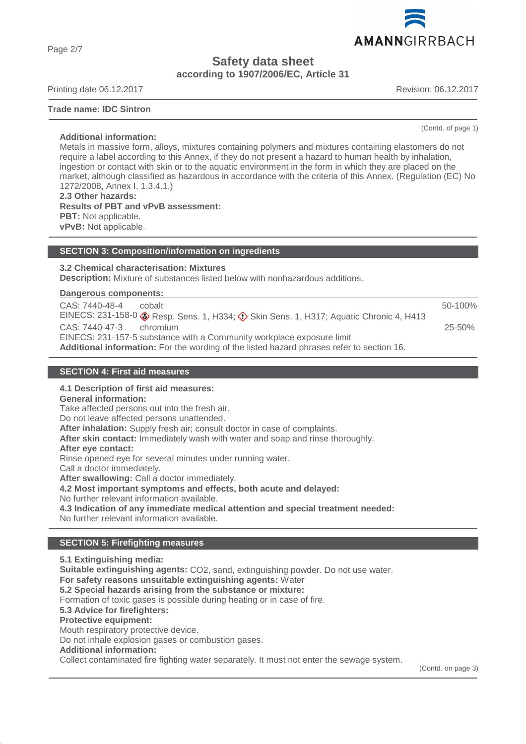**Trade name: IDC Sintron**

(Contd. of page 1)

**Additional information:**
Metals in massive form, alloys, mixtures containing polymers and mixtures containing elastomers do not require a label according to this Annex, if they do not present a hazard to human health by inhalation, ingestion or contact with skin or to the aquatic environment in the form in which they are placed on the market, although classified as hazardous in accordance with the criteria of this Annex. (Regulation (EC) No 1272/2008, Annex I, 1.3.4.1.)

**2.3 Other hazards:**
**Results of PBT and vPvB assessment:**
**PBT:** Not applicable.
**vPvB:** Not applicable.

## SECTION 3: Composition/information on ingredients

**3.2 Chemical characterisation: Mixtures**
**Description:** Mixture of substances listed below with nonhazardous additions.

**Dangerous components:**

| | | |
|---|---|---|
| CAS: 7440-48-4<br>EINECS: 231-158-0 | cobalt<br>Resp. Sens. 1, H334; Skin Sens. 1, H317; Aquatic Chronic 4, H413 | 50-100% |
| CAS: 7440-47-3<br>EINECS: 231-157-5 | chromium<br>substance with a Community workplace exposure limit | 25-50% |

**Additional information:** For the wording of the listed hazard phrases refer to section 16.

## SECTION 4: First aid measures

**4.1 Description of first aid measures:**
**General information:**
Take affected persons out into the fresh air.
Do not leave affected persons unattended.
**After inhalation:** Supply fresh air; consult doctor in case of complaints.
**After skin contact:** Immediately wash with water and soap and rinse thoroughly.
**After eye contact:**
Rinse opened eye for several minutes under running water.
Call a doctor immediately.
**After swallowing:** Call a doctor immediately.
**4.2 Most important symptoms and effects, both acute and delayed:**
No further relevant information available.
**4.3 Indication of any immediate medical attention and special treatment needed:**
No further relevant information available.

## SECTION 5: Firefighting measures

**5.1 Extinguishing media:**
**Suitable extinguishing agents:** $CO_2$, sand, extinguishing powder. Do not use water.
**For safety reasons unsuitable extinguishing agents:** Water
**5.2 Special hazards arising from the substance or mixture:**
Formation of toxic gases is possible during heating or in case of fire.
**5.3 Advice for firefighters:**
**Protective equipment:**
Mouth respiratory protective device.
Do not inhale explosion gases or combustion gases.
**Additional information:**
Collect contaminated fire fighting water separately. It must not enter the sewage system.

(Contd. on page 3)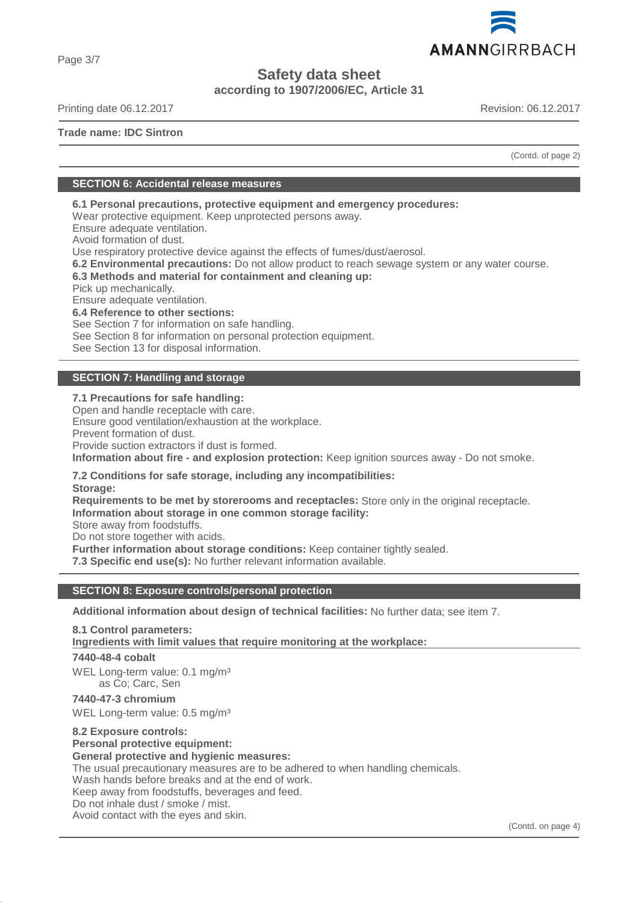(Contd. of page 2)

## SECTION 6: Accidental release measures

**6.1 Personal precautions, protective equipment and emergency procedures:**
Wear protective equipment. Keep unprotected persons away.
Ensure adequate ventilation.
Avoid formation of dust.
Use respiratory protective device against the effects of fumes/dust/aerosol.
**6.2 Environmental precautions:** Do not allow product to reach sewage system or any water course.
**6.3 Methods and material for containment and cleaning up:**
Pick up mechanically.
Ensure adequate ventilation.
**6.4 Reference to other sections:**
See Section 7 for information on safe handling.
See Section 8 for information on personal protection equipment.
See Section 13 for disposal information.

## SECTION 7: Handling and storage

**7.1 Precautions for safe handling:**
Open and handle receptacle with care.
Ensure good ventilation/exhaustion at the workplace.
Prevent formation of dust.
Provide suction extractors if dust is formed.
**Information about fire - and explosion protection:** Keep ignition sources away - Do not smoke.

**7.2 Conditions for safe storage, including any incompatibilities:**
**Storage:**
**Requirements to be met by storerooms and receptacles:** Store only in the original receptacle.
**Information about storage in one common storage facility:**
Store away from foodstuffs.
Do not store together with acids.
**Further information about storage conditions:** Keep container tightly sealed.
**7.3 Specific end use(s):** No further relevant information available.

## SECTION 8: Exposure controls/personal protection

**Additional information about design of technical facilities:** No further data; see item 7.

**8.1 Control parameters:**
**Ingredients with limit values that require monitoring at the workplace:**

**7440-48-4 cobalt**
WEL Long-term value: 0.1 mg/m³
as Co; Carc, Sen

**7440-47-3 chromium**
WEL Long-term value: 0.5 mg/m³

**8.2 Exposure controls:**
**Personal protective equipment:**
**General protective and hygienic measures:**
The usual precautionary measures are to be adhered to when handling chemicals.
Wash hands before breaks and at the end of work.
Keep away from foodstuffs, beverages and feed.
Do not inhale dust / smoke / mist.
Avoid contact with the eyes and skin.

(Contd. on page 4)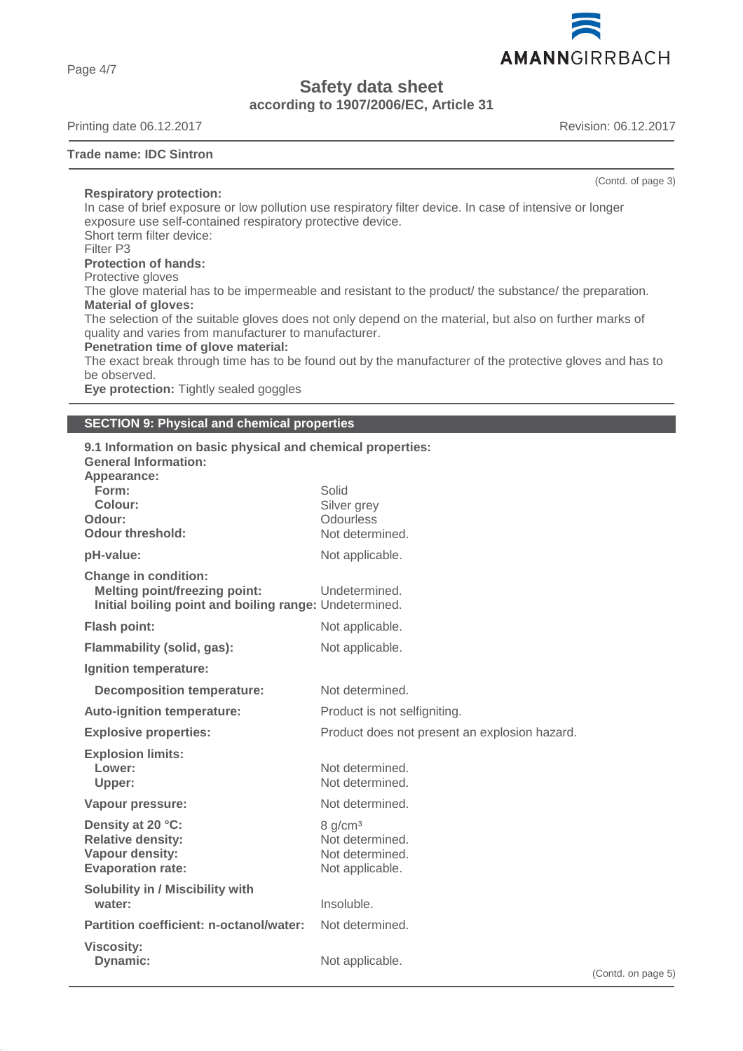Safety data sheet
according to 1907/2006/EC, Article 31

Printing date 06.12.2017 Revision: 06.12.2017

**Trade name: IDC Sintron**

(Contd. of page 3)

**Respiratory protection:**
In case of brief exposure or low pollution use respiratory filter device. In case of intensive or longer exposure use self-contained respiratory protective device.
Short term filter device:
Filter P3

**Protection of hands:**
Protective gloves
The glove material has to be impermeable and resistant to the product/ the substance/ the preparation.

**Material of gloves:**
The selection of the suitable gloves does not only depend on the material, but also on further marks of quality and varies from manufacturer to manufacturer.

**Penetration time of glove material:**
The exact break through time has to be found out by the manufacturer of the protective gloves and has to be observed.

**Eye protection:** Tightly sealed goggles

## SECTION 9: Physical and chemical properties

**9.1 Information on basic physical and chemical properties:**
**General Information:**

| | |
|---|---|
| **Appearance:** | |
| **Form:** | Solid |
| **Colour:** | Silver grey |
| **Odour:** | Odourless |
| **Odour threshold:** | Not determined. |
| **pH-value:** | Not applicable. |
| **Change in condition:** | |
| **Melting point/freezing point:** | Undetermined. |
| **Initial boiling point and boiling range:** | Undetermined. |
| **Flash point:** | Not applicable. |
| **Flammability (solid, gas):** | Not applicable. |
| **Ignition temperature:** | |
| **Decomposition temperature:** | Not determined. |
| **Auto-ignition temperature:** | Product is not selfigniting. |
| **Explosive properties:** | Product does not present an explosion hazard. |
| **Explosion limits:** | |
| **Lower:** | Not determined. |
| **Upper:** | Not determined. |
| **Vapour pressure:** | Not determined. |
| **Density at 20 °C:** | 8 g/cm³ |
| **Relative density:** | Not determined. |
| **Vapour density:** | Not determined. |
| **Evaporation rate:** | Not applicable. |
| **Solubility in / Miscibility with water:** | Insoluble. |
| **Partition coefficient: n-octanol/water:** | Not determined. |
| **Viscosity:** | |
| **Dynamic:** | Not applicable. |

(Contd. on page 5)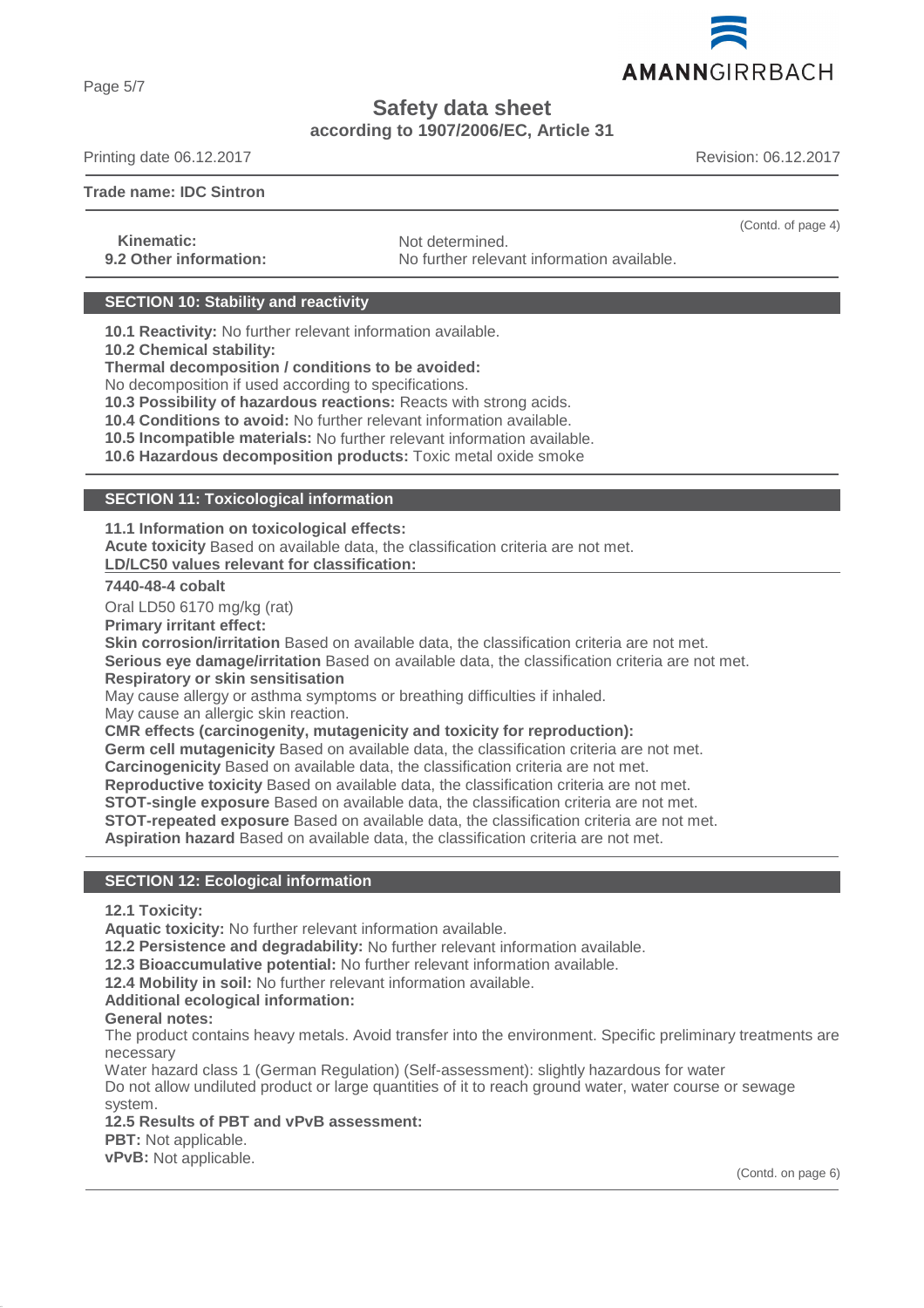(Contd. of page 4)

**Kinematic:** Not determined.
**9.2 Other information:** No further relevant information available.

## SECTION 10: Stability and reactivity

**10.1 Reactivity:** No further relevant information available.
**10.2 Chemical stability:**
**Thermal decomposition / conditions to be avoided:**
No decomposition if used according to specifications.
**10.3 Possibility of hazardous reactions:** Reacts with strong acids.
**10.4 Conditions to avoid:** No further relevant information available.
**10.5 Incompatible materials:** No further relevant information available.
**10.6 Hazardous decomposition products:** Toxic metal oxide smoke

## SECTION 11: Toxicological information

**11.1 Information on toxicological effects:**
**Acute toxicity** Based on available data, the classification criteria are not met.
**LD/LC50 values relevant for classification:**

**7440-48-4 cobalt**

Oral LD50 6170 mg/kg (rat)

**Primary irritant effect:**
**Skin corrosion/irritation** Based on available data, the classification criteria are not met.
**Serious eye damage/irritation** Based on available data, the classification criteria are not met.
**Respiratory or skin sensitisation**
May cause allergy or asthma symptoms or breathing difficulties if inhaled.
May cause an allergic skin reaction.
**CMR effects (carcinogenity, mutagenicity and toxicity for reproduction):**
**Germ cell mutagenicity** Based on available data, the classification criteria are not met.
**Carcinogenicity** Based on available data, the classification criteria are not met.
**Reproductive toxicity** Based on available data, the classification criteria are not met.
**STOT-single exposure** Based on available data, the classification criteria are not met.
**STOT-repeated exposure** Based on available data, the classification criteria are not met.
**Aspiration hazard** Based on available data, the classification criteria are not met.

## SECTION 12: Ecological information

**12.1 Toxicity:**
**Aquatic toxicity:** No further relevant information available.
**12.2 Persistence and degradability:** No further relevant information available.
**12.3 Bioaccumulative potential:** No further relevant information available.
**12.4 Mobility in soil:** No further relevant information available.
**Additional ecological information:**
**General notes:**
The product contains heavy metals. Avoid transfer into the environment. Specific preliminary treatments are necessary
Water hazard class 1 (German Regulation) (Self-assessment): slightly hazardous for water
Do not allow undiluted product or large quantities of it to reach ground water, water course or sewage system.
**12.5 Results of PBT and vPvB assessment:**
**PBT:** Not applicable.
**vPvB:** Not applicable.

(Contd. on page 6)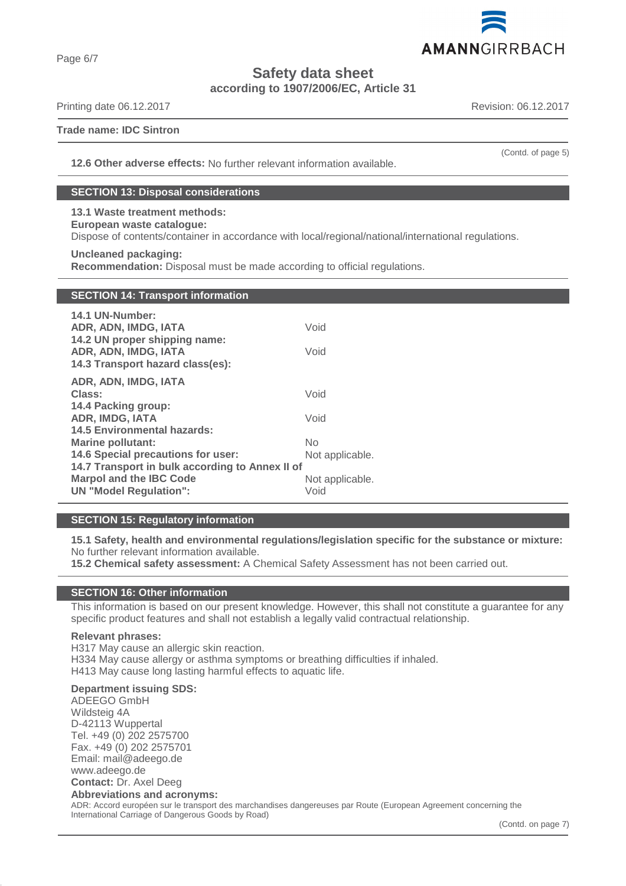# Safety data sheet
**according to 1907/2006/EC, Article 31**

Printing date 06.12.2017 Revision: 06.12.2017

**Trade name: IDC Sintron**

(Contd. of page 5)

**12.6 Other adverse effects:** No further relevant information available.

## SECTION 13: Disposal considerations

**13.1 Waste treatment methods:**
**European waste catalogue:**
Dispose of contents/container in accordance with local/regional/national/international regulations.

**Uncleaned packaging:**
**Recommendation:** Disposal must be made according to official regulations.

## SECTION 14: Transport information

| | |
|---|---|
| **14.1 UN-Number:** | |
| **ADR, ADN, IMDG, IATA** | Void |
| **14.2 UN proper shipping name:** | |
| **ADR, ADN, IMDG, IATA** | Void |
| **14.3 Transport hazard class(es):** | |
| **ADR, ADN, IMDG, IATA** | |
| **Class:** | Void |
| **14.4 Packing group:** | |
| **ADR, IMDG, IATA** | Void |
| **14.5 Environmental hazards:** | |
| **Marine pollutant:** | No |
| **14.6 Special precautions for user:** | Not applicable. |
| **14.7 Transport in bulk according to Annex II of Marpol and the IBC Code** | Not applicable. |
| **UN "Model Regulation":** | Void |

## SECTION 15: Regulatory information

**15.1 Safety, health and environmental regulations/legislation specific for the substance or mixture:**
No further relevant information available.
**15.2 Chemical safety assessment:** A Chemical Safety Assessment has not been carried out.

## SECTION 16: Other information

This information is based on our present knowledge. However, this shall not constitute a guarantee for any specific product features and shall not establish a legally valid contractual relationship.

**Relevant phrases:**
H317 May cause an allergic skin reaction.
H334 May cause allergy or asthma symptoms or breathing difficulties if inhaled.
H413 May cause long lasting harmful effects to aquatic life.

**Department issuing SDS:**
ADEEGO GmbH
Wildsteig 4A
D-42113 Wuppertal
Tel. +49 (0) 202 2575700
Fax. +49 (0) 202 2575701
Email: mail@adeego.de
www.adeego.de
**Contact:** Dr. Axel Deeg
**Abbreviations and acronyms:**
ADR: Accord européen sur le transport des marchandises dangereuses par Route (European Agreement concerning the International Carriage of Dangerous Goods by Road)

(Contd. on page 7)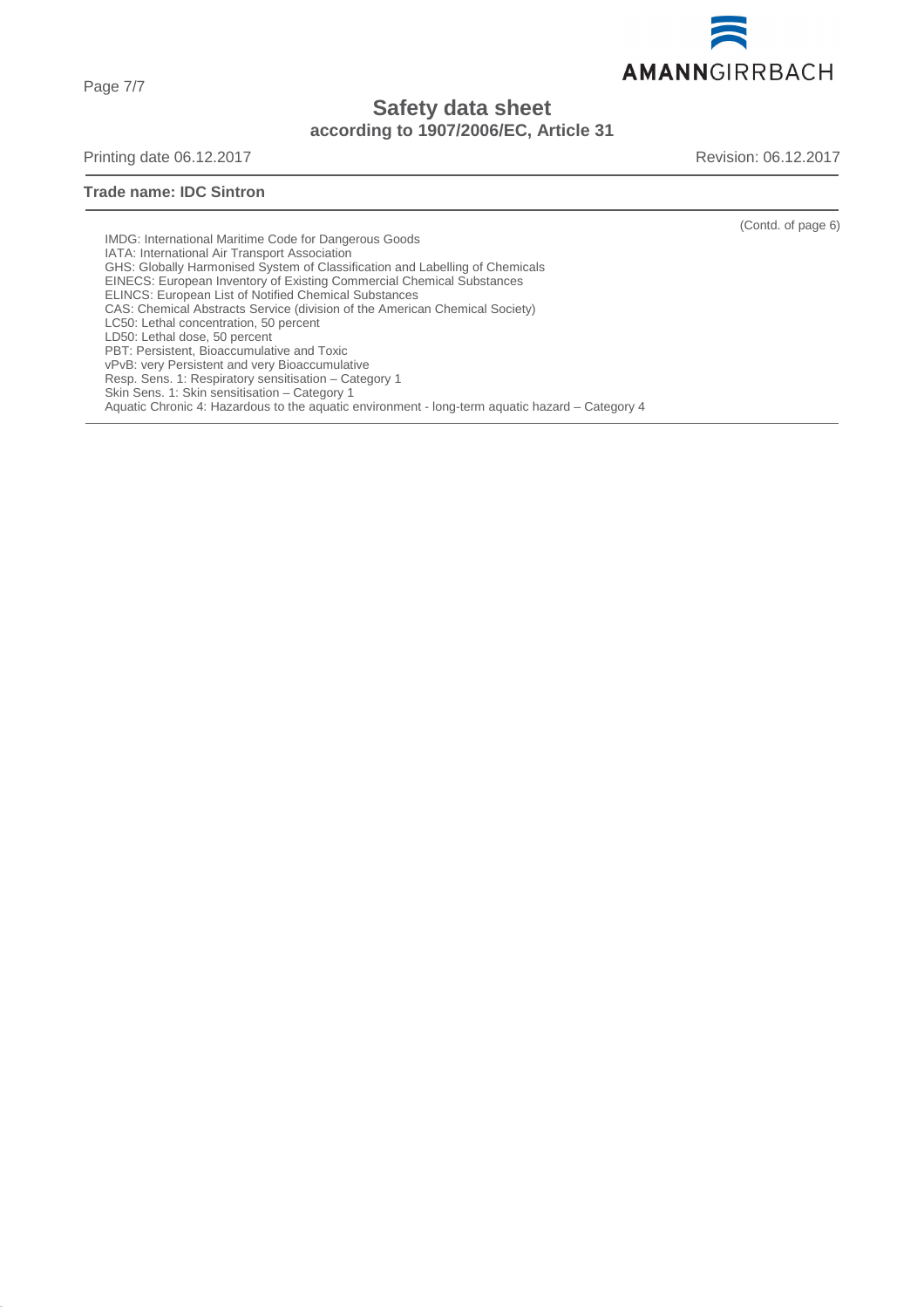Safety data sheet

according to 1907/2006/EC, Article 31

Printing date 06.12.2017 Revision: 06.12.2017

**Trade name: IDC Sintron**

(Contd. of page 6)

IMDG: International Maritime Code for Dangerous Goods
IATA: International Air Transport Association
GHS: Globally Harmonised System of Classification and Labelling of Chemicals
EINECS: European Inventory of Existing Commercial Chemical Substances
ELINCS: European List of Notified Chemical Substances
CAS: Chemical Abstracts Service (division of the American Chemical Society)
LC50: Lethal concentration, 50 percent
LD50: Lethal dose, 50 percent
PBT: Persistent, Bioaccumulative and Toxic
vPvB: very Persistent and very Bioaccumulative
Resp. Sens. 1: Respiratory sensitisation – Category 1
Skin Sens. 1: Skin sensitisation – Category 1
Aquatic Chronic 4: Hazardous to the aquatic environment - long-term aquatic hazard – Category 4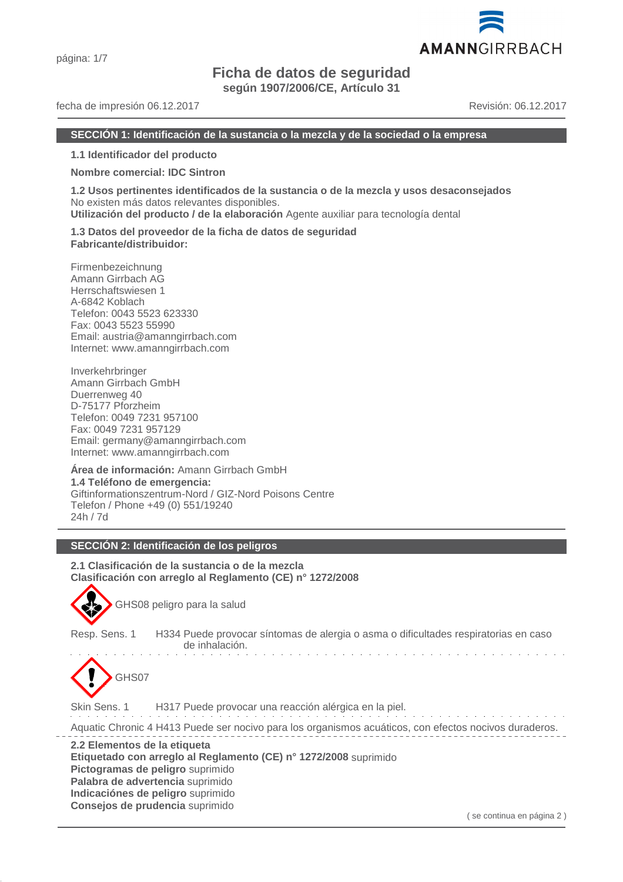# Ficha de datos de seguridad

**según 1907/2006/CE, Artículo 31**

fecha de impresión 06.12.2017 Revisión: 06.12.2017

## SECCIÓN 1: Identificación de la sustancia o la mezcla y de la sociedad o la empresa

**1.1 Identificador del producto**

**Nombre comercial: IDC Sintron**

**1.2 Usos pertinentes identificados de la sustancia o de la mezcla y usos desaconsejados**
No existen más datos relevantes disponibles.
**Utilización del producto / de la elaboración** Agente auxiliar para tecnología dental

**1.3 Datos del proveedor de la ficha de datos de seguridad**
**Fabricante/distribuidor:**

Firmenbezeichnung
Amann Girrbach AG
Herrschaftswiesen 1
A-6842 Koblach
Telefon: 0043 5523 623330
Fax: 0043 5523 55990
Email: austria@amanngirrbach.com
Internet: www.amanngirrbach.com

Inverkehrbringer
Amann Girrbach GmbH
Duerrenweg 40
D-75177 Pforzheim
Telefon: 0049 7231 957100
Fax: 0049 7231 957129
Email: germany@amanngirrbach.com
Internet: www.amanngirrbach.com

**Área de información:** Amann Girrbach GmbH
**1.4 Teléfono de emergencia:**
Giftinformationszentrum-Nord / GIZ-Nord Poisons Centre
Telefon / Phone +49 (0) 551/19240
24h / 7d

## SECCIÓN 2: Identificación de los peligros

**2.1 Clasificación de la sustancia o de la mezcla**
**Clasificación con arreglo al Reglamento (CE) n° 1272/2008**

GHS08 peligro para la salud

Resp. Sens. 1 H334 Puede provocar síntomas de alergia o asma o dificultades respiratorias en caso de inhalación.

GHS07

Skin Sens. 1 H317 Puede provocar una reacción alérgica en la piel.

Aquatic Chronic 4 H413 Puede ser nocivo para los organismos acuáticos, con efectos nocivos duraderos.

**2.2 Elementos de la etiqueta**
**Etiquetado con arreglo al Reglamento (CE) n° 1272/2008** suprimido
**Pictogramas de peligro** suprimido
**Palabra de advertencia** suprimido
**Indicaciónes de peligro** suprimido
**Consejos de prudencia** suprimido

( se continua en página 2 )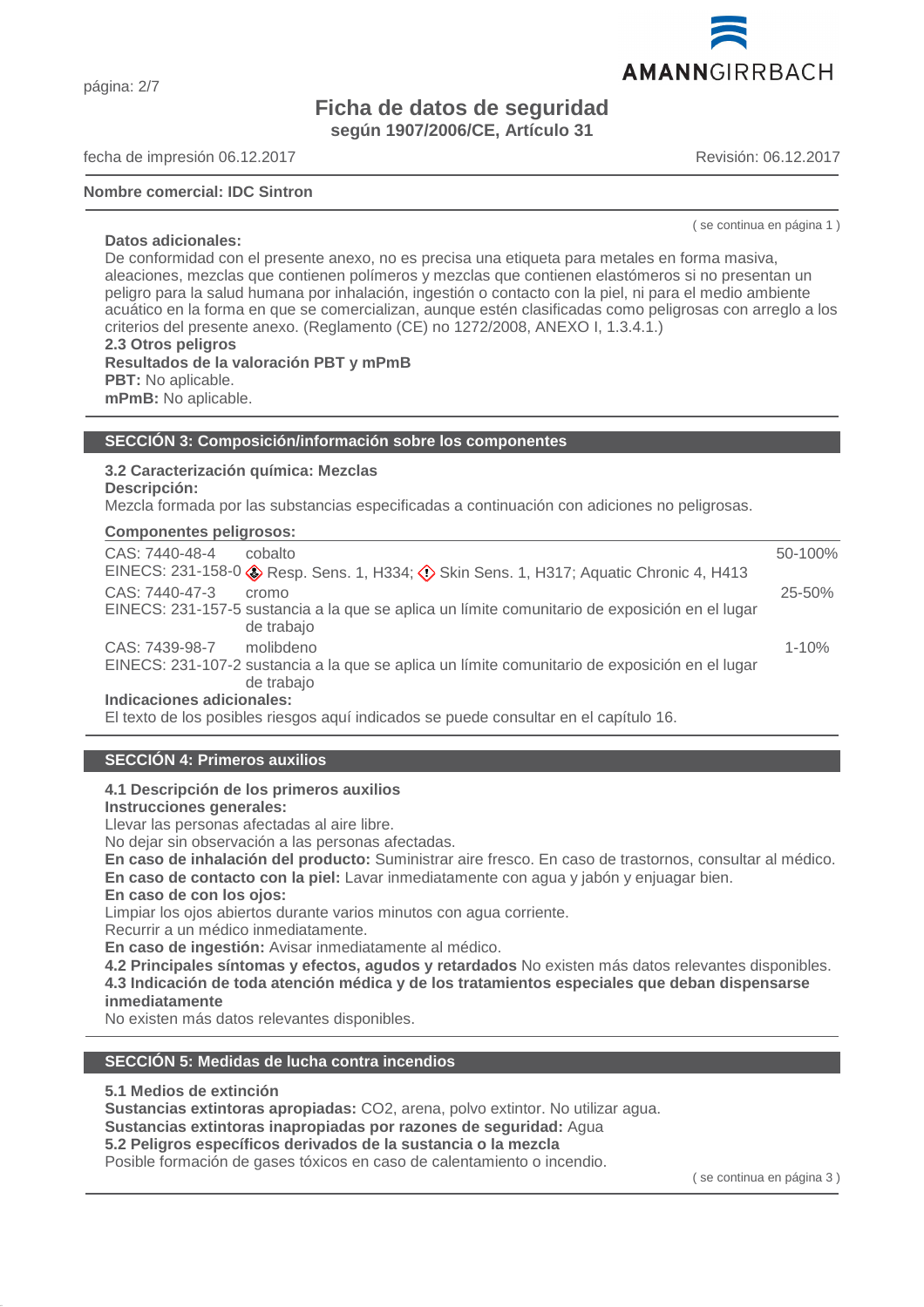## Ficha de datos de seguridad
**según 1907/2006/CE, Artículo 31**

fecha de impresión 06.12.2017 Revisión: 06.12.2017

**Nombre comercial: IDC Sintron**

( se continua en página 1 )

**Datos adicionales:**
De conformidad con el presente anexo, no es precisa una etiqueta para metales en forma masiva, aleaciones, mezclas que contienen polímeros y mezclas que contienen elastómeros si no presentan un peligro para la salud humana por inhalación, ingestión o contacto con la piel, ni para el medio ambiente acuático en la forma en que se comercializan, aunque estén clasificadas como peligrosas con arreglo a los criterios del presente anexo. (Reglamento (CE) no 1272/2008, ANEXO I, 1.3.4.1.)

**2.3 Otros peligros**
**Resultados de la valoración PBT y mPmB**
**PBT:** No aplicable.
**mPmB:** No aplicable.

## SECCIÓN 3: Composición/información sobre los componentes

**3.2 Caracterización química: Mezclas**
**Descripción:**
Mezcla formada por las substancias especificadas a continuación con adiciones no peligrosas.

**Componentes peligrosos:**

| | | |
|---|---|---|
| CAS: 7440-48-4<br>EINECS: 231-158-0 | cobalto<br>Resp. Sens. 1, H334; Skin Sens. 1, H317; Aquatic Chronic 4, H413 | 50-100% |
| CAS: 7440-47-3<br>EINECS: 231-157-5 | cromo<br>sustancia a la que se aplica un límite comunitario de exposición en el lugar de trabajo | 25-50% |
| CAS: 7439-98-7<br>EINECS: 231-107-2 | molibdeno<br>sustancia a la que se aplica un límite comunitario de exposición en el lugar de trabajo | 1-10% |

**Indicaciones adicionales:**
El texto de los posibles riesgos aquí indicados se puede consultar en el capítulo 16.

## SECCIÓN 4: Primeros auxilios

**4.1 Descripción de los primeros auxilios**
**Instrucciones generales:**
Llevar las personas afectadas al aire libre.
No dejar sin observación a las personas afectadas.
**En caso de inhalación del producto:** Suministrar aire fresco. En caso de trastornos, consultar al médico.
**En caso de contacto con la piel:** Lavar inmediatamente con agua y jabón y enjuagar bien.
**En caso de con los ojos:**
Limpiar los ojos abiertos durante varios minutos con agua corriente.
Recurrir a un médico inmediatamente.
**En caso de ingestión:** Avisar inmediatamente al médico.
**4.2 Principales síntomas y efectos, agudos y retardados** No existen más datos relevantes disponibles.
**4.3 Indicación de toda atención médica y de los tratamientos especiales que deban dispensarse inmediatamente**
No existen más datos relevantes disponibles.

## SECCIÓN 5: Medidas de lucha contra incendios

**5.1 Medios de extinción**
**Sustancias extintoras apropiadas:** $CO_2$, arena, polvo extintor. No utilizar agua.
**Sustancias extintoras inapropiadas por razones de seguridad:** Agua
**5.2 Peligros específicos derivados de la sustancia o la mezcla**
Posible formación de gases tóxicos en caso de calentamiento o incendio.

( se continua en página 3 )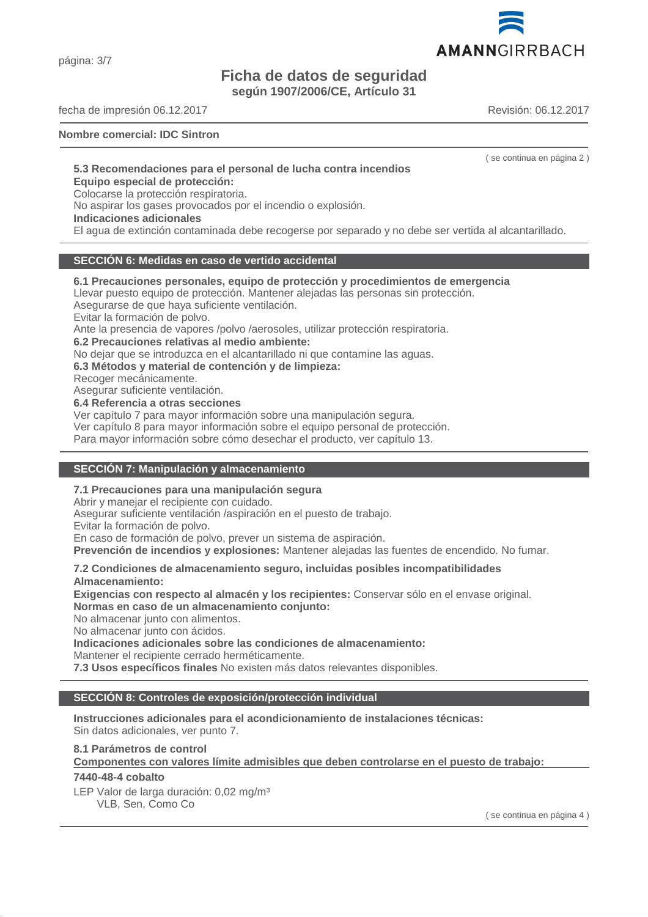( se continua en página 2 )

### 5.3 Recomendaciones para el personal de lucha contra incendios

**Equipo especial de protección:**

Colocarse la protección respiratoria.

No aspirar los gases provocados por el incendio o explosión.

**Indicaciones adicionales**

El agua de extinción contaminada debe recogerse por separado y no debe ser vertida al alcantarillado.

## SECCIÓN 6: Medidas en caso de vertido accidental

### 6.1 Precauciones personales, equipo de protección y procedimientos de emergencia

Llevar puesto equipo de protección. Mantener alejadas las personas sin protección.

Asegurarse de que haya suficiente ventilación.

Evitar la formación de polvo.

Ante la presencia de vapores /polvo /aerosoles, utilizar protección respiratoria.

### 6.2 Precauciones relativas al medio ambiente:

No dejar que se introduzca en el alcantarillado ni que contamine las aguas.

### 6.3 Métodos y material de contención y de limpieza:

Recoger mecánicamente.

Asegurar suficiente ventilación.

### 6.4 Referencia a otras secciones

Ver capítulo 7 para mayor información sobre una manipulación segura.

Ver capítulo 8 para mayor información sobre el equipo personal de protección.

Para mayor información sobre cómo desechar el producto, ver capítulo 13.

## SECCIÓN 7: Manipulación y almacenamiento

### 7.1 Precauciones para una manipulación segura

Abrir y manejar el recipiente con cuidado.

Asegurar suficiente ventilación /aspiración en el puesto de trabajo.

Evitar la formación de polvo.

En caso de formación de polvo, prever un sistema de aspiración.

**Prevención de incendios y explosiones:** Mantener alejadas las fuentes de encendido. No fumar.

### 7.2 Condiciones de almacenamiento seguro, incluidas posibles incompatibilidades

**Almacenamiento:**

**Exigencias con respecto al almacén y los recipientes:** Conservar sólo en el envase original.

**Normas en caso de un almacenamiento conjunto:**

No almacenar junto con alimentos.

No almacenar junto con ácidos.

**Indicaciones adicionales sobre las condiciones de almacenamiento:**

Mantener el recipiente cerrado herméticamente.

**7.3 Usos específicos finales** No existen más datos relevantes disponibles.

## SECCIÓN 8: Controles de exposición/protección individual

**Instrucciones adicionales para el acondicionamiento de instalaciones técnicas:**

Sin datos adicionales, ver punto 7.

### 8.1 Parámetros de control

**Componentes con valores límite admisibles que deben controlarse en el puesto de trabajo:**

**7440-48-4 cobalto**

LEP Valor de larga duración: 0,02 mg/m³

VLB, Sen, Como Co

( se continua en página 4 )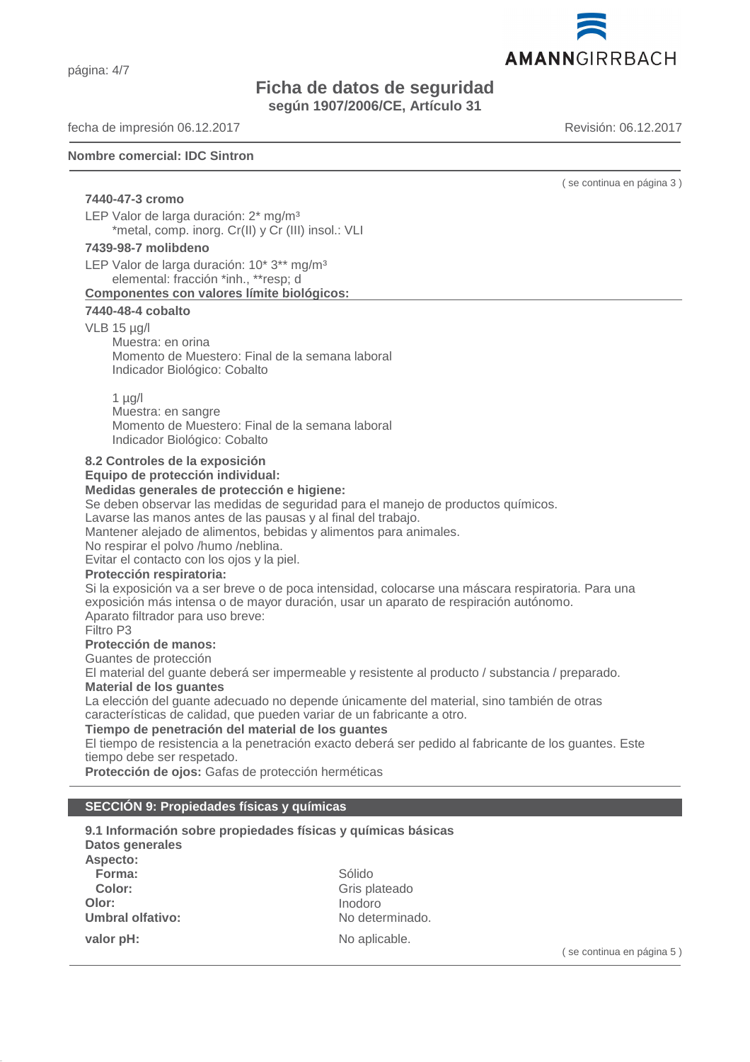( se continua en página 3 )

**7440-47-3 cromo**

LEP Valor de larga duración: 2* mg/m³
*metal, comp. inorg. Cr(II) y Cr (III) insol.: VLI

**7439-98-7 molibdeno**

LEP Valor de larga duración: 10* 3** mg/m³
elemental: fracción *inh., **resp; d

**Componentes con valores límite biológicos:**

**7440-48-4 cobalto**

VLB 15 µg/l
Muestra: en orina
Momento de Muestero: Final de la semana laboral
Indicador Biológico: Cobalto

1 µg/l
Muestra: en sangre
Momento de Muestero: Final de la semana laboral
Indicador Biológico: Cobalto

**8.2 Controles de la exposición**

**Equipo de protección individual:**

**Medidas generales de protección e higiene:**

Se deben observar las medidas de seguridad para el manejo de productos químicos.
Lavarse las manos antes de las pausas y al final del trabajo.
Mantener alejado de alimentos, bebidas y alimentos para animales.
No respirar el polvo /humo /neblina.
Evitar el contacto con los ojos y la piel.

**Protección respiratoria:**

Si la exposición va a ser breve o de poca intensidad, colocarse una máscara respiratoria. Para una exposición más intensa o de mayor duración, usar un aparato de respiración autónomo.
Aparato filtrador para uso breve:
Filtro P3

**Protección de manos:**

Guantes de protección
El material del guante deberá ser impermeable y resistente al producto / substancia / preparado.

**Material de los guantes**

La elección del guante adecuado no depende únicamente del material, sino también de otras características de calidad, que pueden variar de un fabricante a otro.

**Tiempo de penetración del material de los guantes**

El tiempo de resistencia a la penetración exacto deberá ser pedido al fabricante de los guantes. Este tiempo debe ser respetado.

**Protección de ojos:** Gafas de protección herméticas

## SECCIÓN 9: Propiedades físicas y químicas

**9.1 Información sobre propiedades físicas y químicas básicas**

**Datos generales**

**Aspecto:**

| | |
|---|---|
| **Forma:** | Sólido |
| **Color:** | Gris plateado |
| **Olor:** | Inodoro |
| **Umbral olfativo:** | No determinado. |
| **valor pH:** | No aplicable. |

( se continua en página 5 )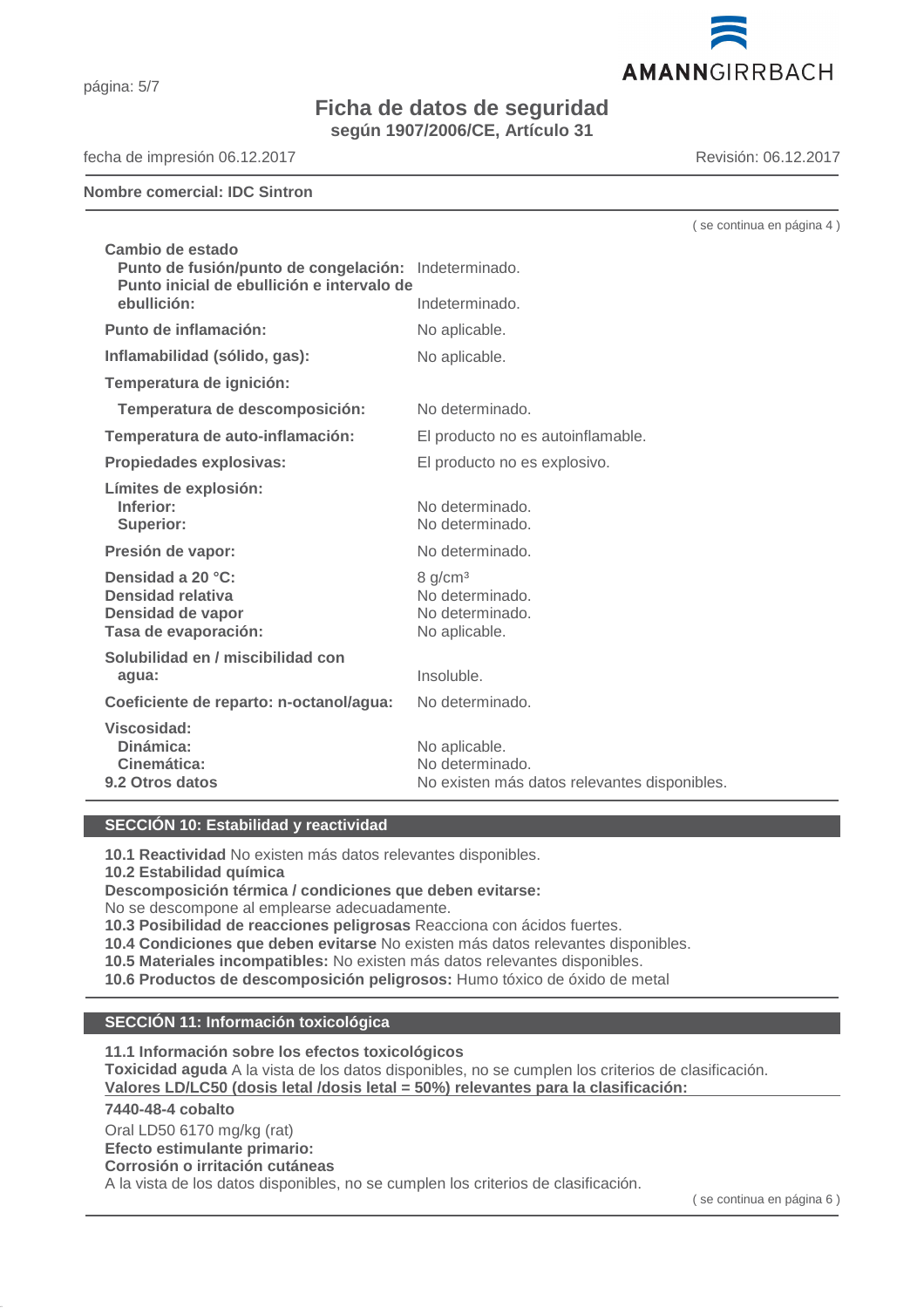( se continua en página 4 )

| | |
|---|---|
| **Cambio de estado** | |
| **Punto de fusión/punto de congelación:** | Indeterminado. |
| **Punto inicial de ebullición e intervalo de ebullición:** | Indeterminado. |
| **Punto de inflamación:** | No aplicable. |
| **Inflamabilidad (sólido, gas):** | No aplicable. |
| **Temperatura de ignición:** | |
| **Temperatura de descomposición:** | No determinado. |
| **Temperatura de auto-inflamación:** | El producto no es autoinflamable. |
| **Propiedades explosivas:** | El producto no es explosivo. |
| **Límites de explosión:** | |
| **Inferior:** | No determinado. |
| **Superior:** | No determinado. |
| **Presión de vapor:** | No determinado. |
| **Densidad a 20 °C:** | 8 g/cm³ |
| **Densidad relativa** | No determinado. |
| **Densidad de vapor** | No determinado. |
| **Tasa de evaporación:** | No aplicable. |
| **Solubilidad en / miscibilidad con agua:** | Insoluble. |
| **Coeficiente de reparto: n-octanol/agua:** | No determinado. |
| **Viscosidad:** | |
| **Dinámica:** | No aplicable. |
| **Cinemática:** | No determinado. |
| **9.2 Otros datos** | No existen más datos relevantes disponibles. |

## SECCIÓN 10: Estabilidad y reactividad

**10.1 Reactividad** No existen más datos relevantes disponibles.
**10.2 Estabilidad química**
**Descomposición térmica / condiciones que deben evitarse:**
No se descompone al emplearse adecuadamente.
**10.3 Posibilidad de reacciones peligrosas** Reacciona con ácidos fuertes.
**10.4 Condiciones que deben evitarse** No existen más datos relevantes disponibles.
**10.5 Materiales incompatibles:** No existen más datos relevantes disponibles.
**10.6 Productos de descomposición peligrosos:** Humo tóxico de óxido de metal

## SECCIÓN 11: Información toxicológica

**11.1 Información sobre los efectos toxicológicos**
**Toxicidad aguda** A la vista de los datos disponibles, no se cumplen los criterios de clasificación.
**Valores LD/LC50 (dosis letal /dosis letal = 50%) relevantes para la clasificación:**

**7440-48-4 cobalto**

Oral LD50 6170 mg/kg (rat)
**Efecto estimulante primario:**
**Corrosión o irritación cutáneas**
A la vista de los datos disponibles, no se cumplen los criterios de clasificación.

( se continua en página 6 )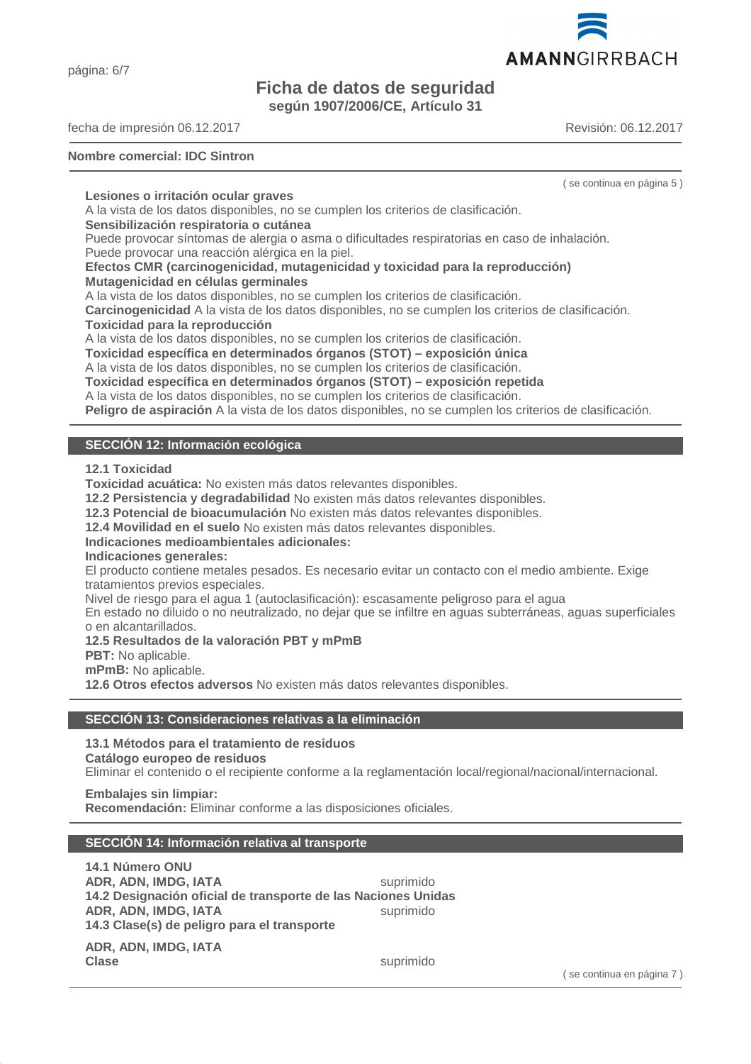( se continua en página 5 )

**Lesiones o irritación ocular graves**
A la vista de los datos disponibles, no se cumplen los criterios de clasificación.
**Sensibilización respiratoria o cutánea**
Puede provocar síntomas de alergia o asma o dificultades respiratorias en caso de inhalación.
Puede provocar una reacción alérgica en la piel.
**Efectos CMR (carcinogenicidad, mutagenicidad y toxicidad para la reproducción)**
**Mutagenicidad en células germinales**
A la vista de los datos disponibles, no se cumplen los criterios de clasificación.
**Carcinogenicidad** A la vista de los datos disponibles, no se cumplen los criterios de clasificación.
**Toxicidad para la reproducción**
A la vista de los datos disponibles, no se cumplen los criterios de clasificación.
**Toxicidad específica en determinados órganos (STOT) – exposición única**
A la vista de los datos disponibles, no se cumplen los criterios de clasificación.
**Toxicidad específica en determinados órganos (STOT) – exposición repetida**
A la vista de los datos disponibles, no se cumplen los criterios de clasificación.
**Peligro de aspiración** A la vista de los datos disponibles, no se cumplen los criterios de clasificación.

## SECCIÓN 12: Información ecológica

**12.1 Toxicidad**
**Toxicidad acuática:** No existen más datos relevantes disponibles.
**12.2 Persistencia y degradabilidad** No existen más datos relevantes disponibles.
**12.3 Potencial de bioacumulación** No existen más datos relevantes disponibles.
**12.4 Movilidad en el suelo** No existen más datos relevantes disponibles.
**Indicaciones medioambientales adicionales:**
**Indicaciones generales:**
El producto contiene metales pesados. Es necesario evitar un contacto con el medio ambiente. Exige tratamientos previos especiales.
Nivel de riesgo para el agua 1 (autoclasificación): escasamente peligroso para el agua
En estado no diluido o no neutralizado, no dejar que se infiltre en aguas subterráneas, aguas superficiales o en alcantarillados.
**12.5 Resultados de la valoración PBT y mPmB**
**PBT:** No aplicable.
**mPmB:** No aplicable.
**12.6 Otros efectos adversos** No existen más datos relevantes disponibles.

## SECCIÓN 13: Consideraciones relativas a la eliminación

**13.1 Métodos para el tratamiento de residuos**
**Catálogo europeo de residuos**
Eliminar el contenido o el recipiente conforme a la reglamentación local/regional/nacional/internacional.

**Embalajes sin limpiar:**
**Recomendación:** Eliminar conforme a las disposiciones oficiales.

## SECCIÓN 14: Información relativa al transporte

**14.1 Número ONU**
**ADR, ADN, IMDG, IATA** suprimido
**14.2 Designación oficial de transporte de las Naciones Unidas**
**ADR, ADN, IMDG, IATA** suprimido
**14.3 Clase(s) de peligro para el transporte**

**ADR, ADN, IMDG, IATA**
**Clase** suprimido

( se continua en página 7 )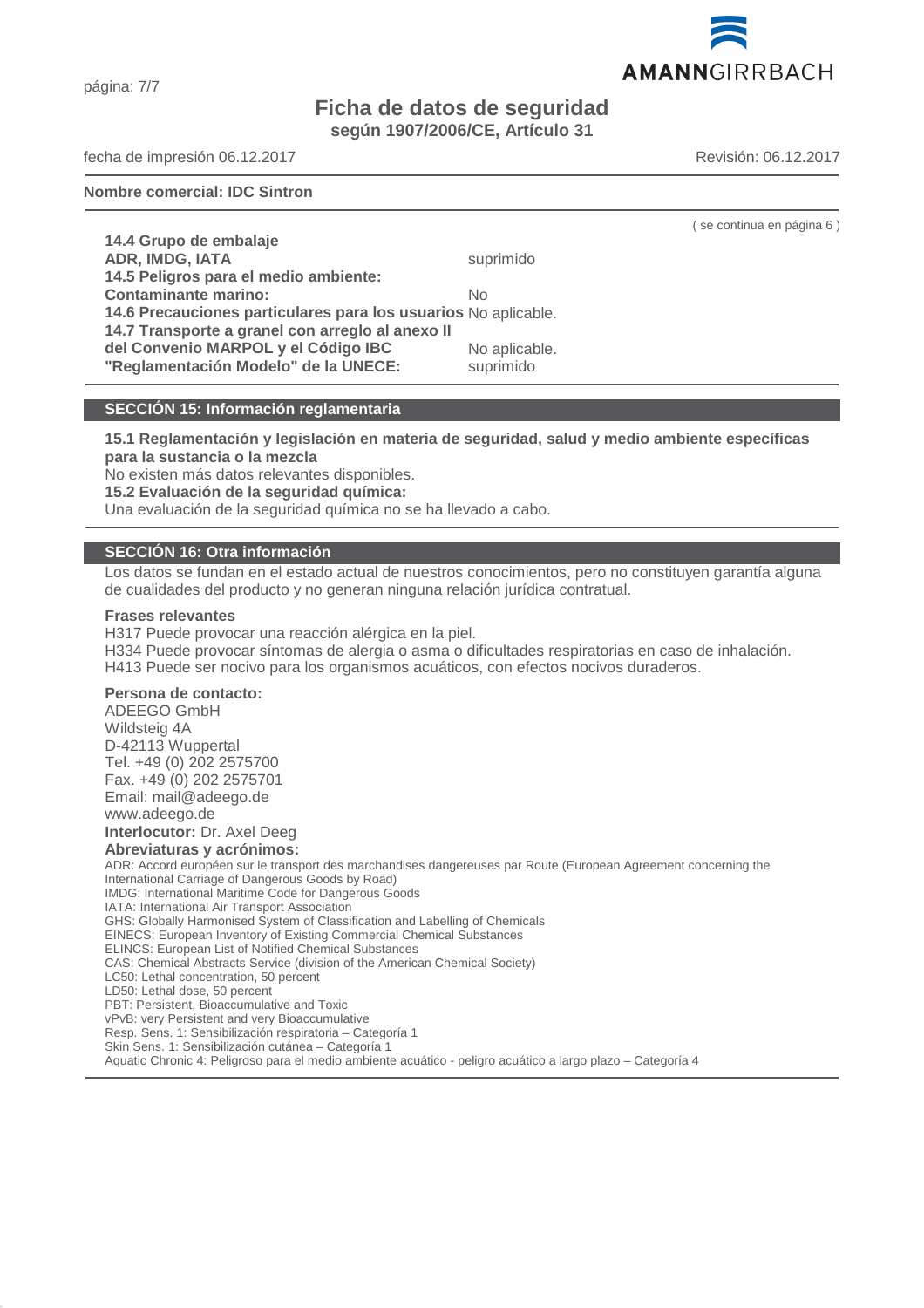( se continua en página 6 )

**14.4 Grupo de embalaje**

| | |
|---|---|
| **ADR, IMDG, IATA** | suprimido |
| **14.5 Peligros para el medio ambiente:** | |
| **Contaminante marino:** | No |
| **14.6 Precauciones particulares para los usuarios** | No aplicable. |
| **14.7 Transporte a granel con arreglo al anexo II del Convenio MARPOL y el Código IBC** | No aplicable. |
| **"Reglamentación Modelo" de la UNECE:** | suprimido |

## SECCIÓN 15: Información reglamentaria

**15.1 Reglamentación y legislación en materia de seguridad, salud y medio ambiente específicas para la sustancia o la mezcla**

No existen más datos relevantes disponibles.

**15.2 Evaluación de la seguridad química:**

Una evaluación de la seguridad química no se ha llevado a cabo.

## SECCIÓN 16: Otra información

Los datos se fundan en el estado actual de nuestros conocimientos, pero no constituyen garantía alguna de cualidades del producto y no generan ninguna relación jurídica contratual.

**Frases relevantes**

H317 Puede provocar una reacción alérgica en la piel.
H334 Puede provocar síntomas de alergia o asma o dificultades respiratorias en caso de inhalación.
H413 Puede ser nocivo para los organismos acuáticos, con efectos nocivos duraderos.

**Persona de contacto:**

ADEEGO GmbH
Wildsteig 4A
D-42113 Wuppertal
Tel. +49 (0) 202 2575700
Fax. +49 (0) 202 2575701
Email: mail@adeego.de
www.adeego.de

**Interlocutor:** Dr. Axel Deeg

**Abreviaturas y acrónimos:**

ADR: Accord européen sur le transport des marchandises dangereuses par Route (European Agreement concerning the International Carriage of Dangerous Goods by Road)
IMDG: International Maritime Code for Dangerous Goods
IATA: International Air Transport Association
GHS: Globally Harmonised System of Classification and Labelling of Chemicals
EINECS: European Inventory of Existing Commercial Chemical Substances
ELINCS: European List of Notified Chemical Substances
CAS: Chemical Abstracts Service (division of the American Chemical Society)
LC50: Lethal concentration, 50 percent
LD50: Lethal dose, 50 percent
PBT: Persistent, Bioaccumulative and Toxic
vPvB: very Persistent and very Bioaccumulative
Resp. Sens. 1: Sensibilización respiratoria – Categoría 1
Skin Sens. 1: Sensibilización cutánea – Categoría 1
Aquatic Chronic 4: Peligroso para el medio ambiente acuático - peligro acuático a largo plazo – Categoría 4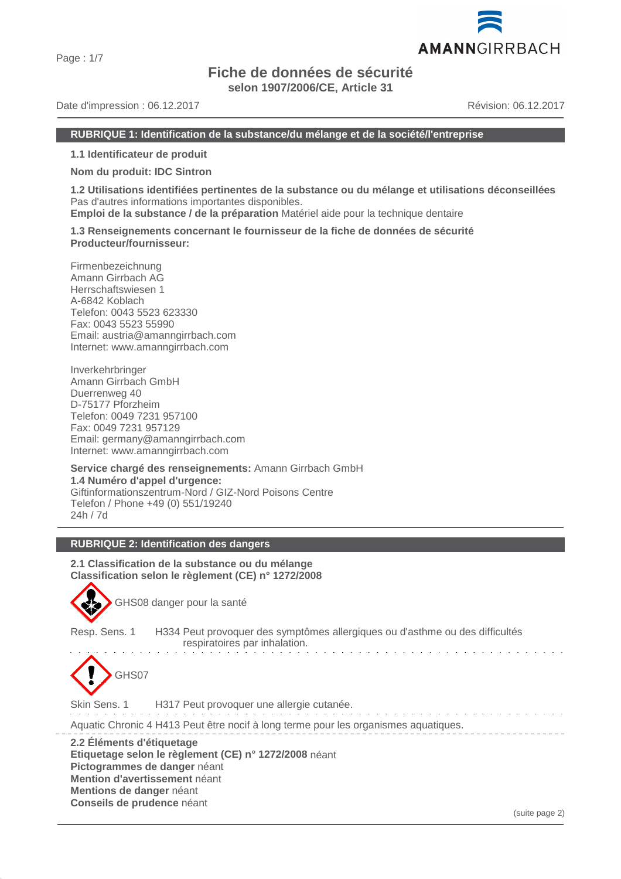# Fiche de données de sécurité

**selon 1907/2006/CE, Article 31**

Date d'impression : 06.12.2017 Révision: 06.12.2017

## RUBRIQUE 1: Identification de la substance/du mélange et de la société/l'entreprise

**1.1 Identificateur de produit**

**Nom du produit: IDC Sintron**

**1.2 Utilisations identifiées pertinentes de la substance ou du mélange et utilisations déconseillées**
Pas d'autres informations importantes disponibles.
**Emploi de la substance / de la préparation** Matériel aide pour la technique dentaire

**1.3 Renseignements concernant le fournisseur de la fiche de données de sécurité**
**Producteur/fournisseur:**

Firmenbezeichnung
Amann Girrbach AG
Herrschaftswiesen 1
A-6842 Koblach
Telefon: 0043 5523 623330
Fax: 0043 5523 55990
Email: austria@amanngirrbach.com
Internet: www.amanngirrbach.com

Inverkehrbringer
Amann Girrbach GmbH
Duerrenweg 40
D-75177 Pforzheim
Telefon: 0049 7231 957100
Fax: 0049 7231 957129
Email: germany@amanngirrbach.com
Internet: www.amanngirrbach.com

**Service chargé des renseignements:** Amann Girrbach GmbH
**1.4 Numéro d'appel d'urgence:**
Giftinformationszentrum-Nord / GIZ-Nord Poisons Centre
Telefon / Phone +49 (0) 551/19240
24h / 7d

## RUBRIQUE 2: Identification des dangers

**2.1 Classification de la substance ou du mélange**
**Classification selon le règlement (CE) n° 1272/2008**

GHS08 danger pour la santé

Resp. Sens. 1 H334 Peut provoquer des symptômes allergiques ou d'asthme ou des difficultés respiratoires par inhalation.

GHS07

Skin Sens. 1 H317 Peut provoquer une allergie cutanée.

Aquatic Chronic 4 H413 Peut être nocif à long terme pour les organismes aquatiques.

**2.2 Éléments d'étiquetage**
**Etiquetage selon le règlement (CE) n° 1272/2008** néant
**Pictogrammes de danger** néant
**Mention d'avertissement** néant
**Mentions de danger** néant
**Conseils de prudence** néant

(suite page 2)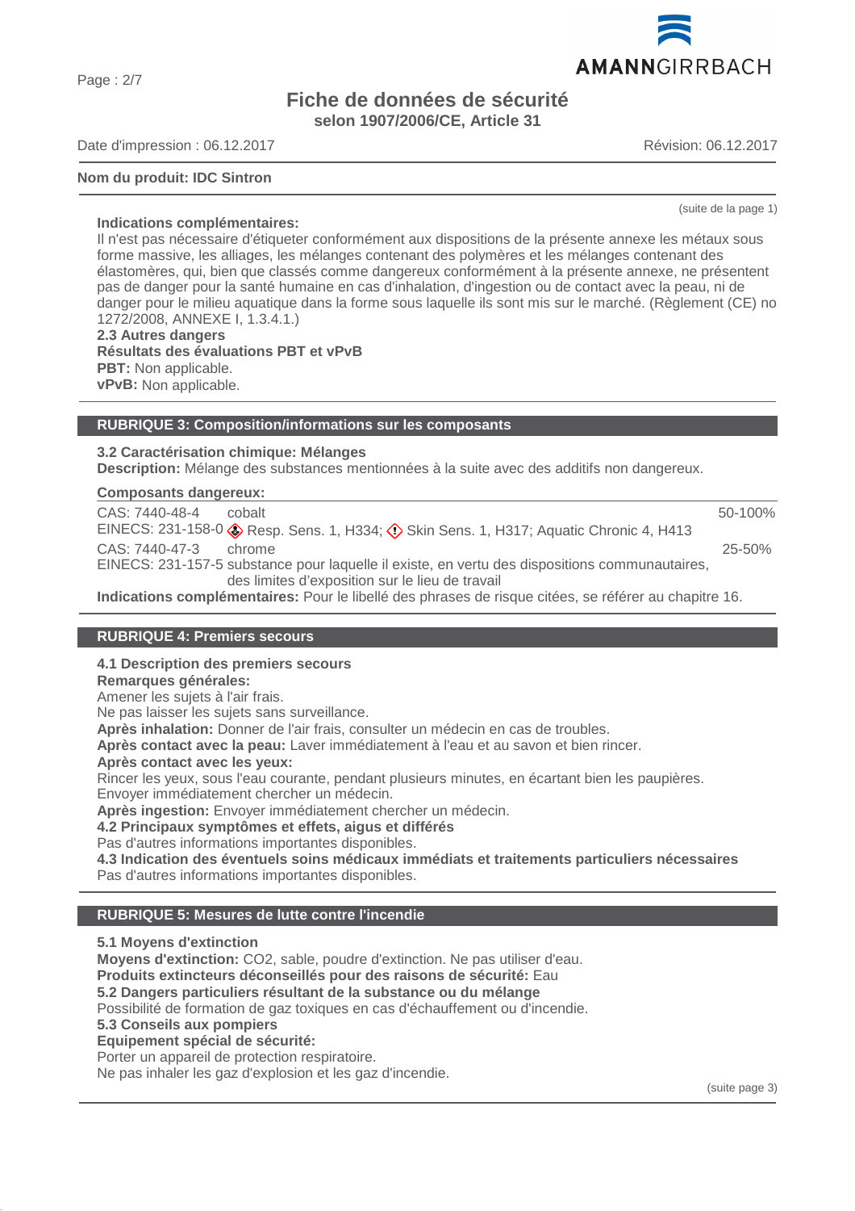(suite de la page 1)

**Indications complémentaires:**
Il n'est pas nécessaire d'étiqueter conformément aux dispositions de la présente annexe les métaux sous forme massive, les alliages, les mélanges contenant des polymères et les mélanges contenant des élastomères, qui, bien que classés comme dangereux conformément à la présente annexe, ne présentent pas de danger pour la santé humaine en cas d'inhalation, d'ingestion ou de contact avec la peau, ni de danger pour le milieu aquatique dans la forme sous laquelle ils sont mis sur le marché. (Règlement (CE) no 1272/2008, ANNEXE I, 1.3.4.1.)

**2.3 Autres dangers**
**Résultats des évaluations PBT et vPvB**
**PBT:** Non applicable.
**vPvB:** Non applicable.

## RUBRIQUE 3: Composition/informations sur les composants

**3.2 Caractérisation chimique: Mélanges**
**Description:** Mélange des substances mentionnées à la suite avec des additifs non dangereux.

**Composants dangereux:**

| | | |
|---|---|---|
| CAS: 7440-48-4<br>EINECS: 231-158-0 | cobalt<br>Resp. Sens. 1, H334; Skin Sens. 1, H317; Aquatic Chronic 4, H413 | 50-100% |
| CAS: 7440-47-3<br>EINECS: 231-157-5 | chrome<br>substance pour laquelle il existe, en vertu des dispositions communautaires, des limites d'exposition sur le lieu de travail | 25-50% |

**Indications complémentaires:** Pour le libellé des phrases de risque citées, se référer au chapitre 16.

## RUBRIQUE 4: Premiers secours

**4.1 Description des premiers secours**
**Remarques générales:**
Amener les sujets à l'air frais.
Ne pas laisser les sujets sans surveillance.
**Après inhalation:** Donner de l'air frais, consulter un médecin en cas de troubles.
**Après contact avec la peau:** Laver immédiatement à l'eau et au savon et bien rincer.
**Après contact avec les yeux:**
Rincer les yeux, sous l'eau courante, pendant plusieurs minutes, en écartant bien les paupières.
Envoyer immédiatement chercher un médecin.
**Après ingestion:** Envoyer immédiatement chercher un médecin.
**4.2 Principaux symptômes et effets, aigus et différés**
Pas d'autres informations importantes disponibles.
**4.3 Indication des éventuels soins médicaux immédiats et traitements particuliers nécessaires**
Pas d'autres informations importantes disponibles.

## RUBRIQUE 5: Mesures de lutte contre l'incendie

**5.1 Moyens d'extinction**
**Moyens d'extinction:** $CO_2$, sable, poudre d'extinction. Ne pas utiliser d'eau.
**Produits extincteurs déconseillés pour des raisons de sécurité:** Eau
**5.2 Dangers particuliers résultant de la substance ou du mélange**
Possibilité de formation de gaz toxiques en cas d'échauffement ou d'incendie.
**5.3 Conseils aux pompiers**
**Equipement spécial de sécurité:**
Porter un appareil de protection respiratoire.
Ne pas inhaler les gaz d'explosion et les gaz d'incendie.

(suite page 3)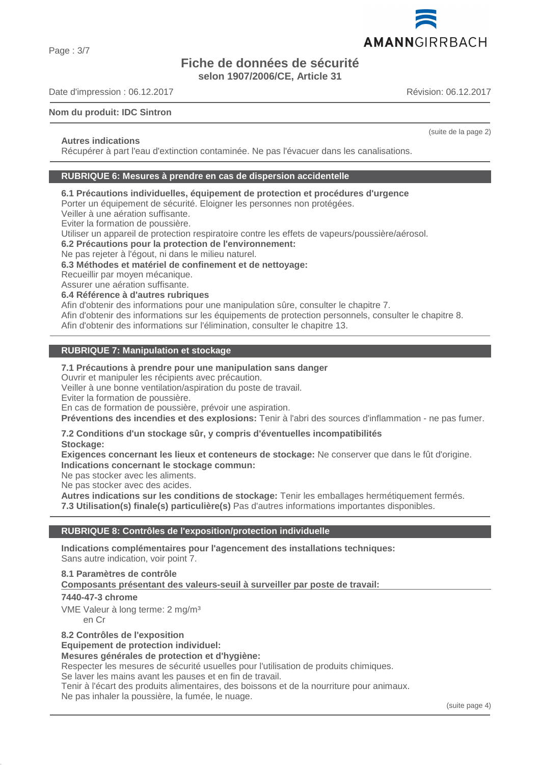(suite de la page 2)

**Autres indications**

Récupérer à part l'eau d'extinction contaminée. Ne pas l'évacuer dans les canalisations.

## RUBRIQUE 6: Mesures à prendre en cas de dispersion accidentelle

**6.1 Précautions individuelles, équipement de protection et procédures d'urgence**

Porter un équipement de sécurité. Eloigner les personnes non protégées.
Veiller à une aération suffisante.
Eviter la formation de poussière.
Utiliser un appareil de protection respiratoire contre les effets de vapeurs/poussière/aérosol.

**6.2 Précautions pour la protection de l'environnement:**

Ne pas rejeter à l'égout, ni dans le milieu naturel.

**6.3 Méthodes et matériel de confinement et de nettoyage:**

Recueillir par moyen mécanique.
Assurer une aération suffisante.

**6.4 Référence à d'autres rubriques**

Afin d'obtenir des informations pour une manipulation sûre, consulter le chapitre 7.
Afin d'obtenir des informations sur les équipements de protection personnels, consulter le chapitre 8.
Afin d'obtenir des informations sur l'élimination, consulter le chapitre 13.

## RUBRIQUE 7: Manipulation et stockage

**7.1 Précautions à prendre pour une manipulation sans danger**

Ouvrir et manipuler les récipients avec précaution.
Veiller à une bonne ventilation/aspiration du poste de travail.
Eviter la formation de poussière.
En cas de formation de poussière, prévoir une aspiration.
**Préventions des incendies et des explosions:** Tenir à l'abri des sources d'inflammation - ne pas fumer.

**7.2 Conditions d'un stockage sûr, y compris d'éventuelles incompatibilités**

**Stockage:**

**Exigences concernant les lieux et conteneurs de stockage:** Ne conserver que dans le fût d'origine.

**Indications concernant le stockage commun:**

Ne pas stocker avec les aliments.
Ne pas stocker avec des acides.

**Autres indications sur les conditions de stockage:** Tenir les emballages hermétiquement fermés.

**7.3 Utilisation(s) finale(s) particulière(s)** Pas d'autres informations importantes disponibles.

## RUBRIQUE 8: Contrôles de l'exposition/protection individuelle

**Indications complémentaires pour l'agencement des installations techniques:**

Sans autre indication, voir point 7.

**8.1 Paramètres de contrôle**

**Composants présentant des valeurs-seuil à surveiller par poste de travail:**

**7440-47-3 chrome**

VME Valeur à long terme: 2 mg/m³
en Cr

**8.2 Contrôles de l'exposition**

**Equipement de protection individuel:**

**Mesures générales de protection et d'hygiène:**

Respecter les mesures de sécurité usuelles pour l'utilisation de produits chimiques.
Se laver les mains avant les pauses et en fin de travail.
Tenir à l'écart des produits alimentaires, des boissons et de la nourriture pour animaux.
Ne pas inhaler la poussière, la fumée, le nuage.

(suite page 4)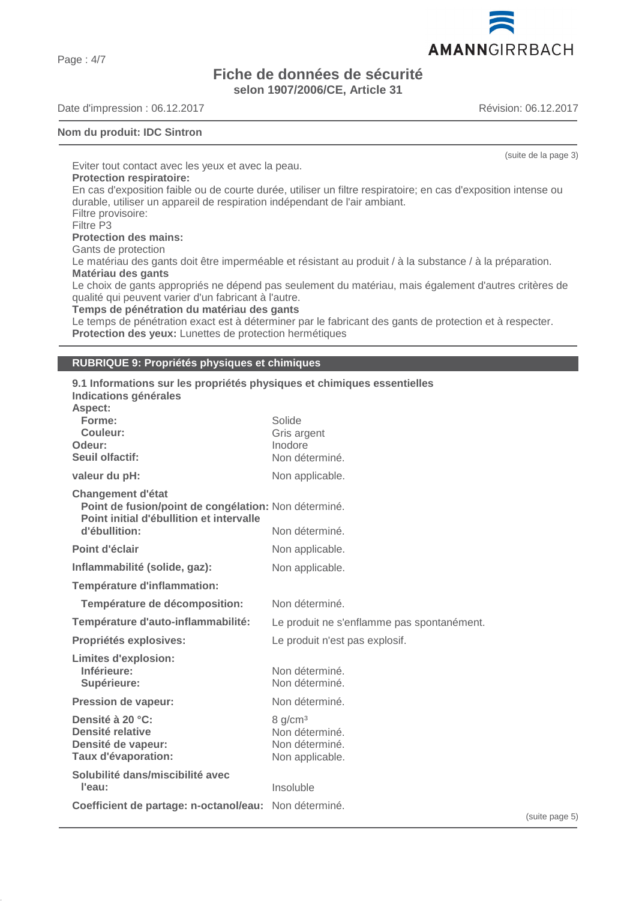(suite de la page 3)

Eviter tout contact avec les yeux et avec la peau.

**Protection respiratoire:**

En cas d'exposition faible ou de courte durée, utiliser un filtre respiratoire; en cas d'exposition intense ou durable, utiliser un appareil de respiration indépendant de l'air ambiant.

Filtre provisoire:

Filtre P3

**Protection des mains:**

Gants de protection

Le matériau des gants doit être imperméable et résistant au produit / à la substance / à la préparation.

**Matériau des gants**

Le choix de gants appropriés ne dépend pas seulement du matériau, mais également d'autres critères de qualité qui peuvent varier d'un fabricant à l'autre.

**Temps de pénétration du matériau des gants**

Le temps de pénétration exact est à déterminer par le fabricant des gants de protection et à respecter.

**Protection des yeux:** Lunettes de protection hermétiques

## RUBRIQUE 9: Propriétés physiques et chimiques

**9.1 Informations sur les propriétés physiques et chimiques essentielles**

**Indications générales**

| | |
|---|---|
| **Aspect:** | |
| **Forme:** | Solide |
| **Couleur:** | Gris argent |
| **Odeur:** | Inodore |
| **Seuil olfactif:** | Non déterminé. |
| **valeur du pH:** | Non applicable. |
| **Changement d'état** | |
| **Point de fusion/point de congélation:** | Non déterminé. |
| **Point initial d'ébullition et intervalle d'ébullition:** | Non déterminé. |
| **Point d'éclair** | Non applicable. |
| **Inflammabilité (solide, gaz):** | Non applicable. |
| **Température d'inflammation:** | |
| **Température de décomposition:** | Non déterminé. |
| **Température d'auto-inflammabilité:** | Le produit ne s'enflamme pas spontanément. |
| **Propriétés explosives:** | Le produit n'est pas explosif. |
| **Limites d'explosion:** | |
| **Inférieure:** | Non déterminé. |
| **Supérieure:** | Non déterminé. |
| **Pression de vapeur:** | Non déterminé. |
| **Densité à 20 °C:** | 8 g/cm³ |
| **Densité relative** | Non déterminé. |
| **Densité de vapeur:** | Non déterminé. |
| **Taux d'évaporation:** | Non applicable. |
| **Solubilité dans/miscibilité avec l'eau:** | Insoluble |
| **Coefficient de partage: n-octanol/eau:** | Non déterminé. |

(suite page 5)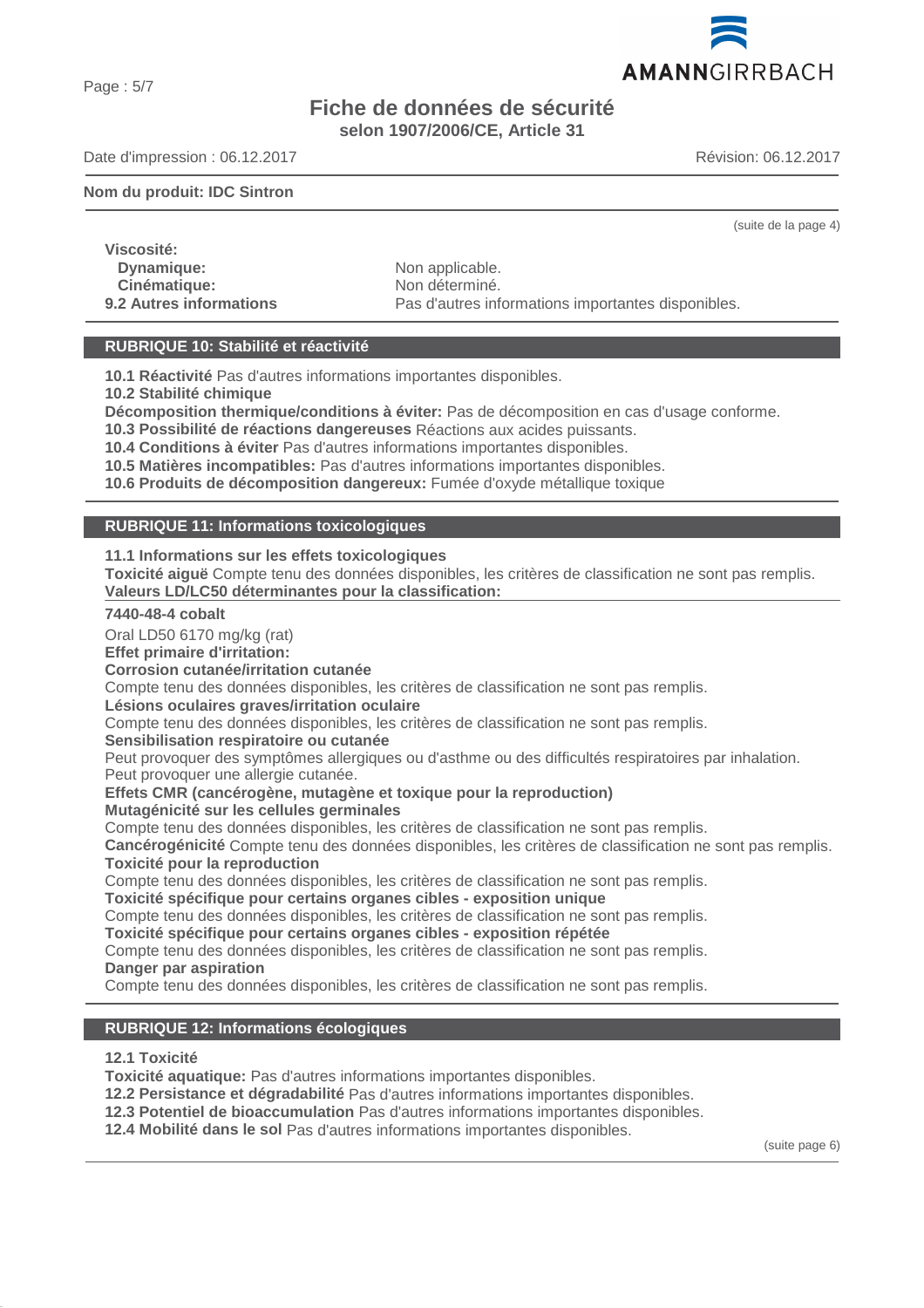**Nom du produit: IDC Sintron**

(suite de la page 4)

**Viscosité:**

| | |
|---|---|
| **Dynamique:** | Non applicable. |
| **Cinématique:** | Non déterminé. |
| **9.2 Autres informations** | Pas d'autres informations importantes disponibles. |

## RUBRIQUE 10: Stabilité et réactivité

**10.1 Réactivité** Pas d'autres informations importantes disponibles.
**10.2 Stabilité chimique**
**Décomposition thermique/conditions à éviter:** Pas de décomposition en cas d'usage conforme.
**10.3 Possibilité de réactions dangereuses** Réactions aux acides puissants.
**10.4 Conditions à éviter** Pas d'autres informations importantes disponibles.
**10.5 Matières incompatibles:** Pas d'autres informations importantes disponibles.
**10.6 Produits de décomposition dangereux:** Fumée d'oxyde métallique toxique

## RUBRIQUE 11: Informations toxicologiques

**11.1 Informations sur les effets toxicologiques**
**Toxicité aiguë** Compte tenu des données disponibles, les critères de classification ne sont pas remplis.
**Valeurs LD/LC50 déterminantes pour la classification:**

**7440-48-4 cobalt**

Oral LD50 6170 mg/kg (rat)
**Effet primaire d'irritation:**
**Corrosion cutanée/irritation cutanée**
Compte tenu des données disponibles, les critères de classification ne sont pas remplis.
**Lésions oculaires graves/irritation oculaire**
Compte tenu des données disponibles, les critères de classification ne sont pas remplis.
**Sensibilisation respiratoire ou cutanée**
Peut provoquer des symptômes allergiques ou d'asthme ou des difficultés respiratoires par inhalation.
Peut provoquer une allergie cutanée.
**Effets CMR (cancérogène, mutagène et toxique pour la reproduction)**
**Mutagénicité sur les cellules germinales**
Compte tenu des données disponibles, les critères de classification ne sont pas remplis.
**Cancérogénicité** Compte tenu des données disponibles, les critères de classification ne sont pas remplis.
**Toxicité pour la reproduction**
Compte tenu des données disponibles, les critères de classification ne sont pas remplis.
**Toxicité spécifique pour certains organes cibles - exposition unique**
Compte tenu des données disponibles, les critères de classification ne sont pas remplis.
**Toxicité spécifique pour certains organes cibles - exposition répétée**
Compte tenu des données disponibles, les critères de classification ne sont pas remplis.
**Danger par aspiration**
Compte tenu des données disponibles, les critères de classification ne sont pas remplis.

## RUBRIQUE 12: Informations écologiques

**12.1 Toxicité**
**Toxicité aquatique:** Pas d'autres informations importantes disponibles.
**12.2 Persistance et dégradabilité** Pas d'autres informations importantes disponibles.
**12.3 Potentiel de bioaccumulation** Pas d'autres informations importantes disponibles.
**12.4 Mobilité dans le sol** Pas d'autres informations importantes disponibles.

(suite page 6)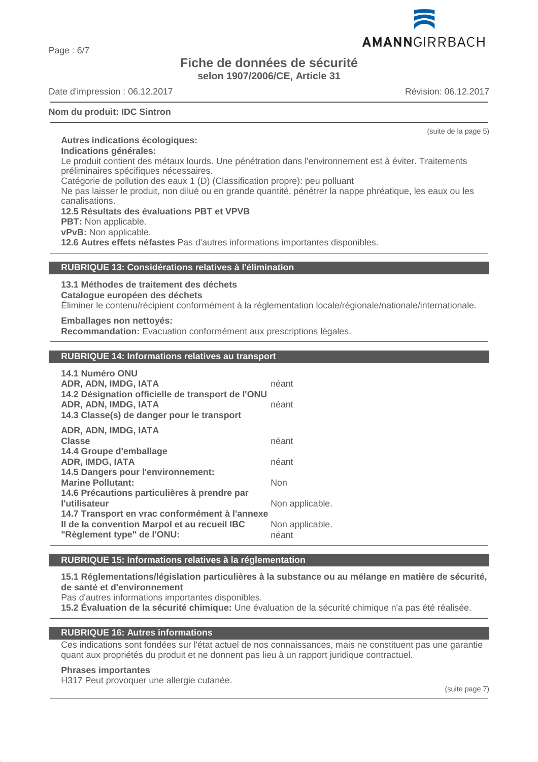(suite de la page 5)

**Autres indications écologiques:**

**Indications générales:**

Le produit contient des métaux lourds. Une pénétration dans l'environnement est à éviter. Traitements préliminaires spécifiques nécessaires.

Catégorie de pollution des eaux 1 (D) (Classification propre): peu polluant

Ne pas laisser le produit, non dilué ou en grande quantité, pénétrer la nappe phréatique, les eaux ou les canalisations.

**12.5 Résultats des évaluations PBT et VPVB**

**PBT:** Non applicable.

**vPvB:** Non applicable.

**12.6 Autres effets néfastes** Pas d'autres informations importantes disponibles.

## RUBRIQUE 13: Considérations relatives à l'élimination

**13.1 Méthodes de traitement des déchets**

**Catalogue européen des déchets**

Éliminer le contenu/récipient conformément à la réglementation locale/régionale/nationale/internationale.

**Emballages non nettoyés:**

**Recommandation:** Evacuation conformément aux prescriptions légales.

## RUBRIQUE 14: Informations relatives au transport

| | |
|---|---|
| **14.1 Numéro ONU** | |
| **ADR, ADN, IMDG, IATA** | néant |
| **14.2 Désignation officielle de transport de l'ONU** | |
| **ADR, ADN, IMDG, IATA** | néant |
| **14.3 Classe(s) de danger pour le transport** | |
| **ADR, ADN, IMDG, IATA** | |
| **Classe** | néant |
| **14.4 Groupe d'emballage** | |
| **ADR, IMDG, IATA** | néant |
| **14.5 Dangers pour l'environnement:** | |
| **Marine Pollutant:** | Non |
| **14.6 Précautions particulières à prendre par l'utilisateur** | Non applicable. |
| **14.7 Transport en vrac conformément à l'annexe II de la convention Marpol et au recueil IBC** | Non applicable. |
| **"Règlement type" de l'ONU:** | néant |

## RUBRIQUE 15: Informations relatives à la réglementation

**15.1 Réglementations/législation particulières à la substance ou au mélange en matière de sécurité, de santé et d'environnement**

Pas d'autres informations importantes disponibles.

**15.2 Évaluation de la sécurité chimique:** Une évaluation de la sécurité chimique n'a pas été réalisée.

## RUBRIQUE 16: Autres informations

Ces indications sont fondées sur l'état actuel de nos connaissances, mais ne constituent pas une garantie quant aux propriétés du produit et ne donnent pas lieu à un rapport juridique contractuel.

**Phrases importantes**

H317 Peut provoquer une allergie cutanée.

(suite page 7)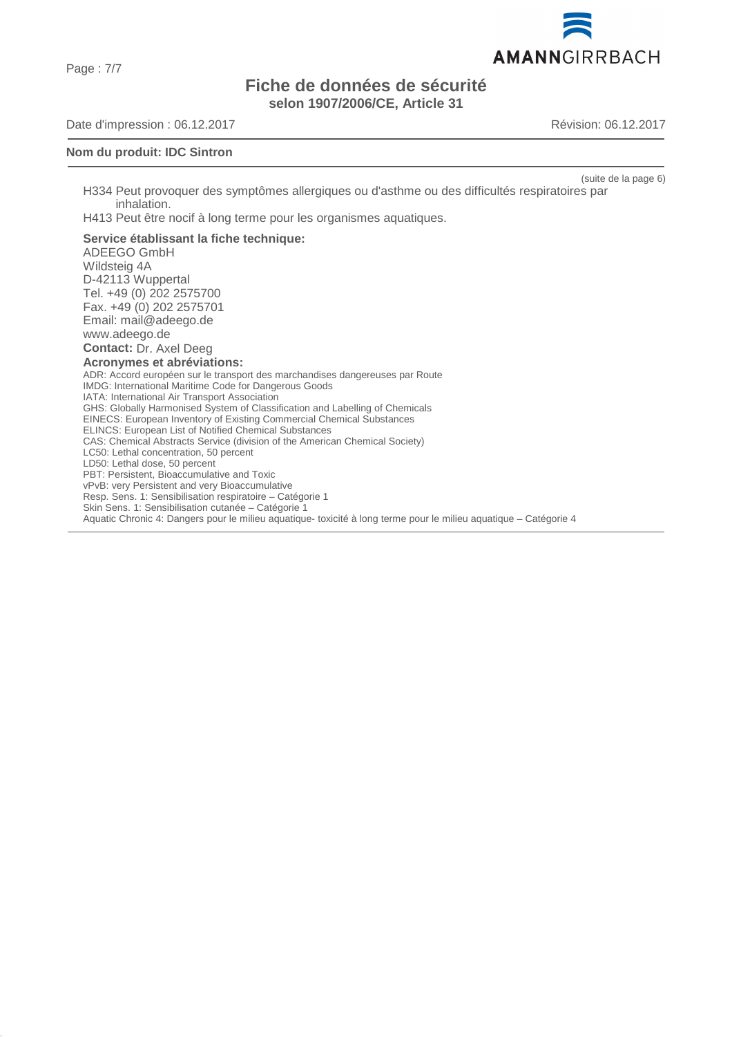(suite de la page 6)

H334 Peut provoquer des symptômes allergiques ou d'asthme ou des difficultés respiratoires par inhalation.

H413 Peut être nocif à long terme pour les organismes aquatiques.

**Service établissant la fiche technique:**

ADEEGO GmbH
Wildsteig 4A
D-42113 Wuppertal
Tel. +49 (0) 202 2575700
Fax. +49 (0) 202 2575701
Email: mail@adeego.de
www.adeego.de

**Contact:** Dr. Axel Deeg

**Acronymes et abréviations:**

ADR: Accord européen sur le transport des marchandises dangereuses par Route
IMDG: International Maritime Code for Dangerous Goods
IATA: International Air Transport Association
GHS: Globally Harmonised System of Classification and Labelling of Chemicals
EINECS: European Inventory of Existing Commercial Chemical Substances
ELINCS: European List of Notified Chemical Substances
CAS: Chemical Abstracts Service (division of the American Chemical Society)
LC50: Lethal concentration, 50 percent
LD50: Lethal dose, 50 percent
PBT: Persistent, Bioaccumulative and Toxic
vPvB: very Persistent and very Bioaccumulative
Resp. Sens. 1: Sensibilisation respiratoire – Catégorie 1
Skin Sens. 1: Sensibilisation cutanée – Catégorie 1
Aquatic Chronic 4: Dangers pour le milieu aquatique- toxicité à long terme pour le milieu aquatique – Catégorie 4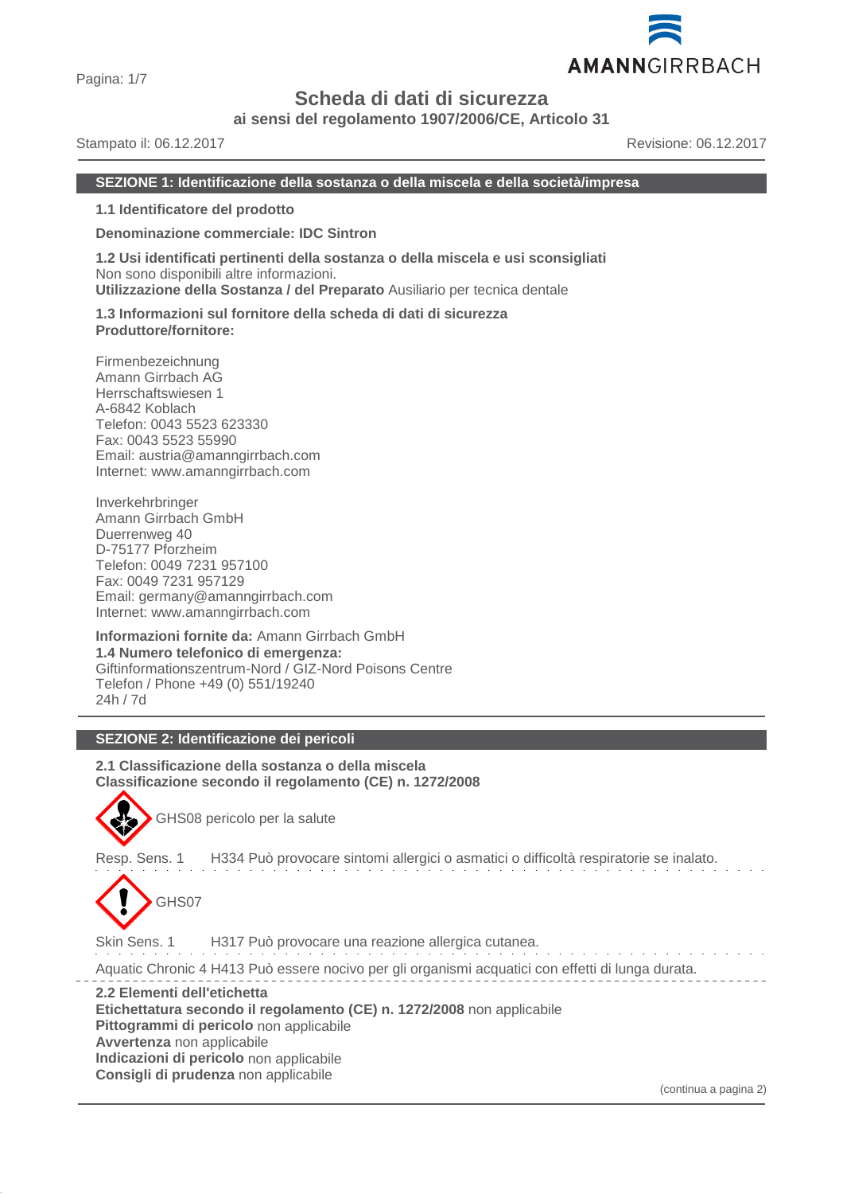# Scheda di dati di sicurezza

**ai sensi del regolamento 1907/2006/CE, Articolo 31**

Stampato il: 06.12.2017 Revisione: 06.12.2017

## SEZIONE 1: Identificazione della sostanza o della miscela e della società/impresa

**1.1 Identificatore del prodotto**

**Denominazione commerciale: IDC Sintron**

**1.2 Usi identificati pertinenti della sostanza o della miscela e usi sconsigliati**
Non sono disponibili altre informazioni.
**Utilizzazione della Sostanza / del Preparato** Ausiliario per tecnica dentale

**1.3 Informazioni sul fornitore della scheda di dati di sicurezza**
**Produttore/fornitore:**

Firmenbezeichnung
Amann Girrbach AG
Herrschaftswiesen 1
A-6842 Koblach
Telefon: 0043 5523 623330
Fax: 0043 5523 55990
Email: austria@amanngirrbach.com
Internet: www.amanngirrbach.com

Inverkehrbringer
Amann Girrbach GmbH
Duerrenweg 40
D-75177 Pforzheim
Telefon: 0049 7231 957100
Fax: 0049 7231 957129
Email: germany@amanngirrbach.com
Internet: www.amanngirrbach.com

**Informazioni fornite da:** Amann Girrbach GmbH
**1.4 Numero telefonico di emergenza:**
Giftinformationszentrum-Nord / GIZ-Nord Poisons Centre
Telefon / Phone +49 (0) 551/19240
24h / 7d

## SEZIONE 2: Identificazione dei pericoli

**2.1 Classificazione della sostanza o della miscela**
**Classificazione secondo il regolamento (CE) n. 1272/2008**

GHS08 pericolo per la salute

Resp. Sens. 1 H334 Può provocare sintomi allergici o asmatici o difficoltà respiratorie se inalato.

GHS07

Skin Sens. 1 H317 Può provocare una reazione allergica cutanea.

Aquatic Chronic 4 H413 Può essere nocivo per gli organismi acquatici con effetti di lunga durata.

**2.2 Elementi dell'etichetta**
**Etichettatura secondo il regolamento (CE) n. 1272/2008** non applicabile
**Pittogrammi di pericolo** non applicabile
**Avvertenza** non applicabile
**Indicazioni di pericolo** non applicabile
**Consigli di prudenza** non applicabile

(continua a pagina 2)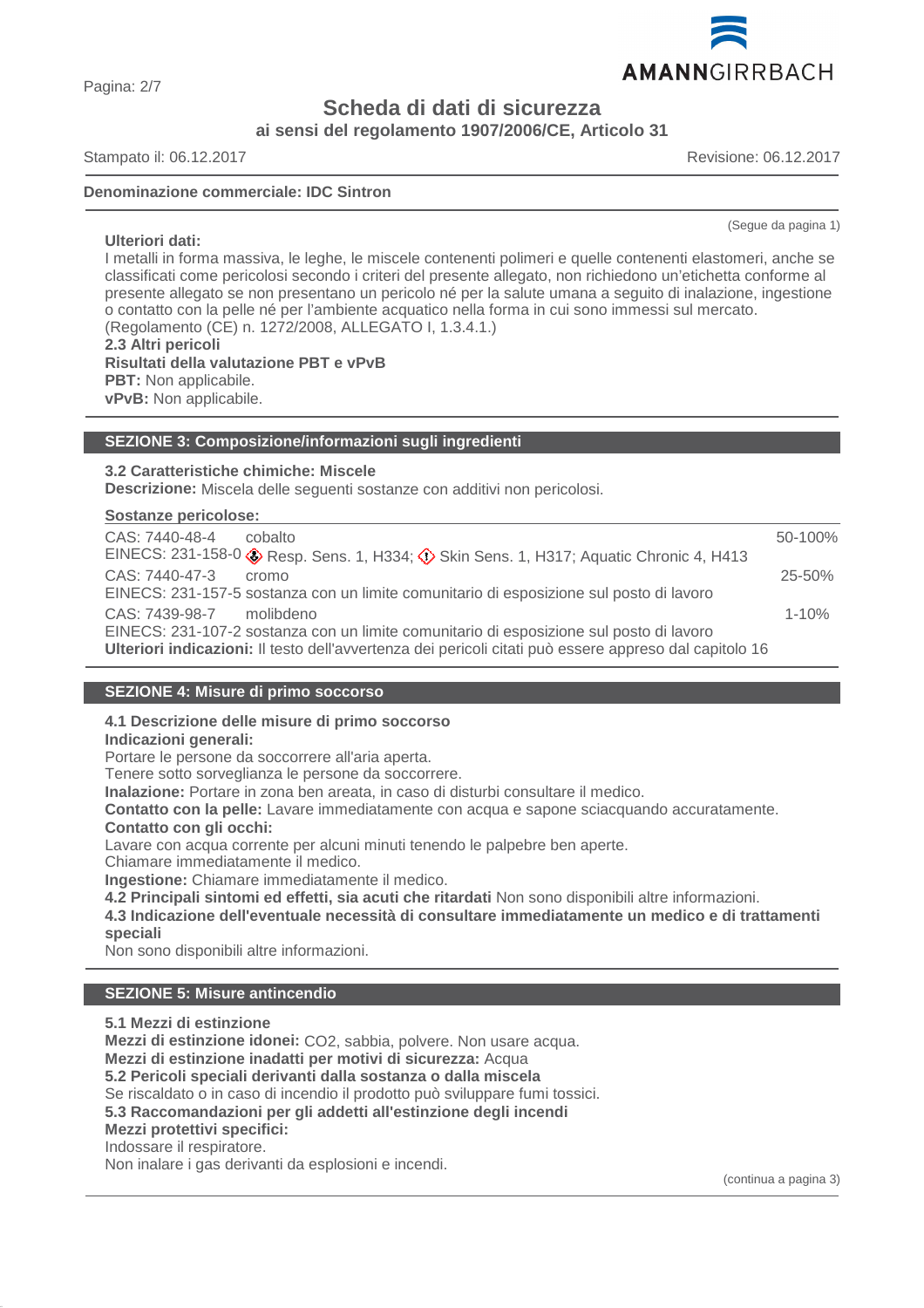**Scheda di dati di sicurezza**
**ai sensi del regolamento 1907/2006/CE, Articolo 31**

Stampato il: 06.12.2017 Revisione: 06.12.2017

**Denominazione commerciale: IDC Sintron**

(Segue da pagina 1)

**Ulteriori dati:**
I metalli in forma massiva, le leghe, le miscele contenenti polimeri e quelle contenenti elastomeri, anche se classificati come pericolosi secondo i criteri del presente allegato, non richiedono un'etichetta conforme al presente allegato se non presentano un pericolo né per la salute umana a seguito di inalazione, ingestione o contatto con la pelle né per l'ambiente acquatico nella forma in cui sono immessi sul mercato. (Regolamento (CE) n. 1272/2008, ALLEGATO I, 1.3.4.1.)

**2.3 Altri pericoli**
**Risultati della valutazione PBT e vPvB**
**PBT:** Non applicabile.
**vPvB:** Non applicabile.

## SEZIONE 3: Composizione/informazioni sugli ingredienti

**3.2 Caratteristiche chimiche: Miscele**
**Descrizione:** Miscela delle seguenti sostanze con additivi non pericolosi.

**Sostanze pericolose:**

| | | |
|---|---|---|
| CAS: 7440-48-4 | cobalto | 50-100% |
| EINECS: 231-158-0 | Resp. Sens. 1, H334; Skin Sens. 1, H317; Aquatic Chronic 4, H413 | |
| CAS: 7440-47-3 | cromo | 25-50% |
| EINECS: 231-157-5 | sostanza con un limite comunitario di esposizione sul posto di lavoro | |
| CAS: 7439-98-7 | molibdeno | 1-10% |
| EINECS: 231-107-2 | sostanza con un limite comunitario di esposizione sul posto di lavoro | |

**Ulteriori indicazioni:** Il testo dell'avvertenza dei pericoli citati può essere appreso dal capitolo 16

## SEZIONE 4: Misure di primo soccorso

**4.1 Descrizione delle misure di primo soccorso**
**Indicazioni generali:**
Portare le persone da soccorrere all'aria aperta.
Tenere sotto sorveglianza le persone da soccorrere.
**Inalazione:** Portare in zona ben areata, in caso di disturbi consultare il medico.
**Contatto con la pelle:** Lavare immediatamente con acqua e sapone sciacquando accuratamente.
**Contatto con gli occhi:**
Lavare con acqua corrente per alcuni minuti tenendo le palpebre ben aperte.
Chiamare immediatamente il medico.
**Ingestione:** Chiamare immediatamente il medico.
**4.2 Principali sintomi ed effetti, sia acuti che ritardati** Non sono disponibili altre informazioni.
**4.3 Indicazione dell'eventuale necessità di consultare immediatamente un medico e di trattamenti speciali**
Non sono disponibili altre informazioni.

## SEZIONE 5: Misure antincendio

**5.1 Mezzi di estinzione**
**Mezzi di estinzione idonei:** $CO_2$, sabbia, polvere. Non usare acqua.
**Mezzi di estinzione inadatti per motivi di sicurezza:** Acqua
**5.2 Pericoli speciali derivanti dalla sostanza o dalla miscela**
Se riscaldato o in caso di incendio il prodotto può sviluppare fumi tossici.
**5.3 Raccomandazioni per gli addetti all'estinzione degli incendi**
**Mezzi protettivi specifici:**
Indossare il respiratore.
Non inalare i gas derivanti da esplosioni e incendi.

(continua a pagina 3)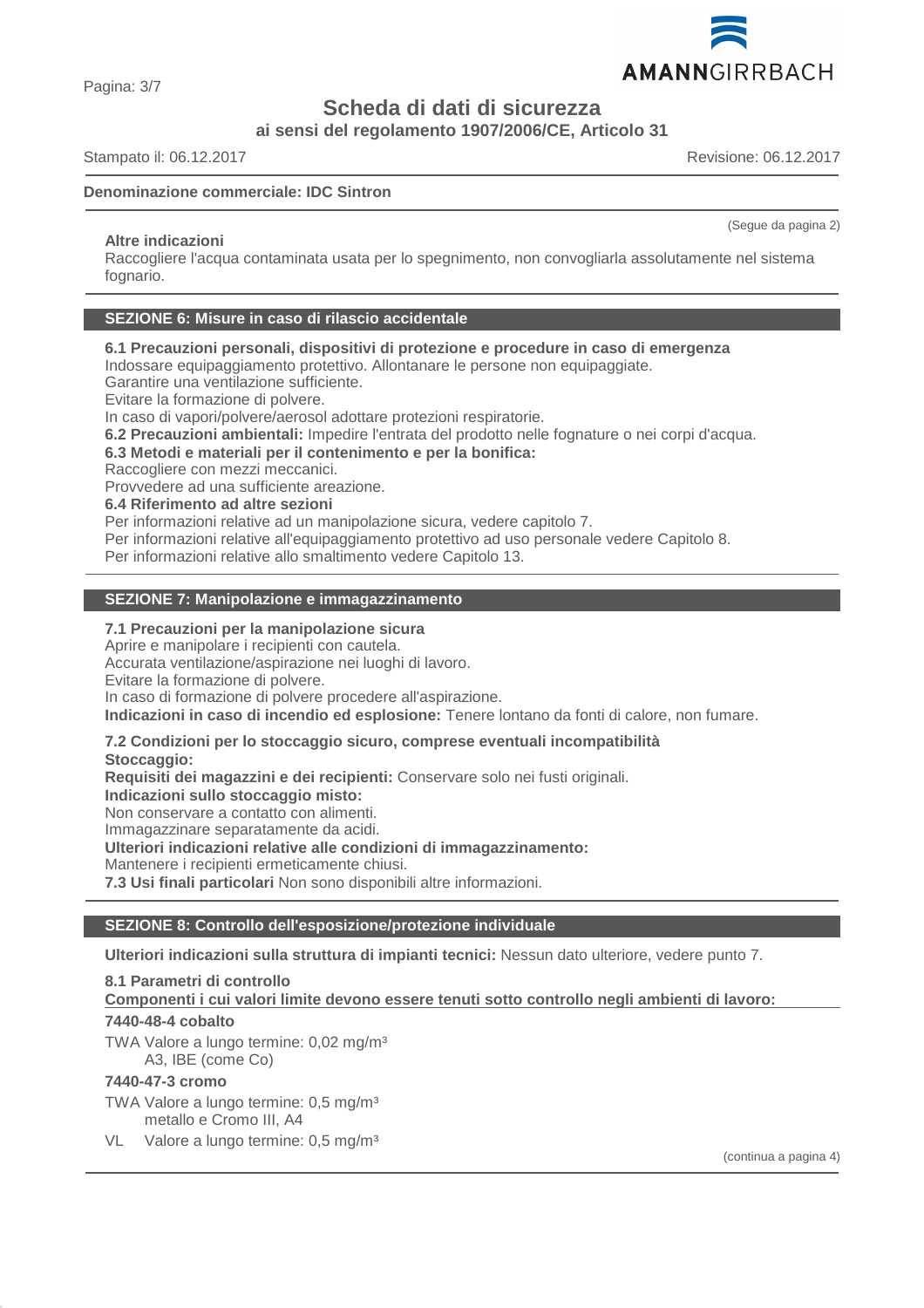**Denominazione commerciale: IDC Sintron**

**Altre indicazioni**
Raccogliere l'acqua contaminata usata per lo spegnimento, non convogliarla assolutamente nel sistema fognario.

## SEZIONE 6: Misure in caso di rilascio accidentale

**6.1 Precauzioni personali, dispositivi di protezione e procedure in caso di emergenza**
Indossare equipaggiamento protettivo. Allontanare le persone non equipaggiate.
Garantire una ventilazione sufficiente.
Evitare la formazione di polvere.
In caso di vapori/polvere/aerosol adottare protezioni respiratorie.
**6.2 Precauzioni ambientali:** Impedire l'entrata del prodotto nelle fognature o nei corpi d'acqua.
**6.3 Metodi e materiali per il contenimento e per la bonifica:**
Raccogliere con mezzi meccanici.
Provvedere ad una sufficiente areazione.
**6.4 Riferimento ad altre sezioni**
Per informazioni relative ad un manipolazione sicura, vedere capitolo 7.
Per informazioni relative all'equipaggiamento protettivo ad uso personale vedere Capitolo 8.
Per informazioni relative allo smaltimento vedere Capitolo 13.

## SEZIONE 7: Manipolazione e immagazzinamento

**7.1 Precauzioni per la manipolazione sicura**
Aprire e manipolare i recipienti con cautela.
Accurata ventilazione/aspirazione nei luoghi di lavoro.
Evitare la formazione di polvere.
In caso di formazione di polvere procedere all'aspirazione.
**Indicazioni in caso di incendio ed esplosione:** Tenere lontano da fonti di calore, non fumare.

**7.2 Condizioni per lo stoccaggio sicuro, comprese eventuali incompatibilità**
**Stoccaggio:**
**Requisiti dei magazzini e dei recipienti:** Conservare solo nei fusti originali.
**Indicazioni sullo stoccaggio misto:**
Non conservare a contatto con alimenti.
Immagazzinare separatamente da acidi.
**Ulteriori indicazioni relative alle condizioni di immagazzinamento:**
Mantenere i recipienti ermeticamente chiusi.
**7.3 Usi finali particolari** Non sono disponibili altre informazioni.

## SEZIONE 8: Controllo dell'esposizione/protezione individuale

**Ulteriori indicazioni sulla struttura di impianti tecnici:** Nessun dato ulteriore, vedere punto 7.

**8.1 Parametri di controllo**
**Componenti i cui valori limite devono essere tenuti sotto controllo negli ambienti di lavoro:**

**7440-48-4 cobalto**
TWA Valore a lungo termine: 0,02 mg/m³
A3, IBE (come Co)

**7440-47-3 cromo**
TWA Valore a lungo termine: 0,5 mg/m³
metallo e Cromo III, A4
VL Valore a lungo termine: 0,5 mg/m³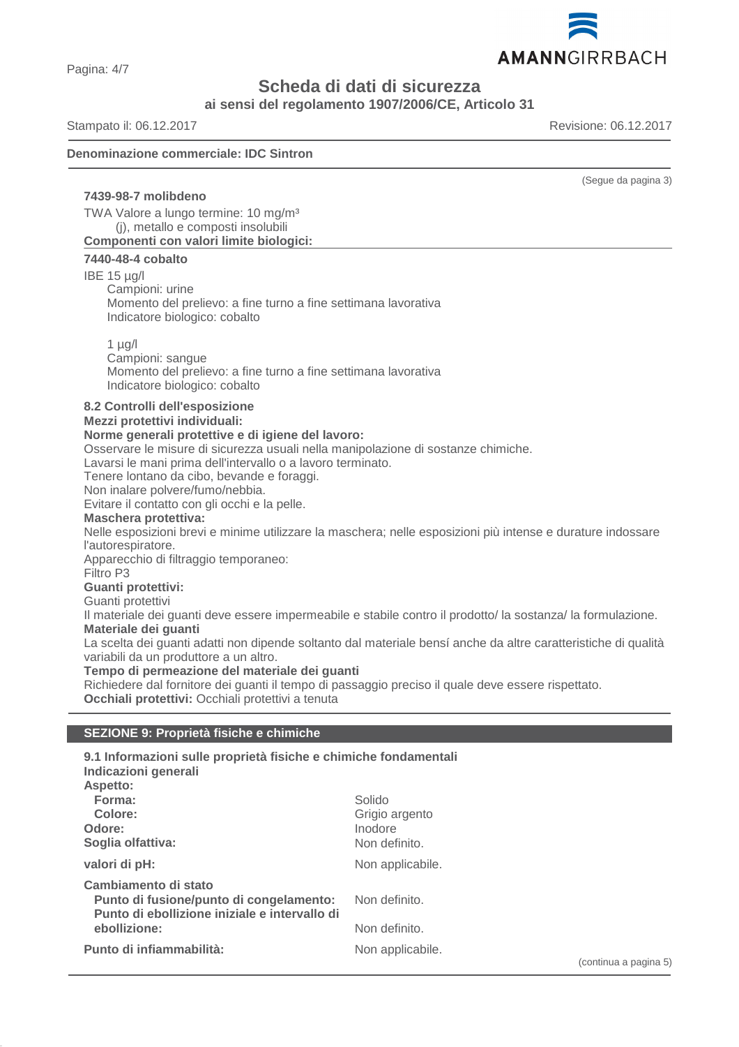**Denominazione commerciale: IDC Sintron**

(Segue da pagina 3)

**7439-98-7 molibdeno**

TWA Valore a lungo termine: 10 mg/m³
(j), metallo e composti insolubili

**Componenti con valori limite biologici:**

**7440-48-4 cobalto**

IBE 15 µg/l
Campioni: urine
Momento del prelievo: a fine turno a fine settimana lavorativa
Indicatore biologico: cobalto

1 µg/l
Campioni: sangue
Momento del prelievo: a fine turno a fine settimana lavorativa
Indicatore biologico: cobalto

**8.2 Controlli dell'esposizione**

**Mezzi protettivi individuali:**

**Norme generali protettive e di igiene del lavoro:**

Osservare le misure di sicurezza usuali nella manipolazione di sostanze chimiche.
Lavarsi le mani prima dell'intervallo o a lavoro terminato.
Tenere lontano da cibo, bevande e foraggi.
Non inalare polvere/fumo/nebbia.
Evitare il contatto con gli occhi e la pelle.

**Maschera protettiva:**

Nelle esposizioni brevi e minime utilizzare la maschera; nelle esposizioni più intense e durature indossare l'autorespiratore.
Apparecchio di filtraggio temporaneo:
Filtro P3

**Guanti protettivi:**

Guanti protettivi
Il materiale dei guanti deve essere impermeabile e stabile contro il prodotto/ la sostanza/ la formulazione.

**Materiale dei guanti**

La scelta dei guanti adatti non dipende soltanto dal materiale bensí anche da altre caratteristiche di qualità variabili da un produttore a un altro.

**Tempo di permeazione del materiale dei guanti**

Richiedere dal fornitore dei guanti il tempo di passaggio preciso il quale deve essere rispettato.

**Occhiali protettivi:** Occhiali protettivi a tenuta

## SEZIONE 9: Proprietà fisiche e chimiche

**9.1 Informazioni sulle proprietà fisiche e chimiche fondamentali**

**Indicazioni generali**

**Aspetto:**

| | |
|---|---|
| **Forma:** | Solido |
| **Colore:** | Grigio argento |
| **Odore:** | Inodore |
| **Soglia olfattiva:** | Non definito. |
| **valori di pH:** | Non applicabile. |
| **Cambiamento di stato** | |
| **Punto di fusione/punto di congelamento:** | Non definito. |
| **Punto di ebollizione iniziale e intervallo di ebollizione:** | Non definito. |
| **Punto di infiammabilità:** | Non applicabile. |

(continua a pagina 5)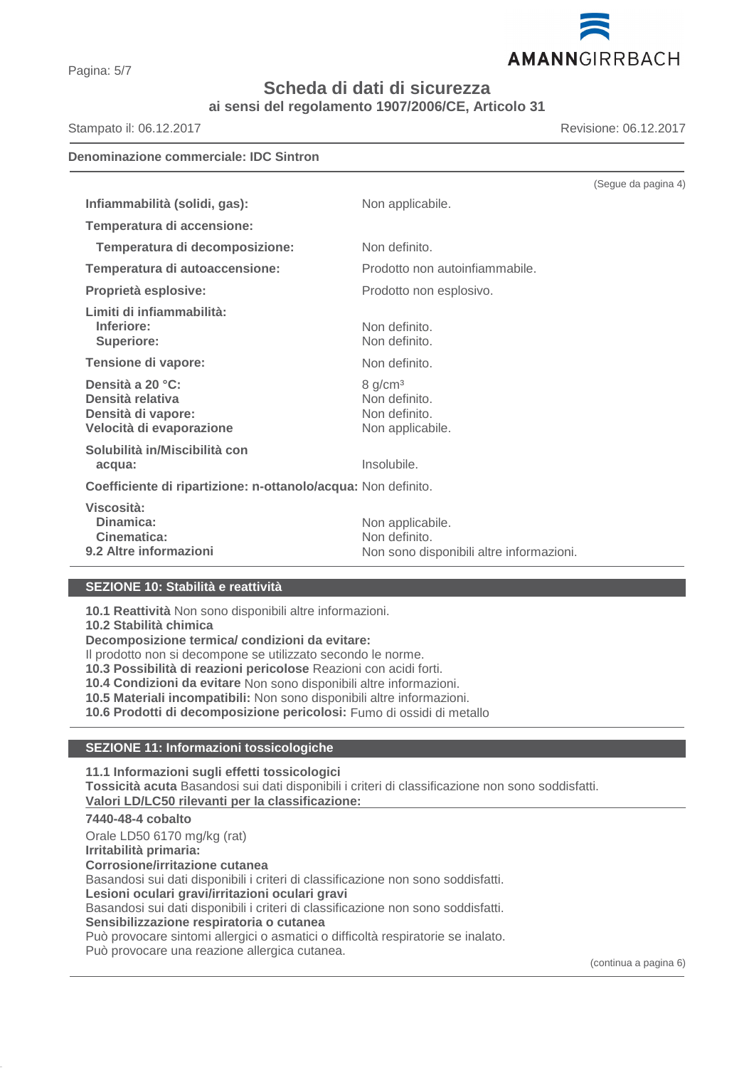(Segue da pagina 4)

| | |
|---|---|
| **Infiammabilità (solidi, gas):** | Non applicabile. |
| **Temperatura di accensione:** | |
| **Temperatura di decomposizione:** | Non definito. |
| **Temperatura di autoaccensione:** | Prodotto non autoinfiammabile. |
| **Proprietà esplosive:** | Prodotto non esplosivo. |
| **Limiti di infiammabilità:** | |
| **Inferiore:** | Non definito. |
| **Superiore:** | Non definito. |
| **Tensione di vapore:** | Non definito. |
| **Densità a 20 °C:** | 8 g/cm³ |
| **Densità relativa** | Non definito. |
| **Densità di vapore:** | Non definito. |
| **Velocità di evaporazione** | Non applicabile. |
| **Solubilità in/Miscibilità con acqua:** | Insolubile. |
| **Coefficiente di ripartizione: n-ottanolo/acqua:** | Non definito. |
| **Viscosità:** | |
| **Dinamica:** | Non applicabile. |
| **Cinematica:** | Non definito. |
| **9.2 Altre informazioni** | Non sono disponibili altre informazioni. |

## SEZIONE 10: Stabilità e reattività

**10.1 Reattività** Non sono disponibili altre informazioni.
**10.2 Stabilità chimica**
**Decomposizione termica/ condizioni da evitare:**
Il prodotto non si decompone se utilizzato secondo le norme.
**10.3 Possibilità di reazioni pericolose** Reazioni con acidi forti.
**10.4 Condizioni da evitare** Non sono disponibili altre informazioni.
**10.5 Materiali incompatibili:** Non sono disponibili altre informazioni.
**10.6 Prodotti di decomposizione pericolosi:** Fumo di ossidi di metallo

## SEZIONE 11: Informazioni tossicologiche

**11.1 Informazioni sugli effetti tossicologici**
**Tossicità acuta** Basandosi sui dati disponibili i criteri di classificazione non sono soddisfatti.
**Valori LD/LC50 rilevanti per la classificazione:**

**7440-48-4 cobalto**

Orale LD50 6170 mg/kg (rat)
**Irritabilità primaria:**
**Corrosione/irritazione cutanea**
Basandosi sui dati disponibili i criteri di classificazione non sono soddisfatti.
**Lesioni oculari gravi/irritazioni oculari gravi**
Basandosi sui dati disponibili i criteri di classificazione non sono soddisfatti.
**Sensibilizzazione respiratoria o cutanea**
Può provocare sintomi allergici o asmatici o difficoltà respiratorie se inalato.
Può provocare una reazione allergica cutanea.

(continua a pagina 6)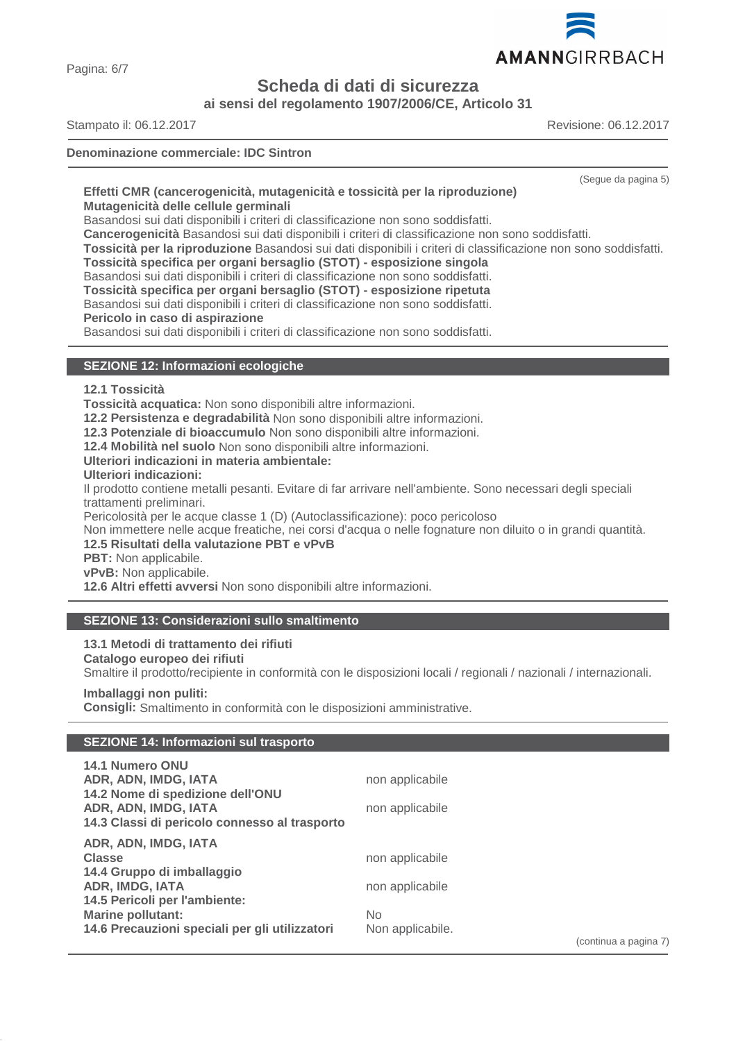(Segue da pagina 5)

**Effetti CMR (cancerogenicità, mutagenicità e tossicità per la riproduzione)**

**Mutagenicità delle cellule germinali**

Basandosi sui dati disponibili i criteri di classificazione non sono soddisfatti.

**Cancerogenicità** Basandosi sui dati disponibili i criteri di classificazione non sono soddisfatti.

**Tossicità per la riproduzione** Basandosi sui dati disponibili i criteri di classificazione non sono soddisfatti.

**Tossicità specifica per organi bersaglio (STOT) - esposizione singola**

Basandosi sui dati disponibili i criteri di classificazione non sono soddisfatti.

**Tossicità specifica per organi bersaglio (STOT) - esposizione ripetuta**

Basandosi sui dati disponibili i criteri di classificazione non sono soddisfatti.

**Pericolo in caso di aspirazione**

Basandosi sui dati disponibili i criteri di classificazione non sono soddisfatti.

## SEZIONE 12: Informazioni ecologiche

**12.1 Tossicità**

**Tossicità acquatica:** Non sono disponibili altre informazioni.

**12.2 Persistenza e degradabilità** Non sono disponibili altre informazioni.

**12.3 Potenziale di bioaccumulo** Non sono disponibili altre informazioni.

**12.4 Mobilità nel suolo** Non sono disponibili altre informazioni.

**Ulteriori indicazioni in materia ambientale:**

**Ulteriori indicazioni:**

Il prodotto contiene metalli pesanti. Evitare di far arrivare nell'ambiente. Sono necessari degli speciali trattamenti preliminari.

Pericolosità per le acque classe 1 (D) (Autoclassificazione): poco pericoloso

Non immettere nelle acque freatiche, nei corsi d'acqua o nelle fognature non diluito o in grandi quantità.

**12.5 Risultati della valutazione PBT e vPvB**

**PBT:** Non applicabile.

**vPvB:** Non applicabile.

**12.6 Altri effetti avversi** Non sono disponibili altre informazioni.

## SEZIONE 13: Considerazioni sullo smaltimento

**13.1 Metodi di trattamento dei rifiuti**

**Catalogo europeo dei rifiuti**

Smaltire il prodotto/recipiente in conformità con le disposizioni locali / regionali / nazionali / internazionali.

**Imballaggi non puliti:**

**Consigli:** Smaltimento in conformità con le disposizioni amministrative.

## SEZIONE 14: Informazioni sul trasporto

| | |
|---|---|
| **14.1 Numero ONU** | |
| **ADR, ADN, IMDG, IATA** | non applicabile |
| **14.2 Nome di spedizione dell'ONU** | |
| **ADR, ADN, IMDG, IATA** | non applicabile |
| **14.3 Classi di pericolo connesso al trasporto** | |
| **ADR, ADN, IMDG, IATA** | |
| **Classe** | non applicabile |
| **14.4 Gruppo di imballaggio** | |
| **ADR, IMDG, IATA** | non applicabile |
| **14.5 Pericoli per l'ambiente:** | |
| **Marine pollutant:** | No |
| **14.6 Precauzioni speciali per gli utilizzatori** | Non applicabile. |

(continua a pagina 7)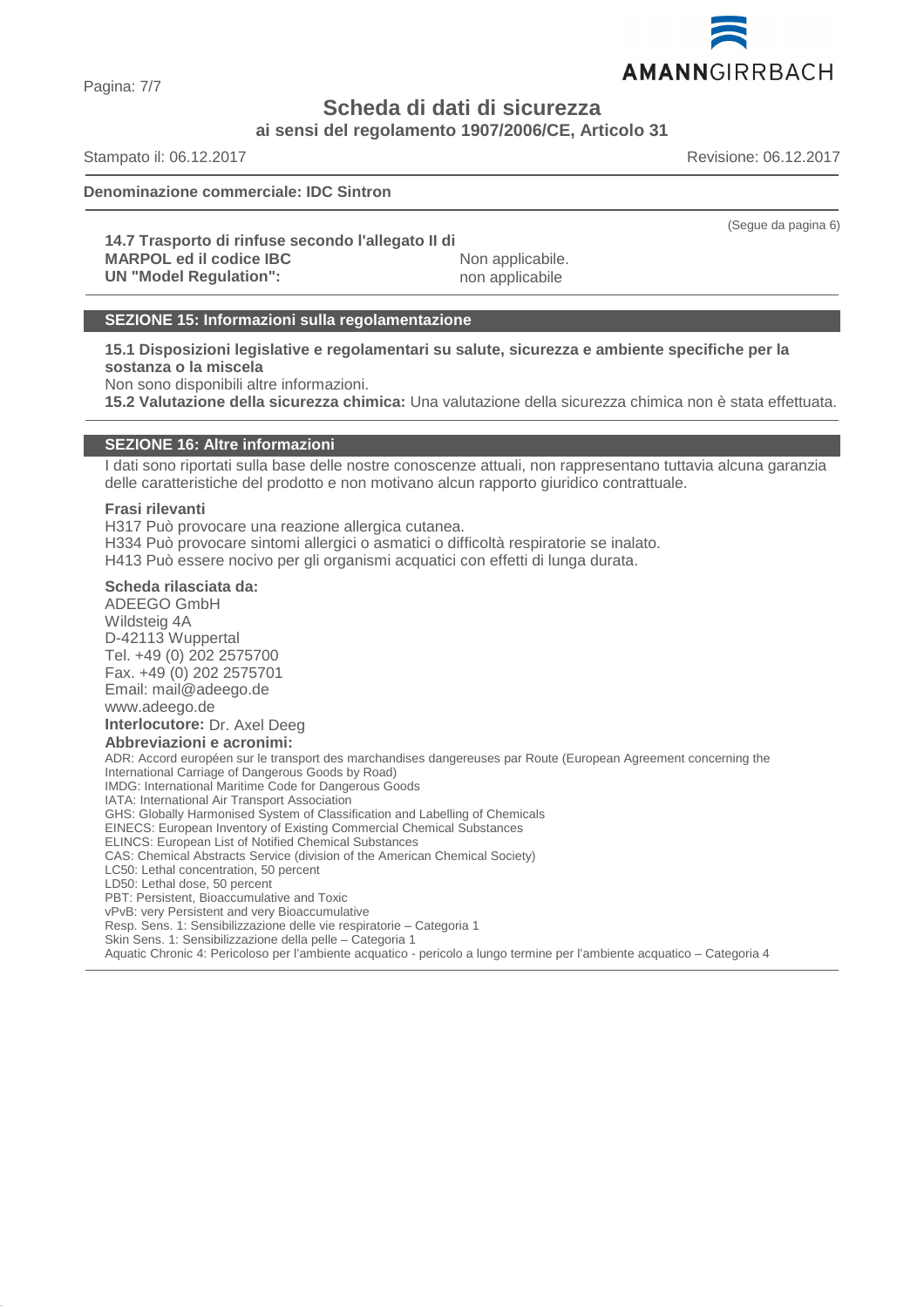**Denominazione commerciale: IDC Sintron**

(Segue da pagina 6)

**14.7 Trasporto di rinfuse secondo l'allegato II di MARPOL ed il codice IBC** Non applicabile.

**UN "Model Regulation":** non applicabile

## SEZIONE 15: Informazioni sulla regolamentazione

**15.1 Disposizioni legislative e regolamentari su salute, sicurezza e ambiente specifiche per la sostanza o la miscela**

Non sono disponibili altre informazioni.

**15.2 Valutazione della sicurezza chimica:** Una valutazione della sicurezza chimica non è stata effettuata.

## SEZIONE 16: Altre informazioni

I dati sono riportati sulla base delle nostre conoscenze attuali, non rappresentano tuttavia alcuna garanzia delle caratteristiche del prodotto e non motivano alcun rapporto giuridico contrattuale.

**Frasi rilevanti**

H317 Può provocare una reazione allergica cutanea.
H334 Può provocare sintomi allergici o asmatici o difficoltà respiratorie se inalato.
H413 Può essere nocivo per gli organismi acquatici con effetti di lunga durata.

**Scheda rilasciata da:**

ADEEGO GmbH
Wildsteig 4A
D-42113 Wuppertal
Tel. +49 (0) 202 2575700
Fax. +49 (0) 202 2575701
Email: mail@adeego.de
www.adeego.de

**Interlocutore:** Dr. Axel Deeg

**Abbreviazioni e acronimi:**

ADR: Accord européen sur le transport des marchandises dangereuses par Route (European Agreement concerning the International Carriage of Dangerous Goods by Road)
IMDG: International Maritime Code for Dangerous Goods
IATA: International Air Transport Association
GHS: Globally Harmonised System of Classification and Labelling of Chemicals
EINECS: European Inventory of Existing Commercial Chemical Substances
ELINCS: European List of Notified Chemical Substances
CAS: Chemical Abstracts Service (division of the American Chemical Society)
LC50: Lethal concentration, 50 percent
LD50: Lethal dose, 50 percent
PBT: Persistent, Bioaccumulative and Toxic
vPvB: very Persistent and very Bioaccumulative
Resp. Sens. 1: Sensibilizzazione delle vie respiratorie – Categoria 1
Skin Sens. 1: Sensibilizzazione della pelle – Categoria 1
Aquatic Chronic 4: Pericoloso per l'ambiente acquatico - pericolo a lungo termine per l'ambiente acquatico – Categoria 4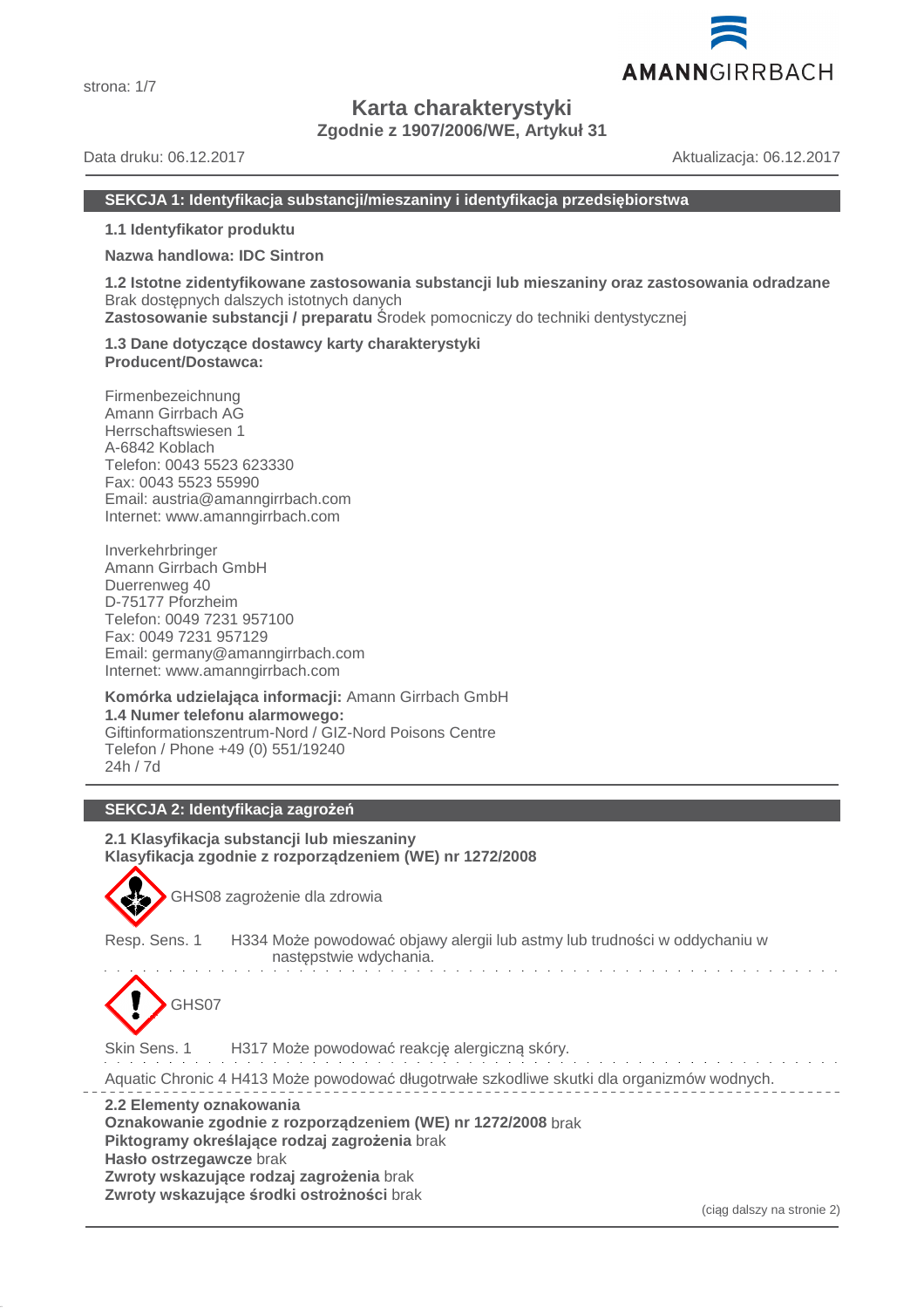# Karta charakterystyki

**Zgodnie z 1907/2006/WE, Artykuł 31**

Data druku: 06.12.2017 Aktualizacja: 06.12.2017

## SEKCJA 1: Identyfikacja substancji/mieszaniny i identyfikacja przedsiębiorstwa

**1.1 Identyfikator produktu**

**Nazwa handlowa: IDC Sintron**

**1.2 Istotne zidentyfikowane zastosowania substancji lub mieszaniny oraz zastosowania odradzane**
Brak dostępnych dalszych istotnych danych
**Zastosowanie substancji / preparatu** Środek pomocniczy do techniki dentystycznej

**1.3 Dane dotyczące dostawcy karty charakterystyki**
**Producent/Dostawca:**

Firmenbezeichnung
Amann Girrbach AG
Herrschaftswiesen 1
A-6842 Koblach
Telefon: 0043 5523 623330
Fax: 0043 5523 55990
Email: austria@amanngirrbach.com
Internet: www.amanngirrbach.com

Inverkehrbringer
Amann Girrbach GmbH
Duerrenweg 40
D-75177 Pforzheim
Telefon: 0049 7231 957100
Fax: 0049 7231 957129
Email: germany@amanngirrbach.com
Internet: www.amanngirrbach.com

**Komórka udzielająca informacji:** Amann Girrbach GmbH
**1.4 Numer telefonu alarmowego:**
Giftinformationszentrum-Nord / GIZ-Nord Poisons Centre
Telefon / Phone +49 (0) 551/19240
24h / 7d

## SEKCJA 2: Identyfikacja zagrożeń

**2.1 Klasyfikacja substancji lub mieszaniny**
**Klasyfikacja zgodnie z rozporządzeniem (WE) nr 1272/2008**

GHS08 zagrożenie dla zdrowia

Resp. Sens. 1 H334 Może powodować objawy alergii lub astmy lub trudności w oddychaniu w następstwie wdychania.

GHS07

Skin Sens. 1 H317 Może powodować reakcję alergiczną skóry.

Aquatic Chronic 4 H413 Może powodować długotrwałe szkodliwe skutki dla organizmów wodnych.

**2.2 Elementy oznakowania**
**Oznakowanie zgodnie z rozporządzeniem (WE) nr 1272/2008** brak
**Piktogramy określające rodzaj zagrożenia** brak
**Hasło ostrzegawcze** brak
**Zwroty wskazujące rodzaj zagrożenia** brak
**Zwroty wskazujące środki ostrożności** brak

(ciąg dalszy na stronie 2)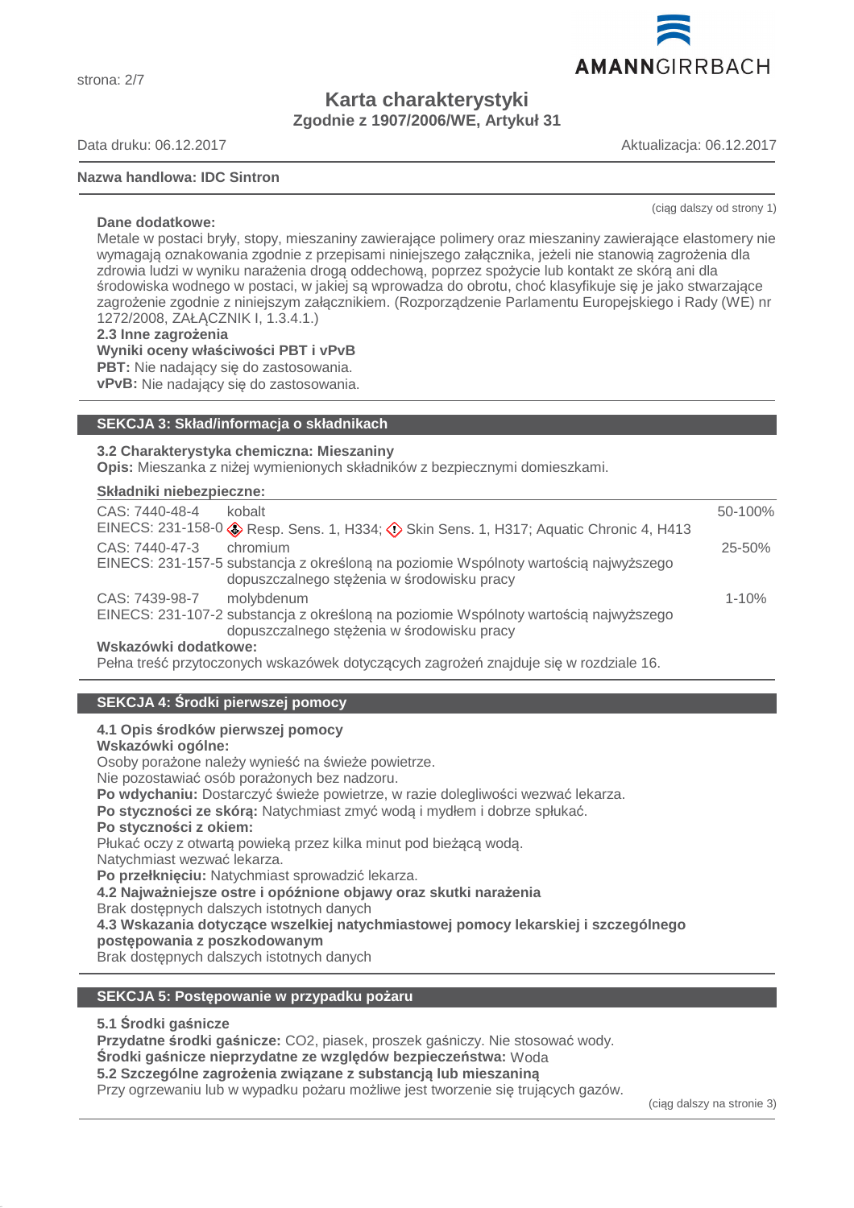# Karta charakterystyki

**Zgodnie z 1907/2006/WE, Artykuł 31**

Data druku: 06.12.2017 Aktualizacja: 06.12.2017

**Nazwa handlowa: IDC Sintron**

(ciąg dalszy od strony 1)

**Dane dodatkowe:**
Metale w postaci bryły, stopy, mieszaniny zawierające polimery oraz mieszaniny zawierające elastomery nie wymagają oznakowania zgodnie z przepisami niniejszego załącznika, jeżeli nie stanowią zagrożenia dla zdrowia ludzi w wyniku narażenia drogą oddechową, poprzez spożycie lub kontakt ze skórą ani dla środowiska wodnego w postaci, w jakiej są wprowadza do obrotu, choć klasyfikuje się je jako stwarzające zagrożenie zgodnie z niniejszym załącznikiem. (Rozporządzenie Parlamentu Europejskiego i Rady (WE) nr 1272/2008, ZAŁĄCZNIK I, 1.3.4.1.)

**2.3 Inne zagrożenia**

**Wyniki oceny właściwości PBT i vPvB**

**PBT:** Nie nadający się do zastosowania.

**vPvB:** Nie nadający się do zastosowania.

## SEKCJA 3: Skład/informacja o składnikach

**3.2 Charakterystyka chemiczna: Mieszaniny**

**Opis:** Mieszanka z niżej wymienionych składników z bezpiecznymi domieszkami.

**Składniki niebezpieczne:**

| | | |
|---|---|---|
| CAS: 7440-48-4<br>EINECS: 231-158-0 | kobalt<br>Resp. Sens. 1, H334; Skin Sens. 1, H317; Aquatic Chronic 4, H413 | 50-100% |
| CAS: 7440-47-3<br>EINECS: 231-157-5 | chromium<br>substancja z określoną na poziomie Wspólnoty wartością najwyższego dopuszczalnego stężenia w środowisku pracy | 25-50% |
| CAS: 7439-98-7<br>EINECS: 231-107-2 | molybdenum<br>substancja z określoną na poziomie Wspólnoty wartością najwyższego dopuszczalnego stężenia w środowisku pracy | 1-10% |

**Wskazówki dodatkowe:**
Pełna treść przytoczonych wskazówek dotyczących zagrożeń znajduje się w rozdziale 16.

## SEKCJA 4: Środki pierwszej pomocy

**4.1 Opis środków pierwszej pomocy**

**Wskazówki ogólne:**
Osoby porażone należy wynieść na świeże powietrze.
Nie pozostawiać osób porażonych bez nadzoru.

**Po wdychaniu:** Dostarczyć świeże powietrze, w razie dolegliwości wezwać lekarza.

**Po styczności ze skórą:** Natychmiast zmyć wodą i mydłem i dobrze spłukać.

**Po styczności z okiem:**
Płukać oczy z otwartą powieką przez kilka minut pod bieżącą wodą.
Natychmiast wezwać lekarza.

**Po przełknięciu:** Natychmiast sprowadzić lekarza.

**4.2 Najważniejsze ostre i opóźnione objawy oraz skutki narażenia**
Brak dostępnych dalszych istotnych danych

**4.3 Wskazania dotyczące wszelkiej natychmiastowej pomocy lekarskiej i szczególnego postępowania z poszkodowanym**
Brak dostępnych dalszych istotnych danych

## SEKCJA 5: Postępowanie w przypadku pożaru

**5.1 Środki gaśnicze**

**Przydatne środki gaśnicze:** $CO_2$, piasek, proszek gaśniczy. Nie stosować wody.

**Środki gaśnicze nieprzydatne ze względów bezpieczeństwa:** Woda

**5.2 Szczególne zagrożenia związane z substancją lub mieszaniną**
Przy ogrzewaniu lub w wypadku pożaru możliwe jest tworzenie się trujących gazów.

(ciąg dalszy na stronie 3)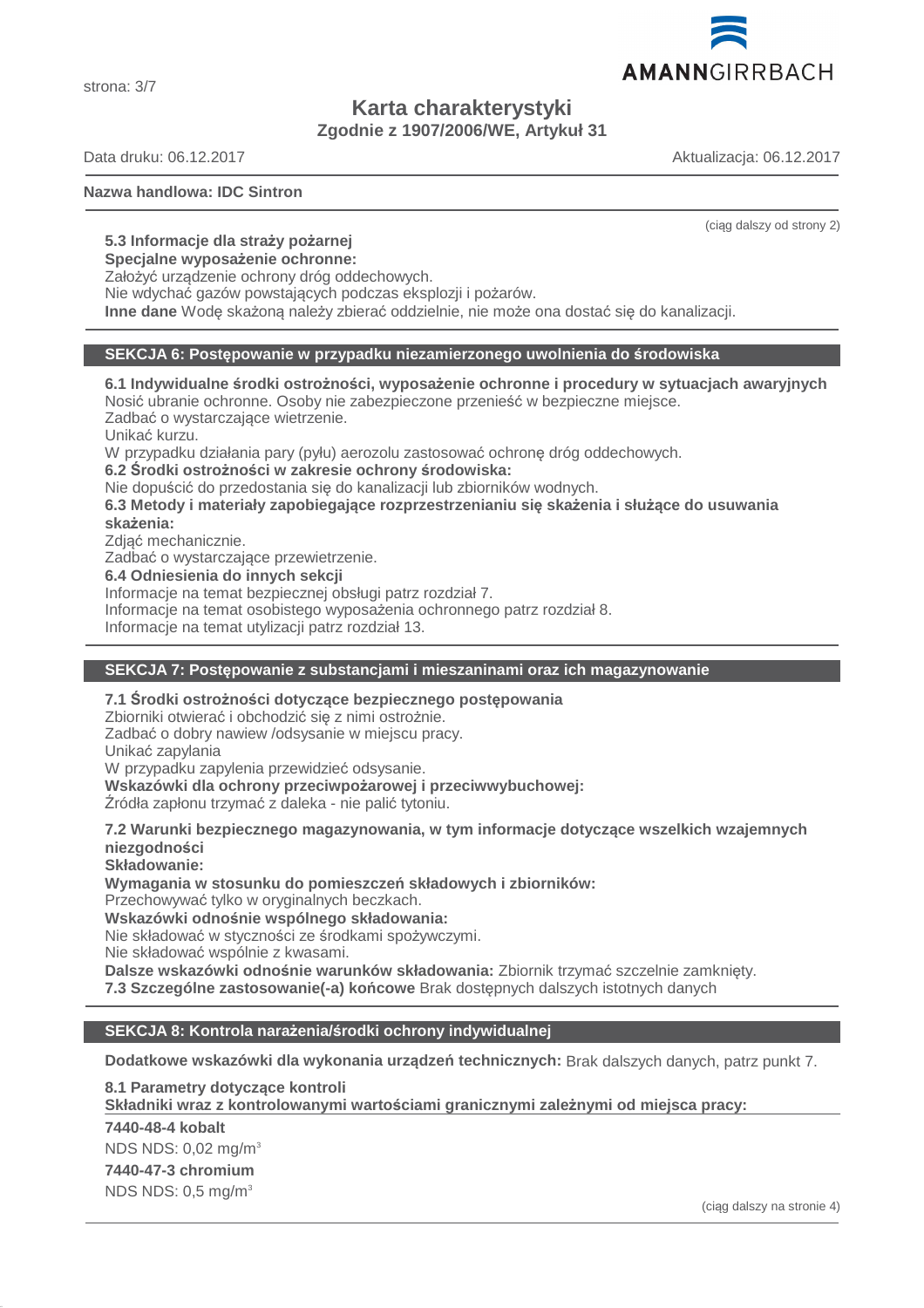# Karta charakterystyki

**Zgodnie z 1907/2006/WE, Artykuł 31**

Data druku: 06.12.2017 Aktualizacja: 06.12.2017

**Nazwa handlowa: IDC Sintron**

(ciąg dalszy od strony 2)

**5.3 Informacje dla straży pożarnej**

**Specjalne wyposażenie ochronne:**

Założyć urządzenie ochrony dróg oddechowych.

Nie wdychać gazów powstających podczas eksplozji i pożarów.

**Inne dane** Wodę skażoną należy zbierać oddzielnie, nie może ona dostać się do kanalizacji.

## SEKCJA 6: Postępowanie w przypadku niezamierzonego uwolnienia do środowiska

**6.1 Indywidualne środki ostrożności, wyposażenie ochronne i procedury w sytuacjach awaryjnych**

Nosić ubranie ochronne. Osoby nie zabezpieczone przenieść w bezpieczne miejsce.

Zadbać o wystarczające wietrzenie.

Unikać kurzu.

W przypadku działania pary (pyłu) aerozolu zastosować ochronę dróg oddechowych.

**6.2 Środki ostrożności w zakresie ochrony środowiska:**

Nie dopuścić do przedostania się do kanalizacji lub zbiorników wodnych.

**6.3 Metody i materiały zapobiegające rozprzestrzenianiu się skażenia i służące do usuwania skażenia:**

Zdjąć mechanicznie.

Zadbać o wystarczające przewietrzenie.

**6.4 Odniesienia do innych sekcji**

Informacje na temat bezpiecznej obsługi patrz rozdział 7.

Informacje na temat osobistego wyposażenia ochronnego patrz rozdział 8.

Informacje na temat utylizacji patrz rozdział 13.

## SEKCJA 7: Postępowanie z substancjami i mieszaninami oraz ich magazynowanie

**7.1 Środki ostrożności dotyczące bezpiecznego postępowania**

Zbiorniki otwierać i obchodzić się z nimi ostrożnie.

Zadbać o dobry nawiew /odsysanie w miejscu pracy.

Unikać zapylania

W przypadku zapylenia przewidzieć odsysanie.

**Wskazówki dla ochrony przeciwpożarowej i przeciwwybuchowej:**

Źródła zapłonu trzymać z daleka - nie palić tytoniu.

**7.2 Warunki bezpiecznego magazynowania, w tym informacje dotyczące wszelkich wzajemnych niezgodności**

**Składowanie:**

**Wymagania w stosunku do pomieszczeń składowych i zbiorników:**

Przechowywać tylko w oryginalnych beczkach.

**Wskazówki odnośnie wspólnego składowania:**

Nie składować w styczności ze środkami spożywczymi.

Nie składować wspólnie z kwasami.

**Dalsze wskazówki odnośnie warunków składowania:** Zbiornik trzymać szczelnie zamknięty.

**7.3 Szczególne zastosowanie(-a) końcowe** Brak dostępnych dalszych istotnych danych

## SEKCJA 8: Kontrola narażenia/środki ochrony indywidualnej

**Dodatkowe wskazówki dla wykonania urządzeń technicznych:** Brak dalszych danych, patrz punkt 7.

**8.1 Parametry dotyczące kontroli**

**Składniki wraz z kontrolowanymi wartościami granicznymi zależnymi od miejsca pracy:**

**7440-48-4 kobalt**

NDS NDS: 0,02 mg/m³

**7440-47-3 chromium**

NDS NDS: 0,5 mg/m³

(ciąg dalszy na stronie 4)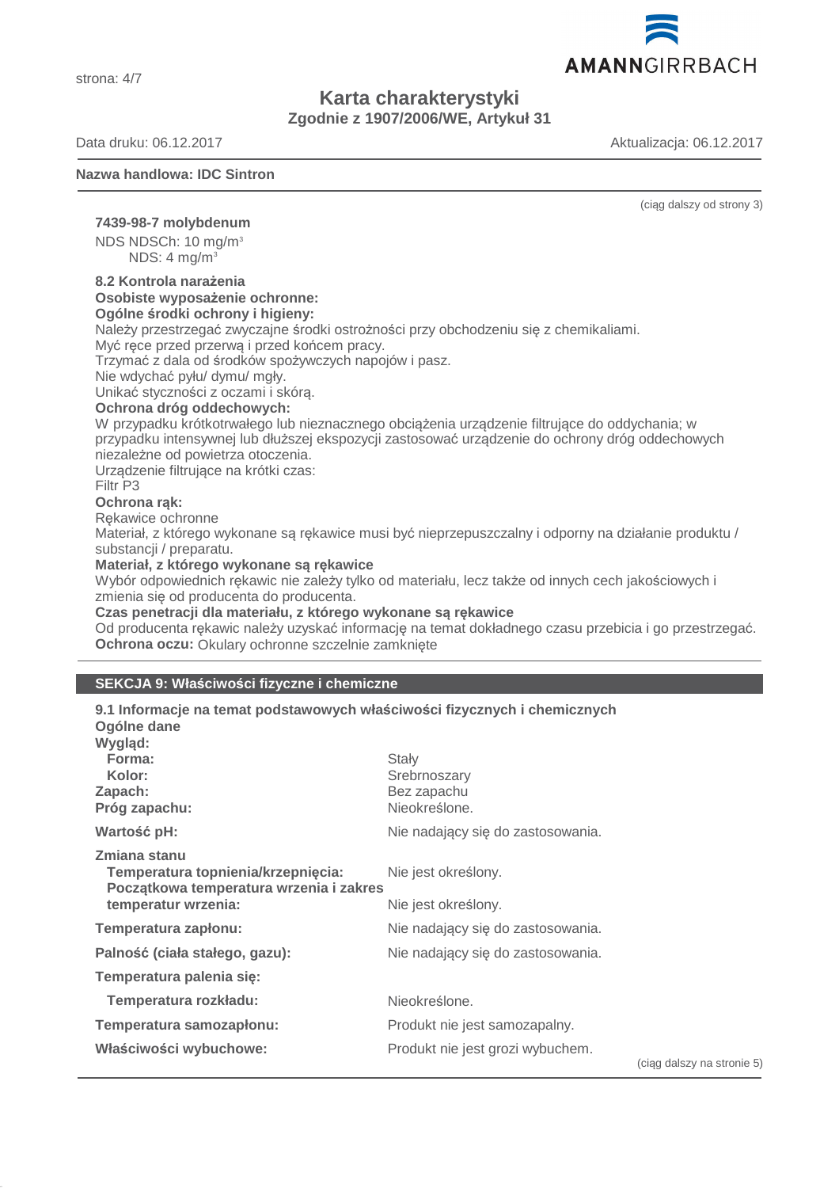(ciąg dalszy od strony 3)

**7439-98-7 molybdenum**

NDS NDSCh: 10 mg/m³
NDS: 4 mg/m³

**8.2 Kontrola narażenia**

**Osobiste wyposażenie ochronne:**

**Ogólne środki ochrony i higieny:**

Należy przestrzegać zwyczajne środki ostrożności przy obchodzeniu się z chemikaliami.
Myć ręce przed przerwą i przed końcem pracy.
Trzymać z dala od środków spożywczych napojów i pasz.
Nie wdychać pyłu/ dymu/ mgły.
Unikać styczności z oczami i skórą.

**Ochrona dróg oddechowych:**

W przypadku krótkotrwałego lub nieznacznego obciążenia urządzenie filtrujące do oddychania; w przypadku intensywnej lub dłuższej ekspozycji zastosować urządzenie do ochrony dróg oddechowych niezależne od powietrza otoczenia.
Urządzenie filtrujące na krótki czas:
Filtr P3

**Ochrona rąk:**

Rękawice ochronne
Materiał, z którego wykonane są rękawice musi być nieprzepuszczalny i odporny na działanie produktu / substancji / preparatu.

**Materiał, z którego wykonane są rękawice**

Wybór odpowiednich rękawic nie zależy tylko od materiału, lecz także od innych cech jakościowych i zmienia się od producenta do producenta.

**Czas penetracji dla materiału, z którego wykonane są rękawice**

Od producenta rękawic należy uzyskać informację na temat dokładnego czasu przebicia i go przestrzegać.

**Ochrona oczu:** Okulary ochronne szczelnie zamknięte

## SEKCJA 9: Właściwości fizyczne i chemiczne

**9.1 Informacje na temat podstawowych właściwości fizycznych i chemicznych**

**Ogólne dane**

| | |
|---|---|
| **Wygląd:** | |
| **Forma:** | Stały |
| **Kolor:** | Srebrnoszary |
| **Zapach:** | Bez zapachu |
| **Próg zapachu:** | Nieokreślone. |
| **Wartość pH:** | Nie nadający się do zastosowania. |
| **Zmiana stanu** | |
| **Temperatura topnienia/krzepnięcia:** | Nie jest określony. |
| **Początkowa temperatura wrzenia i zakres temperatur wrzenia:** | Nie jest określony. |
| **Temperatura zapłonu:** | Nie nadający się do zastosowania. |
| **Palność (ciała stałego, gazu):** | Nie nadający się do zastosowania. |
| **Temperatura palenia się:** | |
| **Temperatura rozkładu:** | Nieokreślone. |
| **Temperatura samozapłonu:** | Produkt nie jest samozapalny. |
| **Właściwości wybuchowe:** | Produkt nie jest grozi wybuchem. |

(ciąg dalszy na stronie 5)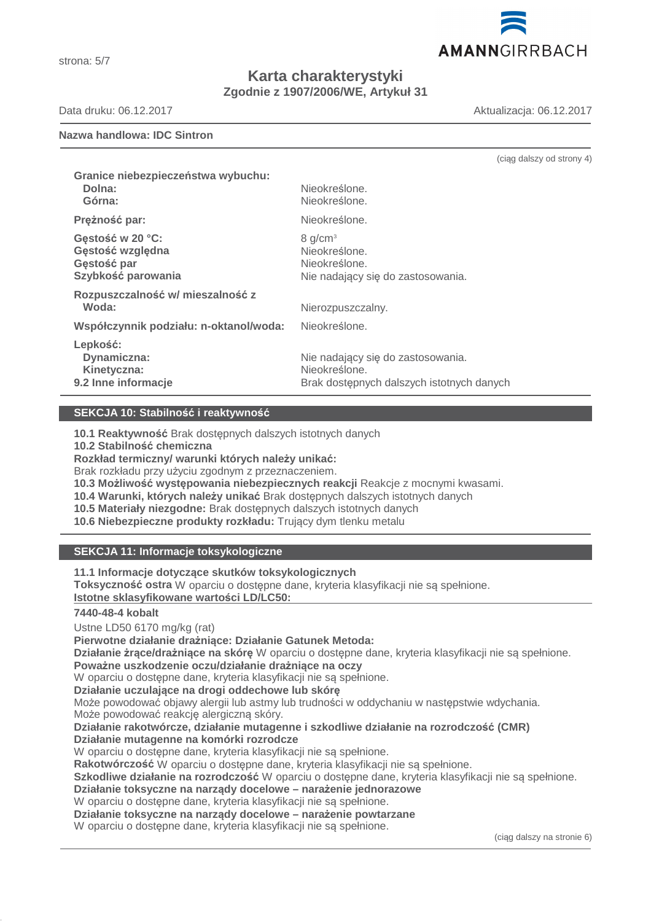(ciąg dalszy od strony 4)

| | |
|---|---|
| **Granice niebezpieczeństwa wybuchu:** | |
| **Dolna:** | Nieokreślone. |
| **Górna:** | Nieokreślone. |
| **Prężność par:** | Nieokreślone. |
| **Gęstość w 20 °C:** | 8 g/cm³ |
| **Gęstość względna** | Nieokreślone. |
| **Gęstość par** | Nieokreślone. |
| **Szybkość parowania** | Nie nadający się do zastosowania. |
| **Rozpuszczalność w/ mieszalność z** | |
| **Woda:** | Nierozpuszczalny. |
| **Współczynnik podziału: n-oktanol/woda:** | Nieokreślone. |
| **Lepkość:** | |
| **Dynamiczna:** | Nie nadający się do zastosowania. |
| **Kinetyczna:** | Nieokreślone. |
| **9.2 Inne informacje** | Brak dostępnych dalszych istotnych danych |

## SEKCJA 10: Stabilność i reaktywność

**10.1 Reaktywność** Brak dostępnych dalszych istotnych danych
**10.2 Stabilność chemiczna**
**Rozkład termiczny/ warunki których należy unikać:**
Brak rozkładu przy użyciu zgodnym z przeznaczeniem.
**10.3 Możliwość występowania niebezpiecznych reakcji** Reakcje z mocnymi kwasami.
**10.4 Warunki, których należy unikać** Brak dostępnych dalszych istotnych danych
**10.5 Materiały niezgodne:** Brak dostępnych dalszych istotnych danych
**10.6 Niebezpieczne produkty rozkładu:** Trujący dym tlenku metalu

## SEKCJA 11: Informacje toksykologiczne

**11.1 Informacje dotyczące skutków toksykologicznych**
**Toksyczność ostra** W oparciu o dostępne dane, kryteria klasyfikacji nie są spełnione.
**Istotne sklasyfikowane wartości LD/LC50:**

**7440-48-4 kobalt**

Ustne LD50 6170 mg/kg (rat)

**Pierwotne działanie drażniące: Działanie Gatunek Metoda:**
**Działanie żrące/drażniące na skórę** W oparciu o dostępne dane, kryteria klasyfikacji nie są spełnione.
**Poważne uszkodzenie oczu/działanie drażniące na oczy**
W oparciu o dostępne dane, kryteria klasyfikacji nie są spełnione.
**Działanie uczulające na drogi oddechowe lub skórę**
Może powodować objawy alergii lub astmy lub trudności w oddychaniu w następstwie wdychania.
Może powodować reakcję alergiczną skóry.
**Działanie rakotwórcze, działanie mutagenne i szkodliwe działanie na rozrodczość (CMR)**
**Działanie mutagenne na komórki rozrodcze**
W oparciu o dostępne dane, kryteria klasyfikacji nie są spełnione.
**Rakotwórczość** W oparciu o dostępne dane, kryteria klasyfikacji nie są spełnione.
**Szkodliwe działanie na rozrodczość** W oparciu o dostępne dane, kryteria klasyfikacji nie są spełnione.
**Działanie toksyczne na narządy docelowe – narażenie jednorazowe**
W oparciu o dostępne dane, kryteria klasyfikacji nie są spełnione.
**Działanie toksyczne na narządy docelowe – narażenie powtarzane**
W oparciu o dostępne dane, kryteria klasyfikacji nie są spełnione.

(ciąg dalszy na stronie 6)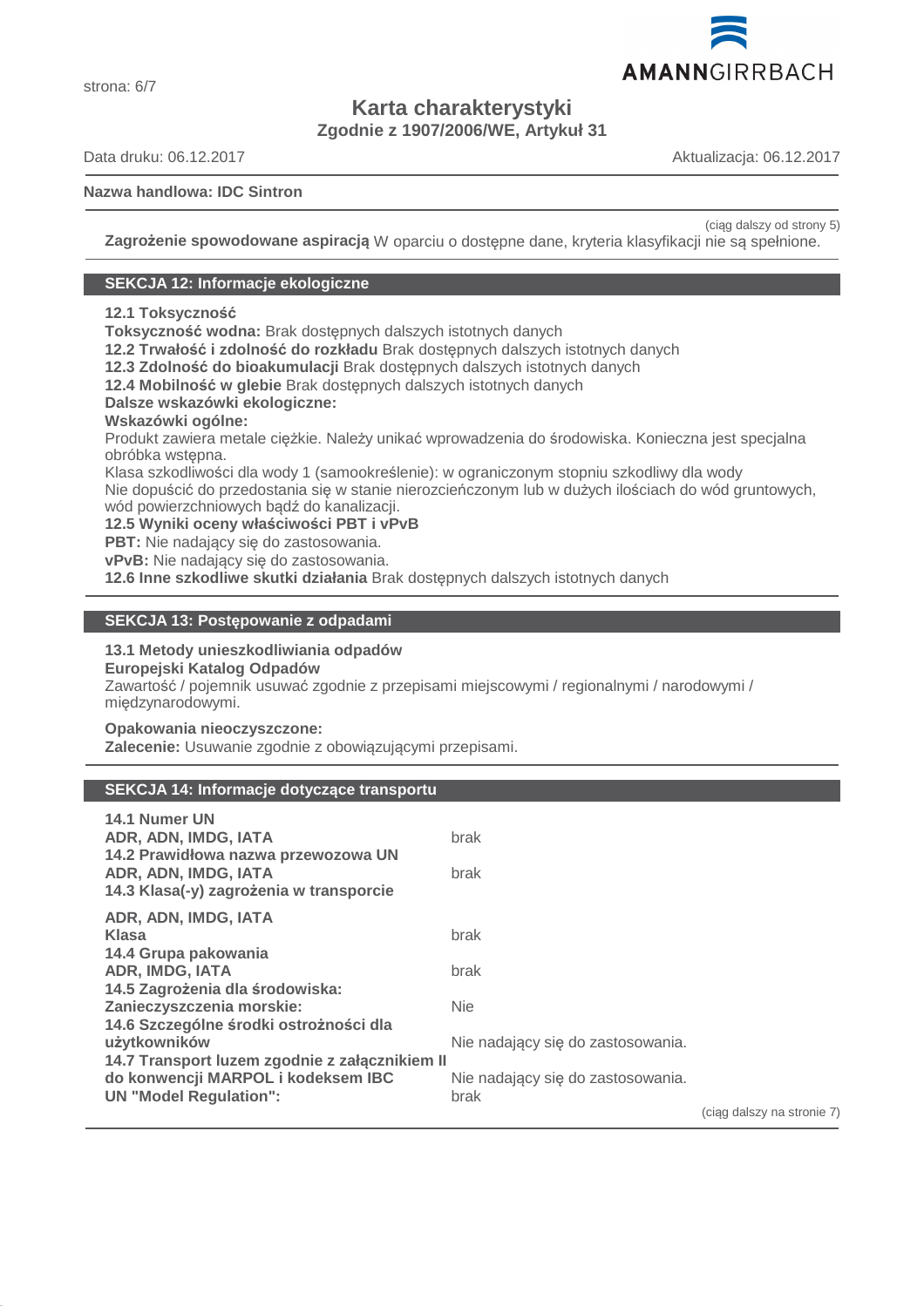**Nazwa handlowa: IDC Sintron**

(ciąg dalszy od strony 5)

**Zagrożenie spowodowane aspiracją** W oparciu o dostępne dane, kryteria klasyfikacji nie są spełnione.

## SEKCJA 12: Informacje ekologiczne

**12.1 Toksyczność**
**Toksyczność wodna:** Brak dostępnych dalszych istotnych danych
**12.2 Trwałość i zdolność do rozkładu** Brak dostępnych dalszych istotnych danych
**12.3 Zdolność do bioakumulacji** Brak dostępnych dalszych istotnych danych
**12.4 Mobilność w glebie** Brak dostępnych dalszych istotnych danych
**Dalsze wskazówki ekologiczne:**
**Wskazówki ogólne:**
Produkt zawiera metale ciężkie. Należy unikać wprowadzenia do środowiska. Konieczna jest specjalna obróbka wstępna.
Klasa szkodliwości dla wody 1 (samookreślenie): w ograniczonym stopniu szkodliwy dla wody
Nie dopuścić do przedostania się w stanie nierozcieńczonym lub w dużych ilościach do wód gruntowych, wód powierzchniowych bądź do kanalizacji.
**12.5 Wyniki oceny właściwości PBT i vPvB**
**PBT:** Nie nadający się do zastosowania.
**vPvB:** Nie nadający się do zastosowania.
**12.6 Inne szkodliwe skutki działania** Brak dostępnych dalszych istotnych danych

## SEKCJA 13: Postępowanie z odpadami

**13.1 Metody unieszkodliwiania odpadów**
**Europejski Katalog Odpadów**
Zawartość / pojemnik usuwać zgodnie z przepisami miejscowymi / regionalnymi / narodowymi / międzynarodowymi.

**Opakowania nieoczyszczone:**
**Zalecenie:** Usuwanie zgodnie z obowiązującymi przepisami.

## SEKCJA 14: Informacje dotyczące transportu

| | |
|---|---|
| **14.1 Numer UN** | |
| **ADR, ADN, IMDG, IATA** | brak |
| **14.2 Prawidłowa nazwa przewozowa UN** | |
| **ADR, ADN, IMDG, IATA** | brak |
| **14.3 Klasa(-y) zagrożenia w transporcie** | |
| **ADR, ADN, IMDG, IATA** | |
| **Klasa** | brak |
| **14.4 Grupa pakowania** | |
| **ADR, IMDG, IATA** | brak |
| **14.5 Zagrożenia dla środowiska:** | |
| **Zanieczyszczenia morskie:** | Nie |
| **14.6 Szczególne środki ostrożności dla użytkowników** | Nie nadający się do zastosowania. |
| **14.7 Transport luzem zgodnie z załącznikiem II do konwencji MARPOL i kodeksem IBC** | Nie nadający się do zastosowania. |
| **UN "Model Regulation":** | brak |

(ciąg dalszy na stronie 7)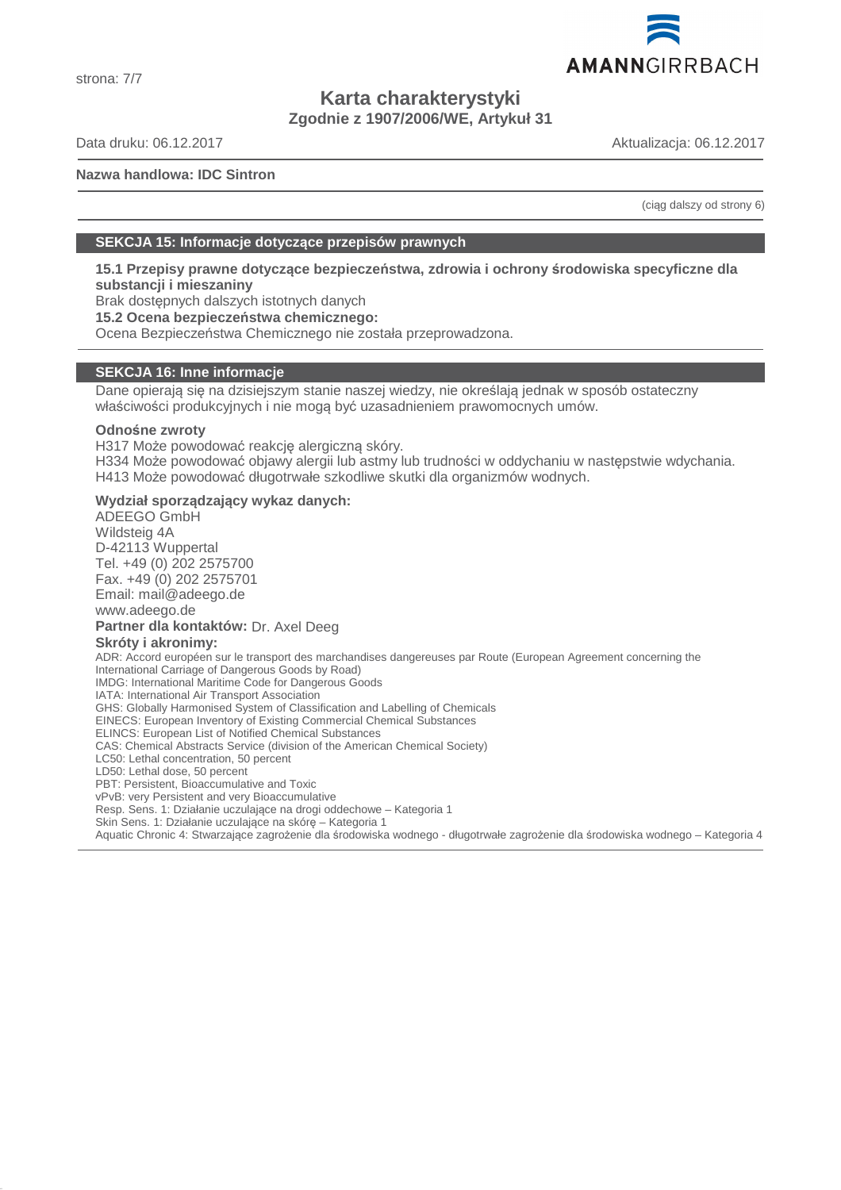**Karta charakterystyki**
**Zgodnie z 1907/2006/WE, Artykuł 31**

Data druku: 06.12.2017 Aktualizacja: 06.12.2017

**Nazwa handlowa: IDC Sintron**

(ciąg dalszy od strony 6)

## SEKCJA 15: Informacje dotyczące przepisów prawnych

**15.1 Przepisy prawne dotyczące bezpieczeństwa, zdrowia i ochrony środowiska specyficzne dla substancji i mieszaniny**

Brak dostępnych dalszych istotnych danych

**15.2 Ocena bezpieczeństwa chemicznego:**

Ocena Bezpieczeństwa Chemicznego nie została przeprowadzona.

## SEKCJA 16: Inne informacje

Dane opierają się na dzisiejszym stanie naszej wiedzy, nie określają jednak w sposób ostateczny właściwości produkcyjnych i nie mogą być uzasadnieniem prawomocnych umów.

**Odnośne zwroty**

H317 Może powodować reakcję alergiczną skóry.
H334 Może powodować objawy alergii lub astmy lub trudności w oddychaniu w następstwie wdychania.
H413 Może powodować długotrwałe szkodliwe skutki dla organizmów wodnych.

**Wydział sporządzający wykaz danych:**

ADEEGO GmbH
Wildsteig 4A
D-42113 Wuppertal
Tel. +49 (0) 202 2575700
Fax. +49 (0) 202 2575701
Email: mail@adeego.de
www.adeego.de

**Partner dla kontaktów:** Dr. Axel Deeg

**Skróty i akronimy:**

ADR: Accord européen sur le transport des marchandises dangereuses par Route (European Agreement concerning the International Carriage of Dangerous Goods by Road)
IMDG: International Maritime Code for Dangerous Goods
IATA: International Air Transport Association
GHS: Globally Harmonised System of Classification and Labelling of Chemicals
EINECS: European Inventory of Existing Commercial Chemical Substances
ELINCS: European List of Notified Chemical Substances
CAS: Chemical Abstracts Service (division of the American Chemical Society)
LC50: Lethal concentration, 50 percent
LD50: Lethal dose, 50 percent
PBT: Persistent, Bioaccumulative and Toxic
vPvB: very Persistent and very Bioaccumulative
Resp. Sens. 1: Działanie uczulające na drogi oddechowe – Kategoria 1
Skin Sens. 1: Działanie uczulające na skórę – Kategoria 1
Aquatic Chronic 4: Stwarzające zagrożenie dla środowiska wodnego - długotrwałe zagrożenie dla środowiska wodnego – Kategoria 4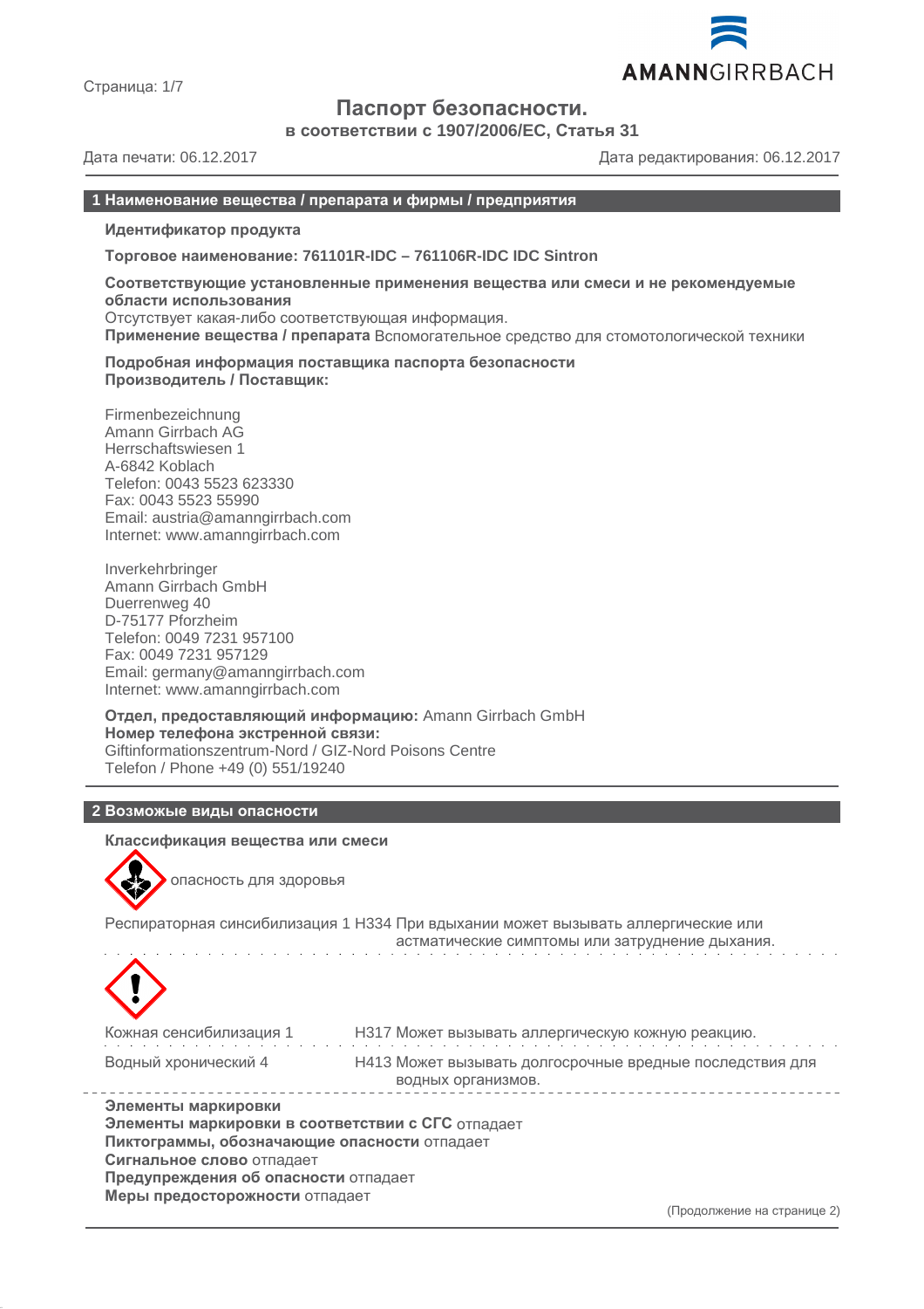# Паспорт безопасности.

**в соответствии с 1907/2006/EC, Статья 31**

Дата печати: 06.12.2017 Дата редактирования: 06.12.2017

## 1 Наименование вещества / препарата и фирмы / предприятия

**Идентификатор продукта**

**Торговое наименование: 761101R-IDC – 761106R-IDC IDC Sintron**

**Соответствующие установленные применения вещества или смеси и не рекомендуемые области использования**
Отсутствует какая-либо соответствующая информация.
**Применение вещества / препарата** Вспомогательное средство для стомотологической техники

**Подробная информация поставщика паспорта безопасности**
**Производитель / Поставщик:**

Firmenbezeichnung
Amann Girrbach AG
Herrschaftswiesen 1
A-6842 Koblach
Telefon: 0043 5523 623330
Fax: 0043 5523 55990
Email: austria@amanngirrbach.com
Internet: www.amanngirrbach.com

Inverkehrbringer
Amann Girrbach GmbH
Duerrenweg 40
D-75177 Pforzheim
Telefon: 0049 7231 957100
Fax: 0049 7231 957129
Email: germany@amanngirrbach.com
Internet: www.amanngirrbach.com

**Отдел, предоставляющий информацию:** Amann Girrbach GmbH
**Номер телефона экстренной связи:**
Giftinformationszentrum-Nord / GIZ-Nord Poisons Centre
Telefon / Phone +49 (0) 551/19240

## 2 Возможые виды опасности

**Классификация вещества или смеси**

опасность для здоровья

Респираторная синсибилизация 1 H334 При вдыхании может вызывать аллергические или астматические симптомы или затруднение дыхания.

| | |
|---|---|
| Кожная сенсибилизация 1 | H317 Может вызывать аллергическую кожную реакцию. |
| Водный хронический 4 | H413 Может вызывать долгосрочные вредные последствия для водных организмов. |

**Элементы маркировки**
**Элементы маркировки в соответствии с СГС** отпадает
**Пиктограммы, обозначающие опасности** отпадает
**Сигнальное слово** отпадает
**Предупреждения об опасности** отпадает
**Меры предосторожности** отпадает

(Продолжение на странице 2)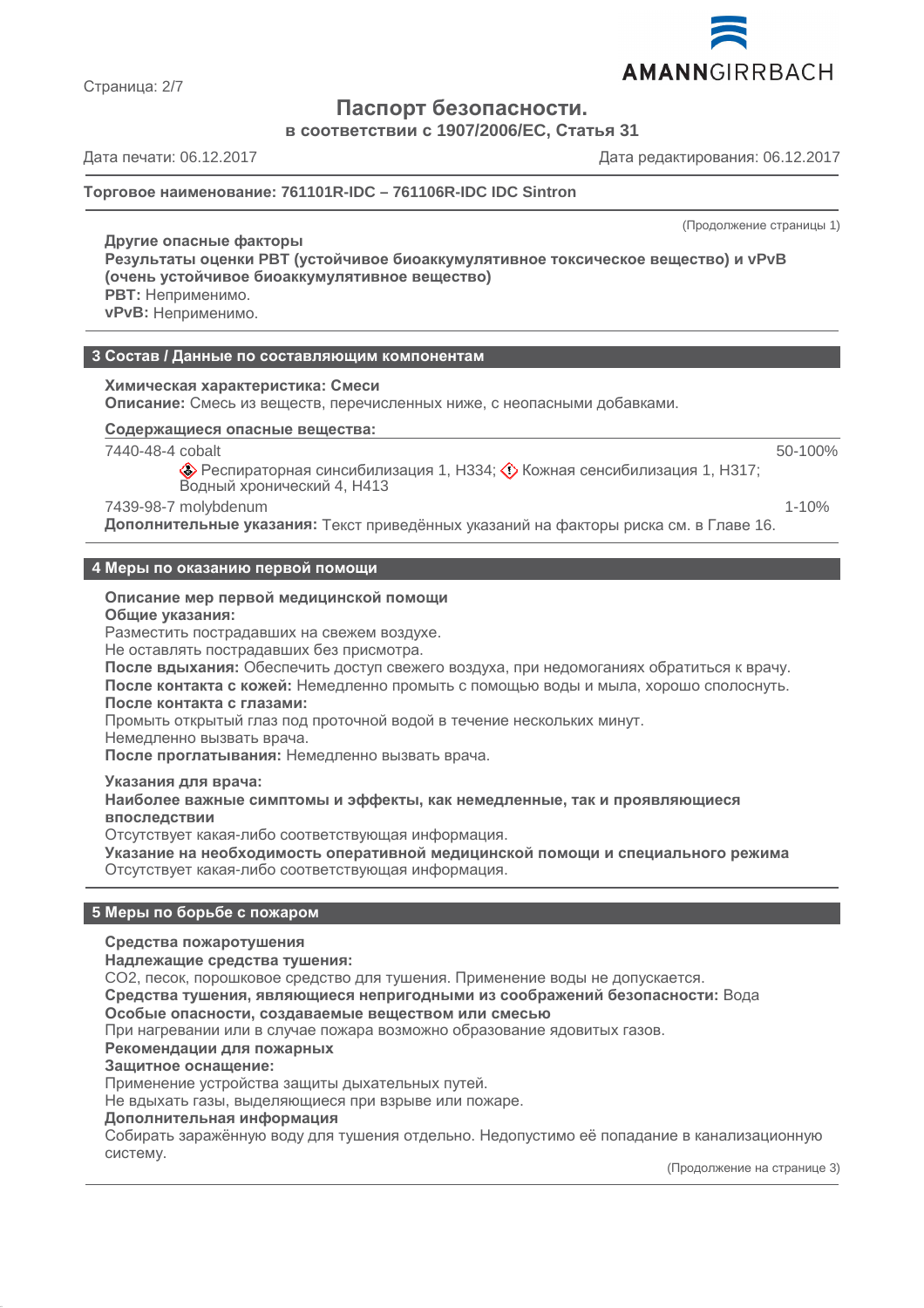# Паспорт безопасности.

**в соответствии с 1907/2006/ЕС, Статья 31**

Дата печати: 06.12.2017 Дата редактирования: 06.12.2017

**Торговое наименование: 761101R-IDC – 761106R-IDC IDC Sintron**

(Продолжение страницы 1)

**Другие опасные факторы**

**Результаты оценки PBT (устойчивое биоаккумулятивное токсическое вещество) и vPvB (очень устойчивое биоаккумулятивное вещество)**

**PBT:** Неприменимо.

**vPvB:** Неприменимо.

## 3 Состав / Данные по составляющим компонентам

**Химическая характеристика: Смеси**

**Описание:** Смесь из веществ, перечисленных ниже, с неопасными добавками.

**Содержащиеся опасные вещества:**

| | |
|---|---|
| 7440-48-4 cobalt<br>Респираторная синсибилизация 1, H334; Кожная сенсибилизация 1, H317; Водный хронический 4, H413 | 50-100% |
| 7439-98-7 molybdenum | 1-10% |

**Дополнительные указания:** Текст приведённых указаний на факторы риска см. в Главе 16.

## 4 Меры по оказанию первой помощи

**Описание мер первой медицинской помощи**

**Общие указания:**

Разместить пострадавших на свежем воздухе.

Не оставлять пострадавших без присмотра.

**После вдыхания:** Обеспечить доступ свежего воздуха, при недомоганиях обратиться к врачу.

**После контакта с кожей:** Немедленно промыть с помощью воды и мыла, хорошо сполоснуть.

**После контакта с глазами:**

Промыть открытый глаз под проточной водой в течение нескольких минут.

Немедленно вызвать врача.

**После проглатывания:** Немедленно вызвать врача.

**Указания для врача:**

**Наиболее важные симптомы и эффекты, как немедленные, так и проявляющиеся впоследствии**

Отсутствует какая-либо соответствующая информация.

**Указание на необходимость оперативной медицинской помощи и специального режима**

Отсутствует какая-либо соответствующая информация.

## 5 Меры по борьбе с пожаром

**Средства пожаротушения**

**Надлежащие средства тушения:**

CO2, песок, порошковое средство для тушения. Применение воды не допускается.

**Средства тушения, являющиеся непригодными из соображений безопасности:** Вода

**Особые опасности, создаваемые веществом или смесью**

При нагревании или в случае пожара возможно образование ядовитых газов.

**Рекомендации для пожарных**

**Защитное оснащение:**

Применение устройства защиты дыхательных путей.

Не вдыхать газы, выделяющиеся при взрыве или пожаре.

**Дополнительная информация**

Собирать заражённую воду для тушения отдельно. Недопустимо её попадание в канализационную систему.

(Продолжение на странице 3)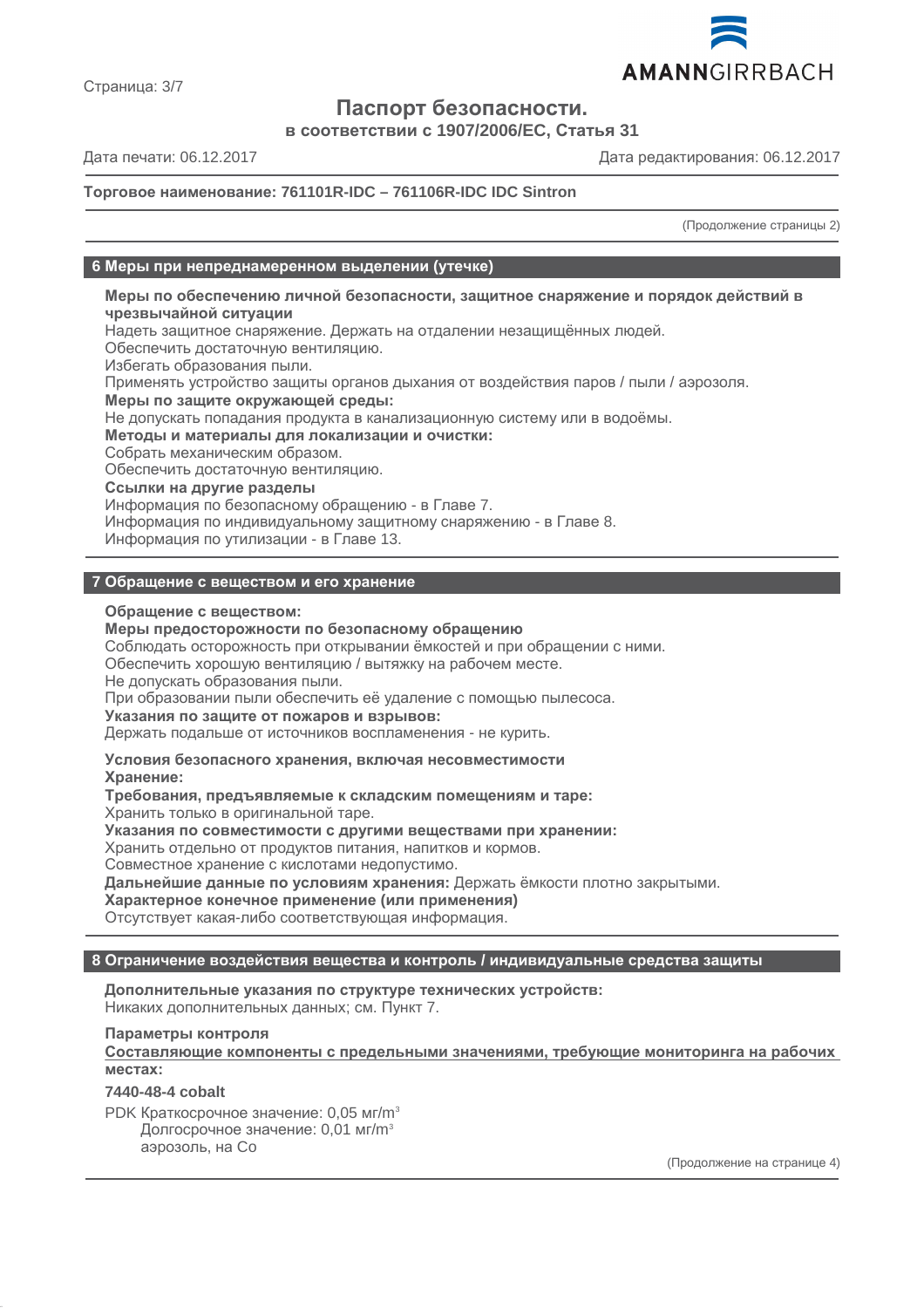# Паспорт безопасности.

**в соответствии с 1907/2006/EC, Статья 31**

Дата печати: 06.12.2017 Дата редактирования: 06.12.2017

**Торговое наименование: 761101R-IDC – 761106R-IDC IDC Sintron**

(Продолжение страницы 2)

## 6 Меры при непреднамеренном выделении (утечке)

**Меры по обеспечению личной безопасности, защитное снаряжение и порядок действий в чрезвычайной ситуации**
Надеть защитное снаряжение. Держать на отдалении незащищённых людей.
Обеспечить достаточную вентиляцию.
Избегать образования пыли.
Применять устройство защиты органов дыхания от воздействия паров / пыли / аэрозоля.
**Меры по защите окружающей среды:**
Не допускать попадания продукта в канализационную систему или в водоёмы.
**Методы и материалы для локализации и очистки:**
Собрать механическим образом.
Обеспечить достаточную вентиляцию.
**Ссылки на другие разделы**
Информация по безопасному обращению - в Главе 7.
Информация по индивидуальному защитному снаряжению - в Главе 8.
Информация по утилизации - в Главе 13.

## 7 Обращение с веществом и его хранение

**Обращение с веществом:**
**Меры предосторожности по безопасному обращению**
Соблюдать осторожность при открывании ёмкостей и при обращении с ними.
Обеспечить хорошую вентиляцию / вытяжку на рабочем месте.
Не допускать образования пыли.
При образовании пыли обеспечить её удаление с помощью пылесоса.
**Указания по защите от пожаров и взрывов:**
Держать подальше от источников воспламенения - не курить.

**Условия безопасного хранения, включая несовместимости**
**Хранение:**
**Требования, предъявляемые к складским помещениям и таре:**
Хранить только в оригинальной таре.
**Указания по совместимости с другими веществами при хранении:**
Хранить отдельно от продуктов питания, напитков и кормов.
Совместное хранение с кислотами недопустимо.
**Дальнейшие данные по условиям хранения:** Держать ёмкости плотно закрытыми.
**Характерное конечное применение (или применения)**
Отсутствует какая-либо соответствующая информация.

## 8 Ограничение воздействия вещества и контроль / индивидуальные средства защиты

**Дополнительные указания по структуре технических устройств:**
Никаких дополнительных данных; см. Пункт 7.

**Параметры контроля**
**Составляющие компоненты с предельными значениями, требующие мониторинга на рабочих местах:**

**7440-48-4 cobalt**

PDK Краткосрочное значение: 0,05 мг/м³
Долгосрочное значение: 0,01 мг/м³
аэрозоль, на Co

(Продолжение на странице 4)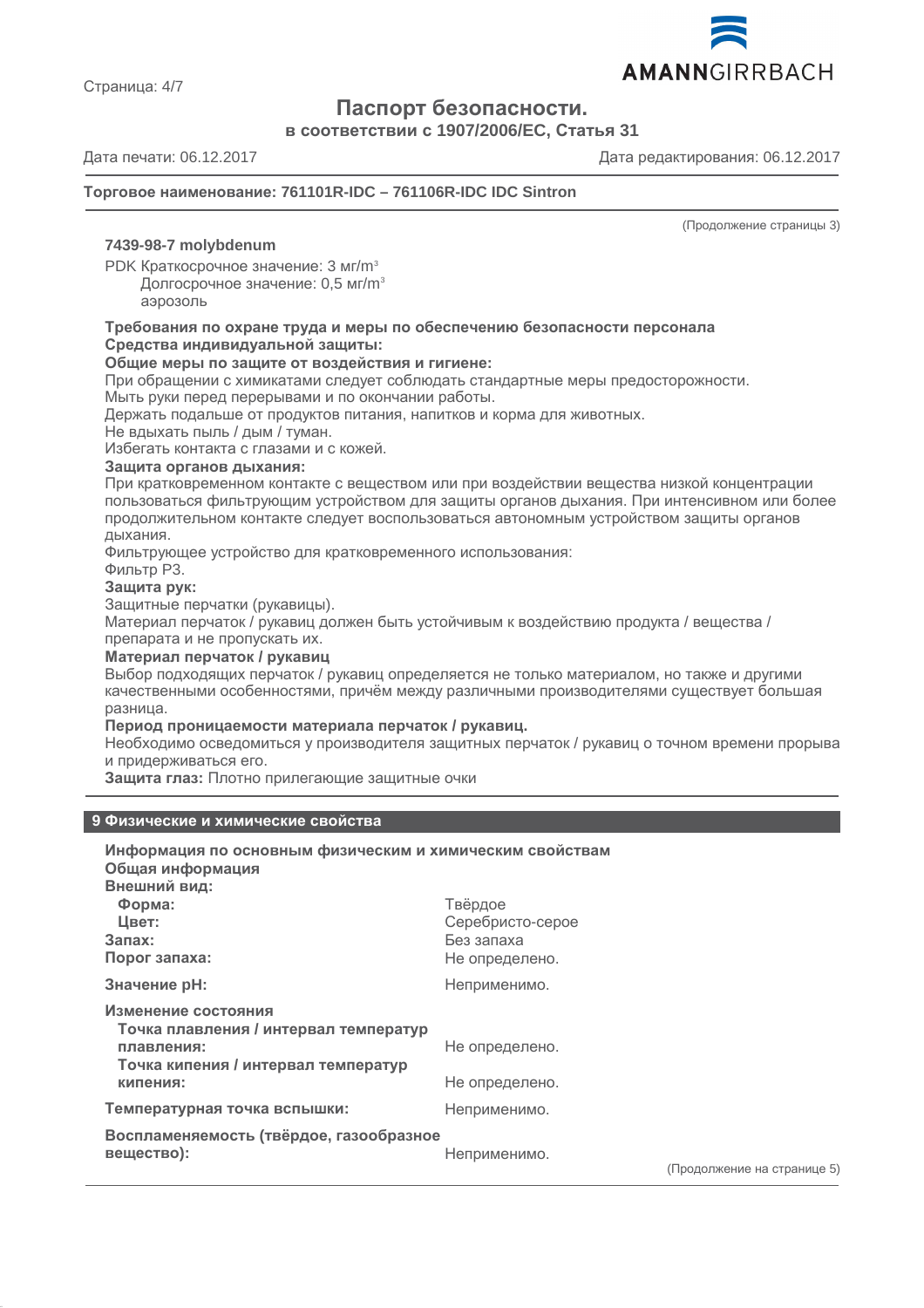(Продолжение страницы 3)

**7439-98-7 molybdenum**

PDK Краткосрочное значение: 3 мг/m³
Долгосрочное значение: 0,5 мг/m³
аэрозоль

**Требования по охране труда и меры по обеспечению безопасности персонала**
**Средства индивидуальной защиты:**
**Общие меры по защите от воздействия и гигиене:**
При обращении с химикатами следует соблюдать стандартные меры предосторожности.
Мыть руки перед перерывами и по окончании работы.
Держать подальше от продуктов питания, напитков и корма для животных.
Не вдыхать пыль / дым / туман.
Избегать контакта с глазами и с кожей.
**Защита органов дыхания:**
При кратковременном контакте с веществом или при воздействии вещества низкой концентрации пользоваться фильтрующим устройством для защиты органов дыхания. При интенсивном или более продолжительном контакте следует воспользоваться автономным устройством защиты органов дыхания.
Фильтрующее устройство для кратковременного использования:
Фильтр P3.
**Защита рук:**
Защитные перчатки (рукавицы).
Материал перчаток / рукавиц должен быть устойчивым к воздействию продукта / вещества / препарата и не пропускать их.
**Материал перчаток / рукавиц**
Выбор подходящих перчаток / рукавиц определяется не только материалом, но также и другими качественными особенностями, причём между различными производителями существует большая разница.
**Период проницаемости материала перчаток / рукавиц.**
Необходимо осведомиться у производителя защитных перчаток / рукавиц о точном времени прорыва и придерживаться его.
**Защита глаз:** Плотно прилегающие защитные очки

## 9 Физические и химические свойства

**Информация по основным физическим и химическим свойствам**
**Общая информация**
**Внешний вид:**

| | |
|---|---|
| **Форма:** | Твёрдое |
| **Цвет:** | Серебристо-серое |
| **Запах:** | Без запаха |
| **Порог запаха:** | Не определено. |
| **Значение pH:** | Неприменимо. |
| **Изменение состояния** | |
| **Точка плавления / интервал температур плавления:** | Не определено. |
| **Точка кипения / интервал температур кипения:** | Не определено. |
| **Температурная точка вспышки:** | Неприменимо. |
| **Воспламеняемость (твёрдое, газообразное вещество):** | Неприменимо. |

(Продолжение на странице 5)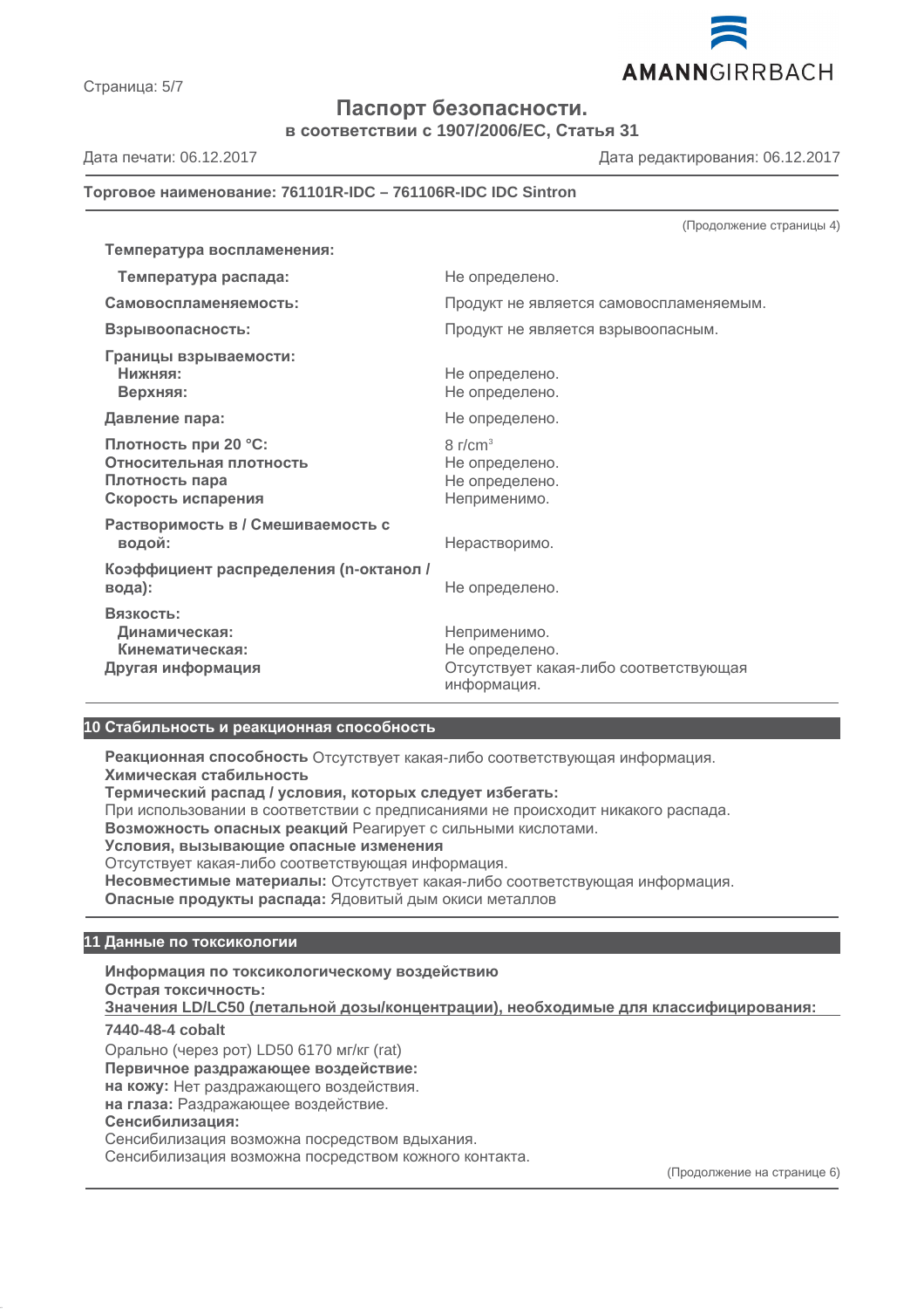Паспорт безопасности.
в соответствии с 1907/2006/ЕС, Статья 31

Дата печати: 06.12.2017 Дата редактирования: 06.12.2017

**Торговое наименование: 761101R-IDC – 761106R-IDC IDC Sintron**

(Продолжение страницы 4)

| | |
|---|---|
| **Температура воспламенения:** | |
| **Температура распада:** | Не определено. |
| **Самовоспламеняемость:** | Продукт не является самовоспламеняемым. |
| **Взрывоопасность:** | Продукт не является взрывоопасным. |
| **Границы взрываемости:** | |
| **Нижняя:** | Не определено. |
| **Верхняя:** | Не определено. |
| **Давление пара:** | Не определено. |
| **Плотность при 20 °C:** | 8 г/cm³ |
| **Относительная плотность** | Не определено. |
| **Плотность пара** | Не определено. |
| **Скорость испарения** | Неприменимо. |
| **Растворимость в / Смешиваемость с водой:** | Нерастворимо. |
| **Коэффициент распределения (n-октанол / вода):** | Не определено. |
| **Вязкость:** | |
| **Динамическая:** | Неприменимо. |
| **Кинематическая:** | Не определено. |
| **Другая информация** | Отсутствует какая-либо соответствующая информация. |

## 10 Стабильность и реакционная способность

**Реакционная способность** Отсутствует какая-либо соответствующая информация.
**Химическая стабильность**
**Термический распад / условия, которых следует избегать:**
При использовании в соответствии с предписаниями не происходит никакого распада.
**Возможность опасных реакций** Реагирует с сильными кислотами.
**Условия, вызывающие опасные изменения**
Отсутствует какая-либо соответствующая информация.
**Несовместимые материалы:** Отсутствует какая-либо соответствующая информация.
**Опасные продукты распада:** Ядовитый дым окиси металлов

## 11 Данные по токсикологии

**Информация по токсикологическому воздействию**
**Острая токсичность:**
**Значения LD/LC50 (летальной дозы/концентрации), необходимые для классифицирования:**

**7440-48-4 cobalt**
Орально (через рот) LD50 6170 мг/кг (rat)
**Первичное раздражающее воздействие:**
**на кожу:** Нет раздражающего воздействия.
**на глаза:** Раздражающее воздействие.
**Сенсибилизация:**
Сенсибилизация возможна посредством вдыхания.
Сенсибилизация возможна посредством кожного контакта.

(Продолжение на странице 6)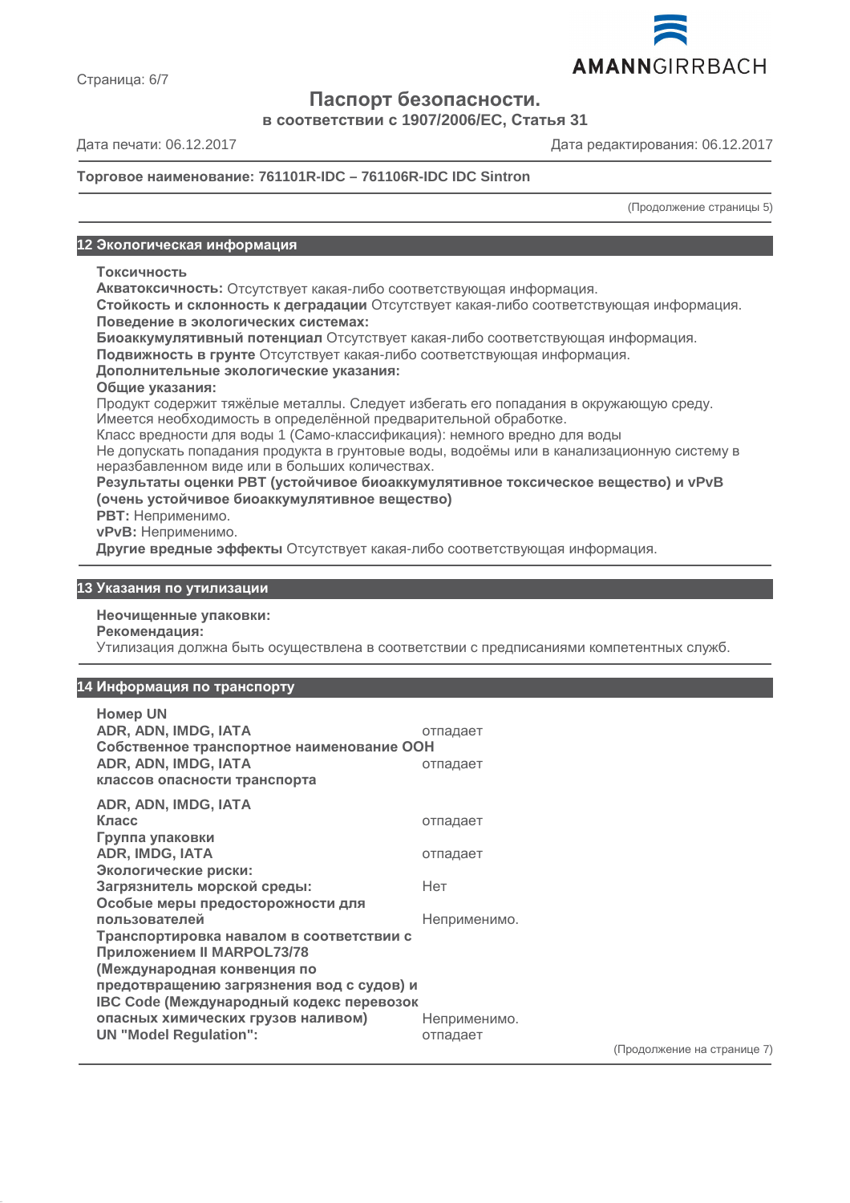# Паспорт безопасности.

**в соответствии с 1907/2006/ЕС, Статья 31**

Дата печати: 06.12.2017 Дата редактирования: 06.12.2017

**Торговое наименование: 761101R-IDC – 761106R-IDC IDC Sintron**

(Продолжение страницы 5)

## 12 Экологическая информация

**Токсичность**

**Акватоксичность:** Отсутствует какая-либо соответствующая информация.

**Стойкость и склонность к деградации** Отсутствует какая-либо соответствующая информация.

**Поведение в экологических системах:**

**Биоаккумулятивный потенциал** Отсутствует какая-либо соответствующая информация.

**Подвижность в грунте** Отсутствует какая-либо соответствующая информация.

**Дополнительные экологические указания:**

**Общие указания:**

Продукт содержит тяжёлые металлы. Следует избегать его попадания в окружающую среду.
Имеется необходимость в определённой предварительной обработке.
Класс вредности для воды 1 (Само-классификация): немного вредно для воды
Не допускать попадания продукта в грунтовые воды, водоёмы или в канализационную систему в неразбавленном виде или в больших количествах.

**Результаты оценки PBT (устойчивое биоаккумулятивное токсическое вещество) и vPvB (очень устойчивое биоаккумулятивное вещество)**

**PBT:** Неприменимо.

**vPvB:** Неприменимо.

**Другие вредные эффекты** Отсутствует какая-либо соответствующая информация.

## 13 Указания по утилизации

**Неочищенные упаковки:**

**Рекомендация:**

Утилизация должна быть осуществлена в соответствии с предписаниями компетентных служб.

## 14 Информация по транспорту

| | |
|---|---|
| **Номер UN** | |
| **ADR, ADN, IMDG, IATA** | отпадает |
| **Собственное транспортное наименование ООН** | |
| **ADR, ADN, IMDG, IATA** | отпадает |
| **классов опасности транспорта** | |
| **ADR, ADN, IMDG, IATA** | |
| **Класс** | отпадает |
| **Группа упаковки** | |
| **ADR, IMDG, IATA** | отпадает |
| **Экологические риски:** | |
| **Загрязнитель морской среды:** | Нет |
| **Особые меры предосторожности для пользователей** | Неприменимо. |
| **Транспортировка навалом в соответствии с Приложением II MARPOL73/78 (Международная конвенция по предотвращению загрязнения вод с судов) и IBC Code (Международный кодекс перевозок опасных химических грузов наливом)** | Неприменимо. |
| **UN "Model Regulation":** | отпадает |

(Продолжение на странице 7)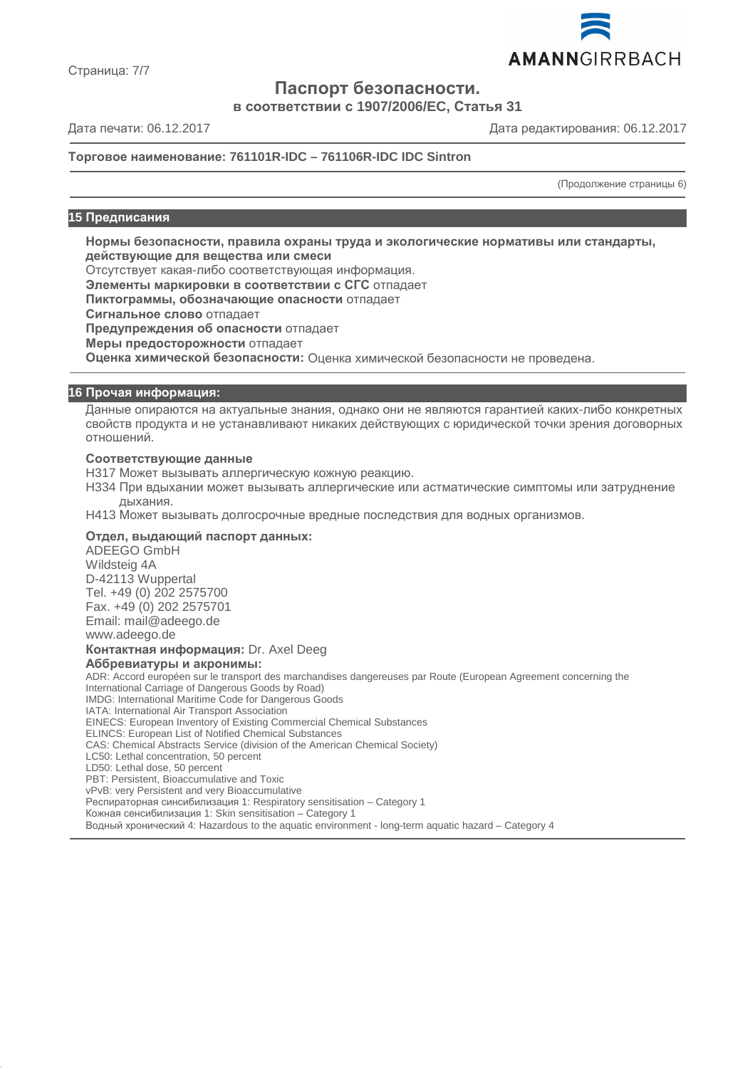# Паспорт безопасности.

**в соответствии с 1907/2006/ЕС, Статья 31**

Дата печати: 06.12.2017 Дата редактирования: 06.12.2017

**Торговое наименование: 761101R-IDC – 761106R-IDC IDC Sintron**

(Продолжение страницы 6)

## 15 Предписания

**Нормы безопасности, правила охраны труда и экологические нормативы или стандарты, действующие для вещества или смеси**
Отсутствует какая-либо соответствующая информация.
**Элементы маркировки в соответствии с СГС** отпадает
**Пиктограммы, обозначающие опасности** отпадает
**Сигнальное слово** отпадает
**Предупреждения об опасности** отпадает
**Меры предосторожности** отпадает
**Оценка химической безопасности:** Оценка химической безопасности не проведена.

## 16 Прочая информация:

Данные опираются на актуальные знания, однако они не являются гарантией каких-либо конкретных свойств продукта и не устанавливают никаких действующих с юридической точки зрения договорных отношений.

**Соответствующие данные**
H317 Может вызывать аллергическую кожную реакцию.
H334 При вдыхании может вызывать аллергические или астматические симптомы или затруднение дыхания.
H413 Может вызывать долгосрочные вредные последствия для водных организмов.

**Отдел, выдающий паспорт данных:**
ADEEGO GmbH
Wildsteig 4A
D-42113 Wuppertal
Tel. +49 (0) 202 2575700
Fax. +49 (0) 202 2575701
Email: mail@adeego.de
www.adeego.de
**Контактная информация:** Dr. Axel Deeg
**Аббревиатуры и акронимы:**
ADR: Accord européen sur le transport des marchandises dangereuses par Route (European Agreement concerning the International Carriage of Dangerous Goods by Road)
IMDG: International Maritime Code for Dangerous Goods
IATA: International Air Transport Association
EINECS: European Inventory of Existing Commercial Chemical Substances
ELINCS: European List of Notified Chemical Substances
CAS: Chemical Abstracts Service (division of the American Chemical Society)
LC50: Lethal concentration, 50 percent
LD50: Lethal dose, 50 percent
PBT: Persistent, Bioaccumulative and Toxic
vPvB: very Persistent and very Bioaccumulative
Респираторная сенсибилизация 1: Respiratory sensitisation – Category 1
Кожная сенсибилизация 1: Skin sensitisation – Category 1
Водный хронический 4: Hazardous to the aquatic environment - long-term aquatic hazard – Category 4